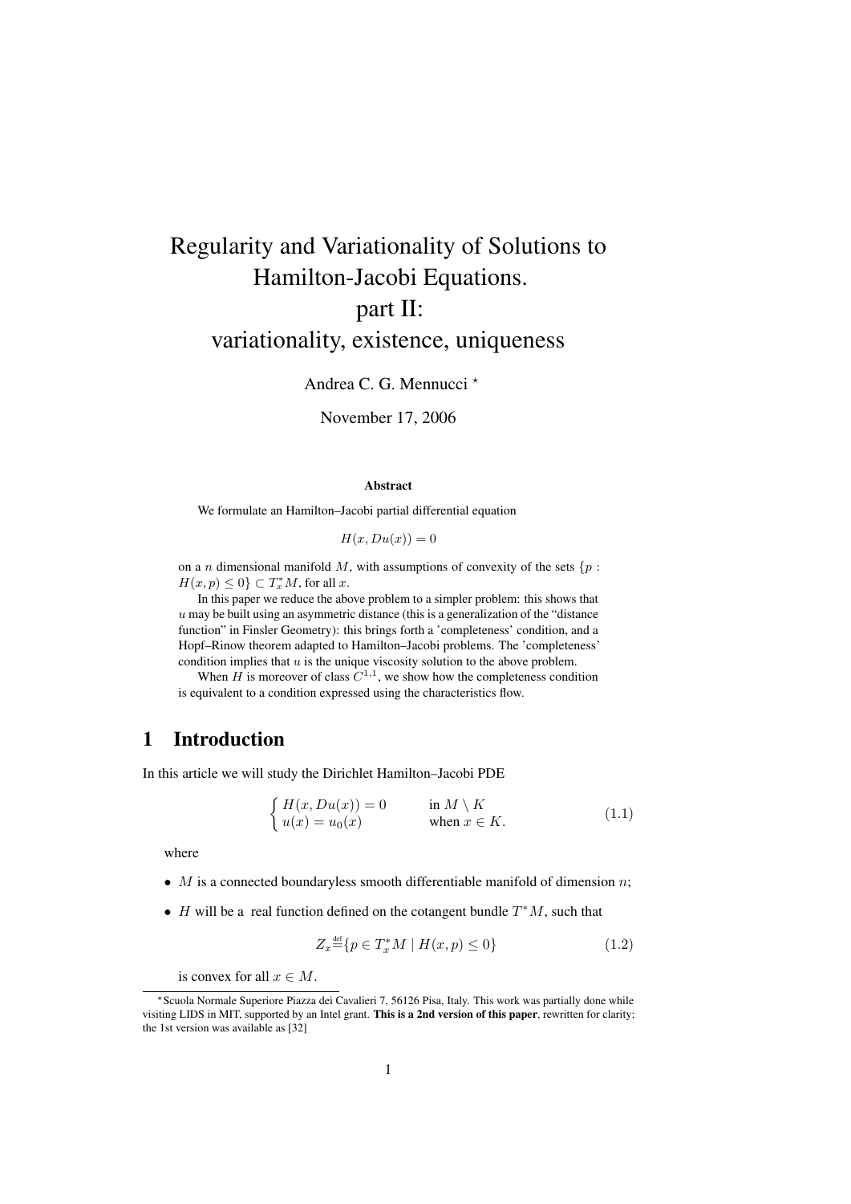# Regularity and Variationality of Solutions to Hamilton-Jacobi Equations. part II: variationality, existence, uniqueness

Andrea C. G. Mennucci [*]

November 17, 2006

### Abstract

We formulate an Hamilton–Jacobi partial differential equation

$$H(x, Du(x)) = 0$$

on a $n$ dimensional manifold $M$, with assumptions of convexity of the sets $\{p : H(x,p) \leq 0\} \subset T_x^*M$, for all $x$.

In this paper we reduce the above problem to a simpler problem: this shows that $u$ may be built using an asymmetric distance (this is a generalization of the "distance function" in Finsler Geometry): this brings forth a 'completeness' condition, and a Hopf–Rinow theorem adapted to Hamilton-Jacobi problems. The 'completeness' condition implies that $u$ is the unique viscosity solution to the above problem.

When $H$ is moreover of class $C^{1,1}$, we show how the completeness condition is equivalent to a condition expressed using the characteristics flow.

## 1 Introduction

In this article we will study the Dirichlet Hamilton–Jacobi PDE

$$\begin{cases} H(x, Du(x)) = 0 & \text{in } M \setminus K \\ u(x) = u_0(x) & \text{when } x \in K. \end{cases} \tag{1.1}$$

where

- $M$ is a connected boundaryless smooth differentiable manifold of dimension $n$;
- $H$ will be a real function defined on the cotangent bundle $T^*M$, such that

$$Z_x \stackrel{\text{def}}{=} \{p \in T_x^*M \mid H(x,p) \leq 0\} \tag{1.2}$$

is convex for all $x \in M$.

[*] Scuola Normale Superiore Piazza dei Cavalieri 7, 56126 Pisa, Italy. This work was partially done while visiting LIDS in MIT, supported by an Intel grant. **This is a 2nd version of this paper**, rewritten for clarity; the 1st version was available as [32]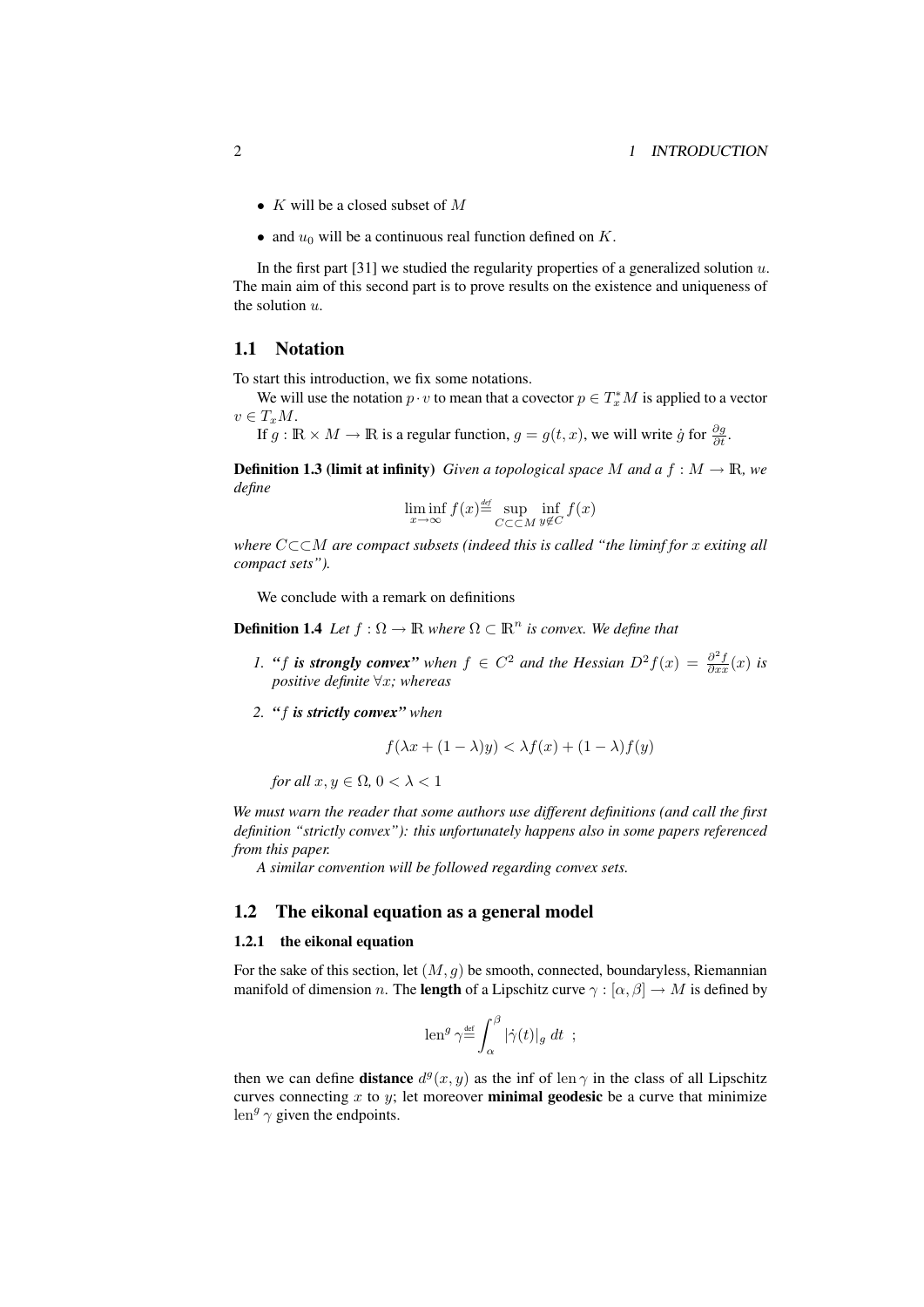- $K$ will be a closed subset of $M$
- and $u_0$ will be a continuous real function defined on $K$.

In the first part [31] we studied the regularity properties of a generalized solution $u$. The main aim of this second part is to prove results on the existence and uniqueness of the solution $u$.

## 1.1 Notation

To start this introduction, we fix some notations.

We will use the notation $p \cdot v$ to mean that a covector $p \in T_x^* M$ is applied to a vector $v \in T_x M$.

If $g : \mathbb{R} \times M \to \mathbb{R}$ is a regular function, $g = g(t, x)$, we will write $\dot{g}$ for $\frac{\partial g}{\partial t}$.

**Definition 1.3 (limit at infinity)** *Given a topological space $M$ and a $f : M \to \mathbb{R}$, we define*

$$\liminf_{x \to \infty} f(x) \stackrel{\text{def}}{=} \sup_{C \subset\subset M} \inf_{y \notin C} f(x)$$

*where $C \subset\subset M$ are compact subsets (indeed this is called "the liminf for $x$ exiting all compact sets").*

We conclude with a remark on definitions

**Definition 1.4** *Let $f : \Omega \to \mathbb{R}$ where $\Omega \subset \mathbb{R}^n$ is convex. We define that*

1. *"$f$ **is strongly convex**" when $f \in C^2$ and the Hessian $D^2 f(x) = \frac{\partial^2 f}{\partial xx}(x)$ is positive definite $\forall x$; whereas*
2. *"$f$ **is strictly convex**" when*

$$f(\lambda x + (1 - \lambda) y) < \lambda f(x) + (1 - \lambda) f(y)$$

*for all $x, y \in \Omega$, $0 < \lambda < 1$*

*We must warn the reader that some authors use different definitions (and call the first definition "strictly convex"): this unfortunately happens also in some papers referenced from this paper.*

*A similar convention will be followed regarding convex sets.*

## 1.2 The eikonal equation as a general model

### 1.2.1 the eikonal equation

For the sake of this section, let $(M, g)$ be smooth, connected, boundaryless, Riemannian manifold of dimension $n$. The **length** of a Lipschitz curve $\gamma : [\alpha, \beta] \to M$ is defined by

$$\operatorname{len}^g \gamma \stackrel{\text{def}}{=} \int_\alpha^\beta |\dot{\gamma}(t)|_g \, dt \;\; ;$$

then we can define **distance** $d^g(x, y)$ as the inf of $\operatorname{len} \gamma$ in the class of all Lipschitz curves connecting $x$ to $y$; let moreover **minimal geodesic** be a curve that minimize $\operatorname{len}^g \gamma$ given the endpoints.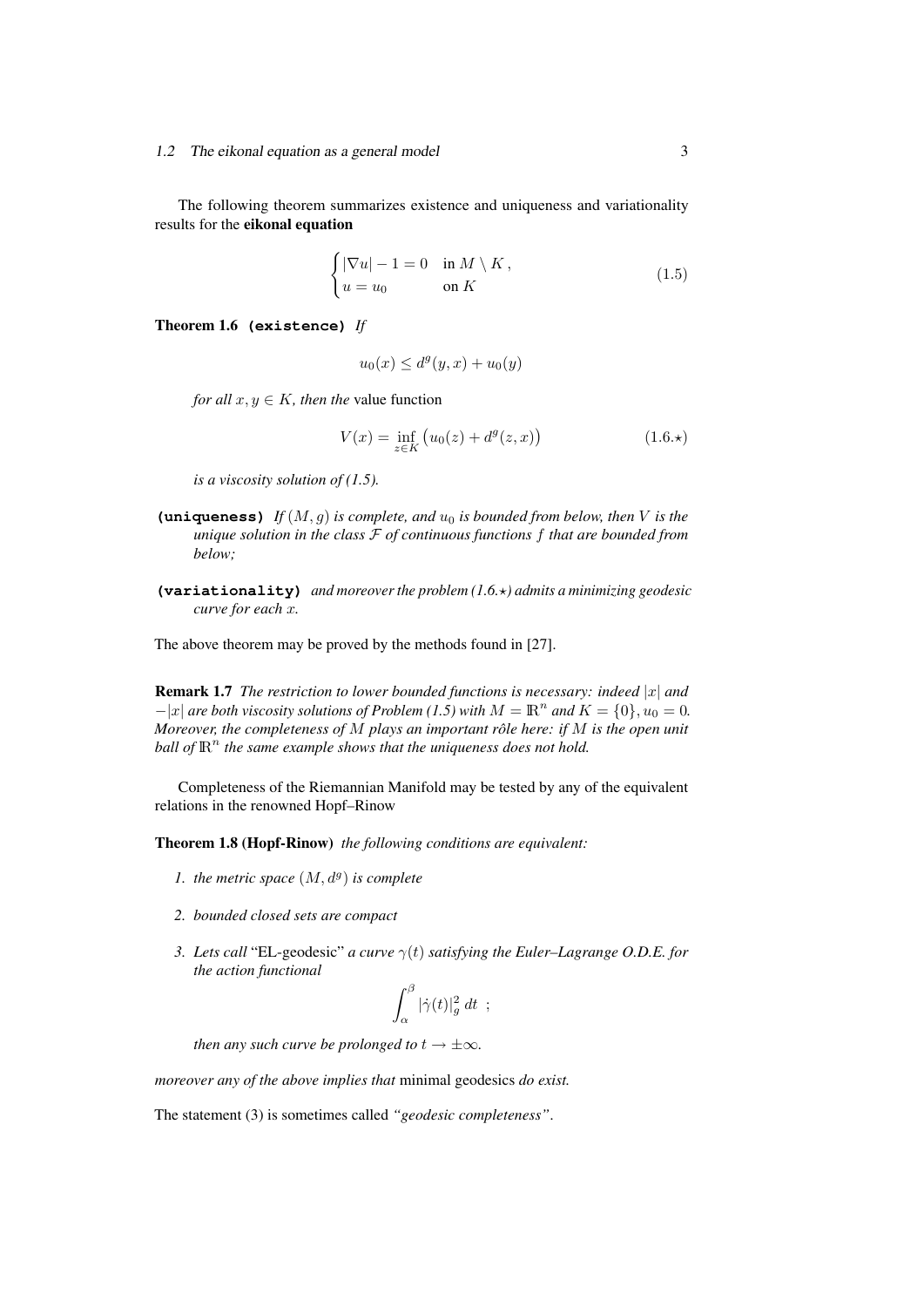The following theorem summarizes existence and uniqueness and variationality results for the **eikonal equation**

$$
\begin{cases} |\nabla u| - 1 = 0 & \text{in } M \setminus K\,, \\ u = u_0 & \text{on } K \end{cases} \tag{1.5}
$$

**Theorem 1.6** **(existence)** *If*

$$
u_0(x) \le d^g(y,x) + u_0(y)
$$

*for all $x, y \in K$, then the* value function

$$
V(x) = \inf_{z \in K} \big( u_0(z) + d^g(z,x) \big) \tag{1.6.$\star$}
$$

*is a viscosity solution of (1.5).*

**(uniqueness)** *If $(M, g)$ is complete, and $u_0$ is bounded from below, then $V$ is the unique solution in the class $\mathcal{F}$ of continuous functions $f$ that are bounded from below;*

**(variationality)** *and moreover the problem (1.6.$\star$) admits a minimizing geodesic curve for each $x$.*

The above theorem may be proved by the methods found in [27].

**Remark 1.7** *The restriction to lower bounded functions is necessary: indeed $|x|$ and $-|x|$ are both viscosity solutions of Problem (1.5) with $M = \mathbb{R}^n$ and $K = \{0\}, u_0 = 0$. Moreover, the completeness of $M$ plays an important rôle here: if $M$ is the open unit ball of $\mathbb{R}^n$ the same example shows that the uniqueness does not hold.*

Completeness of the Riemannian Manifold may be tested by any of the equivalent relations in the renowned Hopf–Rinow

**Theorem 1.8 (Hopf-Rinow)** *the following conditions are equivalent:*

1. *the metric space $(M, d^g)$ is complete*
2. *bounded closed sets are compact*
3. *Lets call* "EL-geodesic" *a curve $\gamma(t)$ satisfying the Euler–Lagrange O.D.E. for the action functional*

$$
\int_\alpha^\beta |\dot\gamma(t)|_g^2 \, dt \enspace ;
$$

*then any such curve be prolonged to $t \to \pm\infty$.*

*moreover any of the above implies that* minimal geodesics *do exist.*

The statement (3) is sometimes called *"geodesic completeness"*.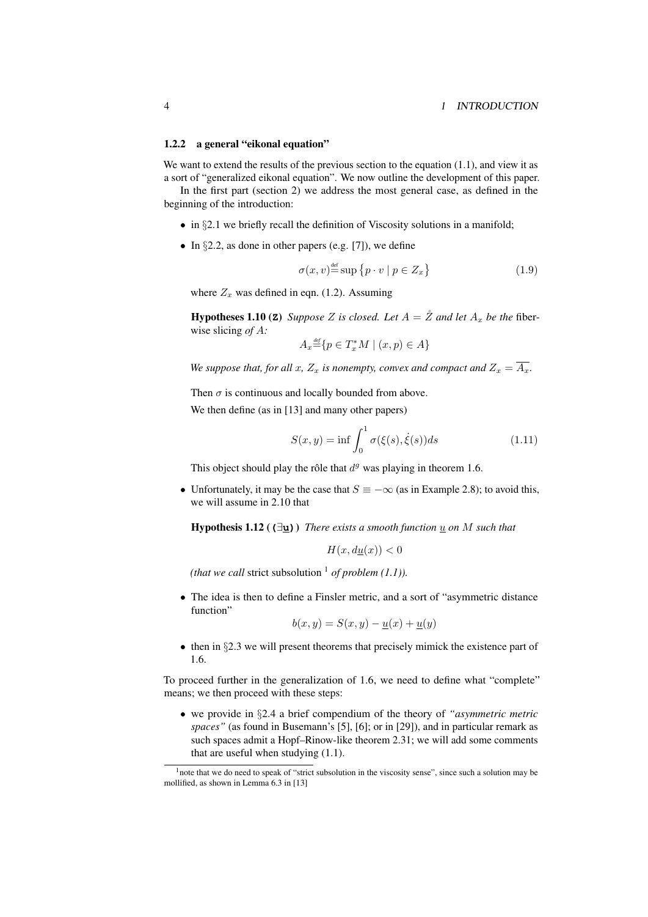### 1.2.2 a general "eikonal equation"

We want to extend the results of the previous section to the equation (1.1), and view it as a sort of "generalized eikonal equation". We now outline the development of this paper.

In the first part (section 2) we address the most general case, as defined in the beginning of the introduction:

- in §2.1 we briefly recall the definition of Viscosity solutions in a manifold;
- In §2.2, as done in other papers (e.g. [7]), we define

$$\sigma(x,v) \overset{\text{def}}{=} \sup\left\{p \cdot v \mid p \in Z_x\right\} \tag{1.9}$$

  where $Z_x$ was defined in eqn. (1.2). Assuming

  **Hypotheses 1.10 (Z)** *Suppose $Z$ is closed. Let $A = \mathring{Z}$ and let $A_x$ be the* fiber-wise slicing *of $A$:*

$$A_x \overset{\text{def}}{=} \{p \in T_x^*M \mid (x,p) \in A\}$$

  *We suppose that, for all $x$, $Z_x$ is nonempty, convex and compact and $Z_x = \overline{A_x}$.*

  Then $\sigma$ is continuous and locally bounded from above.

  We then define (as in [13] and many other papers)

$$S(x,y) = \inf \int_0^1 \sigma(\xi(s), \dot{\xi}(s))ds \tag{1.11}$$

  This object should play the rôle that $d^g$ was playing in theorem 1.6.

- Unfortunately, it may be the case that $S \equiv -\infty$ (as in Example 2.8); to avoid this, we will assume in 2.10 that

  **Hypothesis 1.12 ( ($\exists$u) )** *There exists a smooth function $\underline{u}$ on $M$ such that*

$$H(x, d\underline{u}(x)) < 0$$

  *(that we call* strict subsolution [1] *of problem (1.1)).*

- The idea is then to define a Finsler metric, and a sort of "asymmetric distance function"

$$b(x,y) = S(x,y) - \underline{u}(x) + \underline{u}(y)$$

- then in §2.3 we will present theorems that precisely mimick the existence part of 1.6.

To proceed further in the generalization of 1.6, we need to define what "complete" means; we then proceed with these steps:

- we provide in §2.4 a brief compendium of the theory of *"asymmetric metric spaces"* (as found in Busemann's [5], [6]; or in [29]), and in particular remark as such spaces admit a Hopf–Rinow-like theorem 2.31; we will add some comments that are useful when studying (1.1).

[1] note that we do need to speak of "strict subsolution in the viscosity sense", since such a solution may be mollified, as shown in Lemma 6.3 in [13]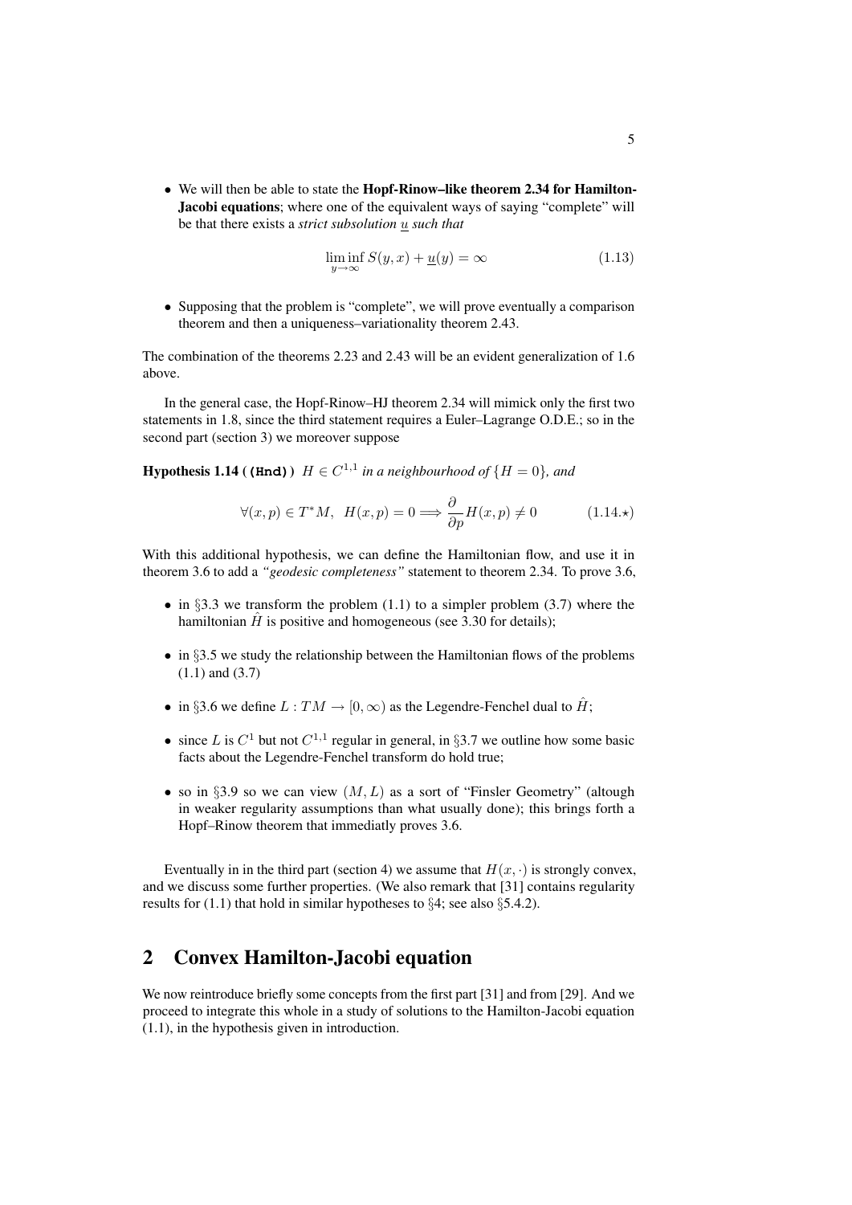- We will then be able to state the **Hopf-Rinow–like theorem 2.34 for Hamilton-Jacobi equations**; where one of the equivalent ways of saying "complete" will be that there exists a *strict subsolution* $\underline{u}$ *such that*

$$\liminf_{y\to\infty} S(y,x) + \underline{u}(y) = \infty \tag{1.13}$$

- Supposing that the problem is "complete", we will prove eventually a comparison theorem and then a uniqueness–variationality theorem 2.43.

The combination of the theorems 2.23 and 2.43 will be an evident generalization of 1.6 above.

In the general case, the Hopf-Rinow–HJ theorem 2.34 will mimick only the first two statements in 1.8, since the third statement requires a Euler–Lagrange O.D.E.; so in the second part (section 3) we moreover suppose

**Hypothesis 1.14 (`(Hnd)`)** *$H \in C^{1,1}$ in a neighbourhood of $\{H = 0\}$, and*

$$\forall (x,p) \in T^*M,\ \ H(x,p) = 0 \Longrightarrow \frac{\partial}{\partial p} H(x,p) \neq 0 \tag{1.14.$\star$}$$

With this additional hypothesis, we can define the Hamiltonian flow, and use it in theorem 3.6 to add a *"geodesic completeness"* statement to theorem 2.34. To prove 3.6,

- in §3.3 we transform the problem (1.1) to a simpler problem (3.7) where the hamiltonian $\hat{H}$ is positive and homogeneous (see 3.30 for details);
- in §3.5 we study the relationship between the Hamiltonian flows of the problems (1.1) and (3.7)
- in §3.6 we define $L : TM \to [0, \infty)$ as the Legendre-Fenchel dual to $\hat{H}$;
- since $L$ is $C^1$ but not $C^{1,1}$ regular in general, in §3.7 we outline how some basic facts about the Legendre-Fenchel transform do hold true;
- so in §3.9 so we can view $(M, L)$ as a sort of "Finsler Geometry" (altough in weaker regularity assumptions than what usually done); this brings forth a Hopf–Rinow theorem that immediatly proves 3.6.

Eventually in in the third part (section 4) we assume that $H(x, \cdot)$ is strongly convex, and we discuss some further properties. (We also remark that [31] contains regularity results for (1.1) that hold in similar hypotheses to §4; see also §5.4.2).

# 2 Convex Hamilton-Jacobi equation

We now reintroduce briefly some concepts from the first part [31] and from [29]. And we proceed to integrate this whole in a study of solutions to the Hamilton-Jacobi equation (1.1), in the hypothesis given in introduction.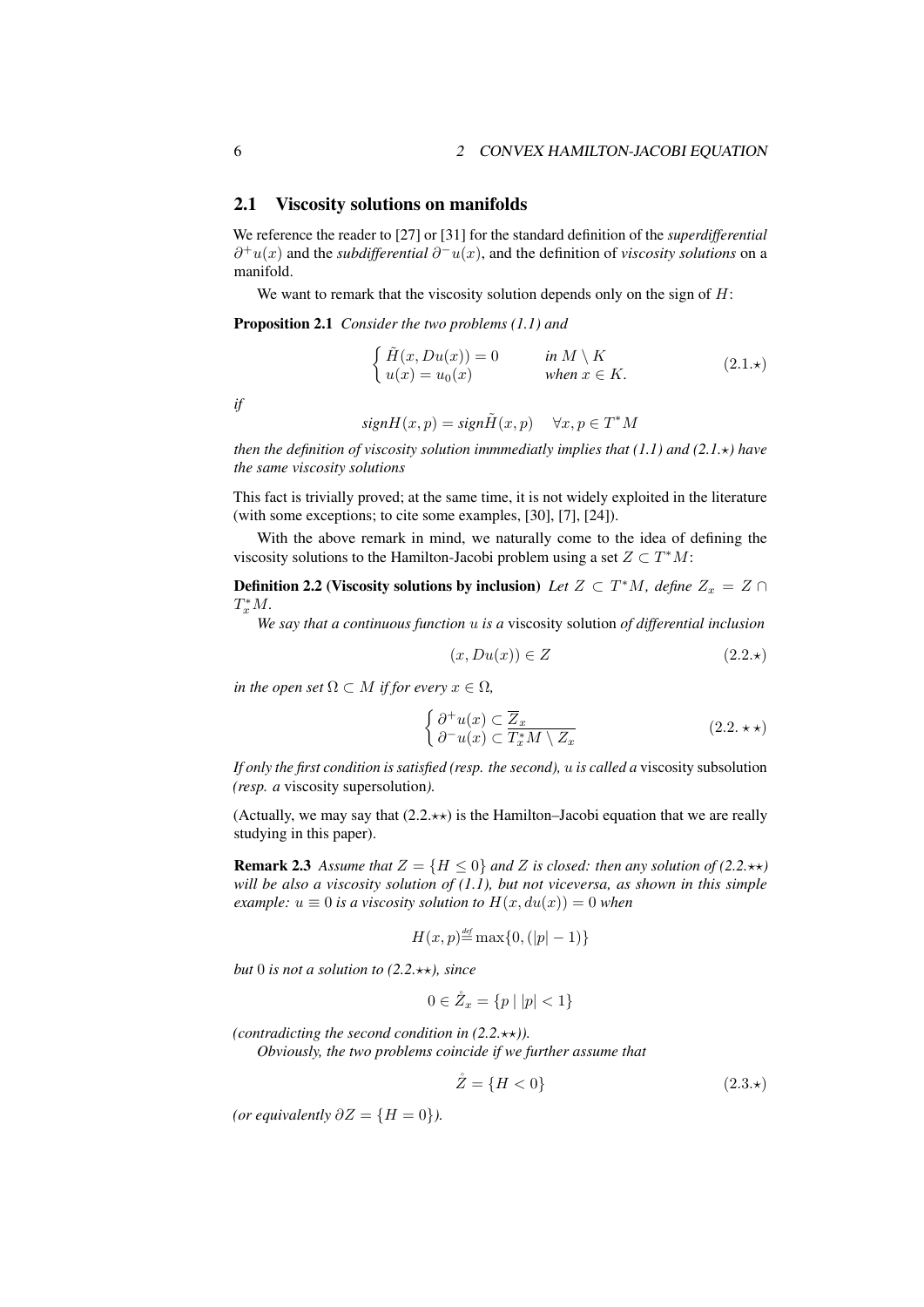## 2.1 Viscosity solutions on manifolds

We reference the reader to [27] or [31] for the standard definition of the *superdifferential* $\partial^+ u(x)$ and the *subdifferential* $\partial^- u(x)$, and the definition of *viscosity solutions* on a manifold.

We want to remark that the viscosity solution depends only on the sign of $H$:

**Proposition 2.1** *Consider the two problems (1.1) and*

$$\begin{cases} \tilde{H}(x, Du(x)) = 0 & \text{in } M \setminus K \\ u(x) = u_0(x) & \text{when } x \in K. \end{cases} \tag{2.1.$\star$}$$

*if*

$$\text{sign} H(x,p) = \text{sign} \tilde{H}(x,p) \quad \forall x, p \in T^*M$$

*then the definition of viscosity solution immmediatly implies that (1.1) and (2.1.⋆) have the same viscosity solutions*

This fact is trivially proved; at the same time, it is not widely exploited in the literature (with some exceptions; to cite some examples, [30], [7], [24]).

With the above remark in mind, we naturally come to the idea of defining the viscosity solutions to the Hamilton-Jacobi problem using a set $Z \subset T^*M$:

**Definition 2.2 (Viscosity solutions by inclusion)** *Let $Z \subset T^*M$, define $Z_x = Z \cap T^*_x M$.*

*We say that a continuous function $u$ is a* viscosity solution *of differential inclusion*

$$(x, Du(x)) \in Z \tag{2.2.$\star$}$$

*in the open set $\Omega \subset M$ if for every $x \in \Omega$,*

$$\begin{cases} \partial^+ u(x) \subset \overline{Z}_x \\ \partial^- u(x) \subset \overline{T^*_x M \setminus Z_x} \end{cases} \tag{2.2.$\star\star$}$$

*If only the first condition is satisfied (resp. the second), $u$ is called a* viscosity subsolution *(resp. a* viscosity supersolution*).*

(Actually, we may say that (2.2.⋆⋆) is the Hamilton–Jacobi equation that we are really studying in this paper).

**Remark 2.3** *Assume that $Z = \{H \le 0\}$ and $Z$ is closed: then any solution of (2.2.⋆⋆) will be also a viscosity solution of (1.1), but not viceversa, as shown in this simple example: $u \equiv 0$ is a viscosity solution to $H(x, du(x)) = 0$ when*

$$H(x,p) \overset{def}{=} \max\{0, (|p| - 1)\}$$

*but $0$ is not a solution to (2.2.⋆⋆), since*

$$0 \in \mathring{Z}_x = \{p \mid |p| < 1\}$$

*(contradicting the second condition in (2.2.⋆⋆)).*

*Obviously, the two problems coincide if we further assume that*

$$\mathring{Z} = \{H < 0\} \tag{2.3.$\star$}$$

*(or equivalently $\partial Z = \{H = 0\}$).*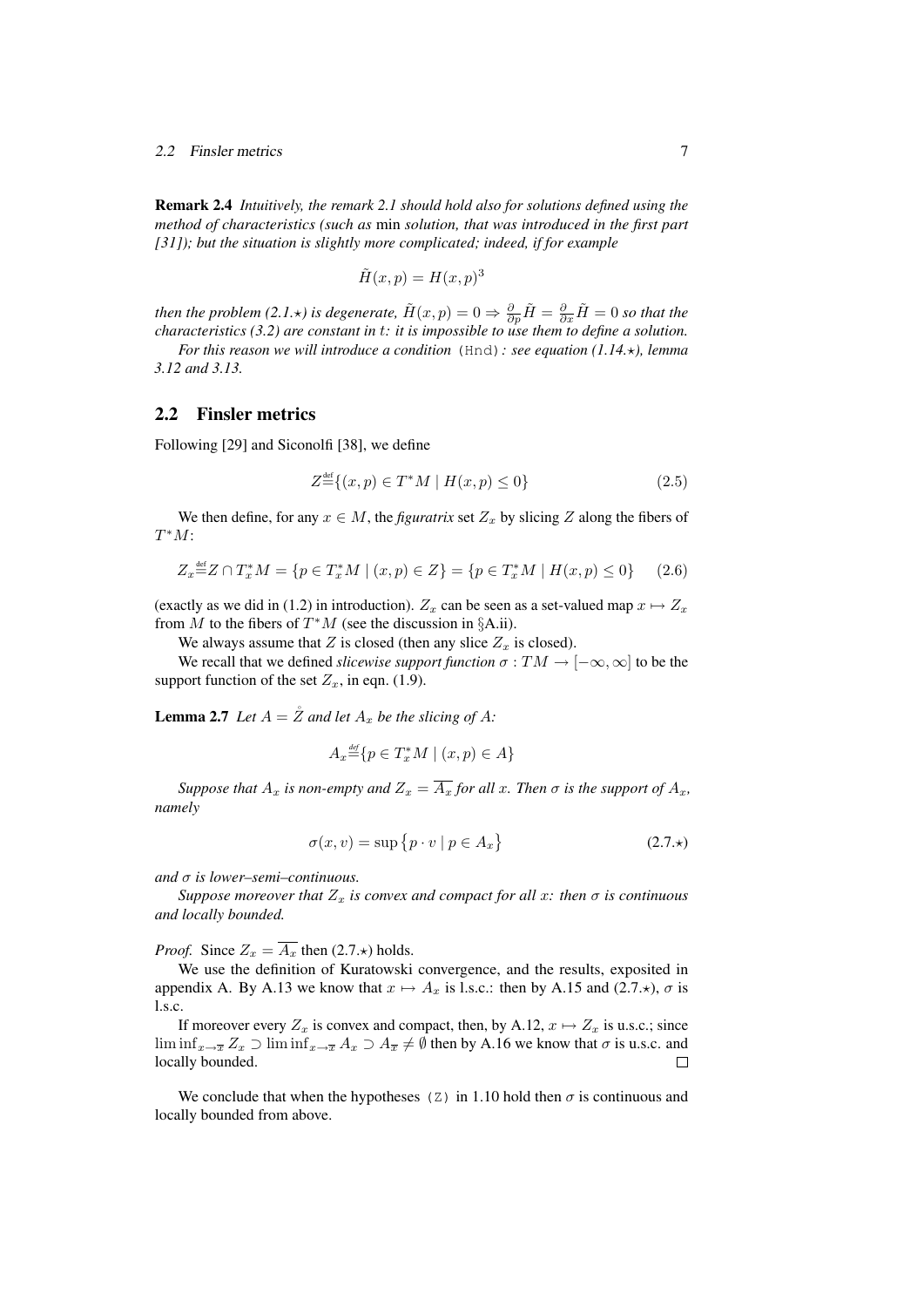**Remark 2.4** *Intuitively, the remark 2.1 should hold also for solutions defined using the method of characteristics (such as* min *solution, that was introduced in the first part [31]); but the situation is slightly more complicated; indeed, if for example*

$$\tilde{H}(x,p) = H(x,p)^3$$

*then the problem (2.1.⋆) is degenerate, $\tilde{H}(x,p) = 0 \Rightarrow \frac{\partial}{\partial p}\tilde{H} = \frac{\partial}{\partial x}\tilde{H} = 0$ so that the characteristics (3.2) are constant in $t$: it is impossible to use them to define a solution.*

*For this reason we will introduce a condition* `(Hnd)`*: see equation (1.14.⋆), lemma 3.12 and 3.13.*

## 2.2 Finsler metrics

Following [29] and Siconolfi [38], we define

$$Z \stackrel{\text{def}}{=} \{(x,p) \in T^*M \mid H(x,p) \le 0\} \tag{2.5}$$

We then define, for any $x \in M$, the *figuratrix* set $Z_x$ by slicing $Z$ along the fibers of $T^*M$:

$$Z_x \stackrel{\text{def}}{=} Z \cap T_x^*M = \{p \in T_x^*M \mid (x,p) \in Z\} = \{p \in T_x^*M \mid H(x,p) \le 0\} \tag{2.6}$$

(exactly as we did in (1.2) in introduction). $Z_x$ can be seen as a set-valued map $x \mapsto Z_x$ from $M$ to the fibers of $T^*M$ (see the discussion in §A.ii).

We always assume that $Z$ is closed (then any slice $Z_x$ is closed).

We recall that we defined *slicewise support function* $\sigma : TM \to [-\infty, \infty]$ to be the support function of the set $Z_x$, in eqn. (1.9).

**Lemma 2.7** *Let $A = \mathring{Z}$ and let $A_x$ be the slicing of $A$:*

$$A_x \stackrel{\text{def}}{=} \{p \in T_x^*M \mid (x,p) \in A\}$$

*Suppose that $A_x$ is non-empty and $Z_x = \overline{A_x}$ for all $x$. Then $\sigma$ is the support of $A_x$, namely*

$$\sigma(x,v) = \sup\{p \cdot v \mid p \in A_x\} \tag{2.7.⋆}$$

*and $\sigma$ is lower–semi–continuous.*

*Suppose moreover that $Z_x$ is convex and compact for all $x$: then $\sigma$ is continuous and locally bounded.*

*Proof.* Since $Z_x = \overline{A_x}$ then (2.7.⋆) holds.

We use the definition of Kuratowski convergence, and the results, exposited in appendix A. By A.13 we know that $x \mapsto A_x$ is l.s.c.: then by A.15 and (2.7.⋆), $\sigma$ is l.s.c.

If moreover every $Z_x$ is convex and compact, then, by A.12, $x \mapsto Z_x$ is u.s.c.; since $\liminf_{x \to \overline{x}} Z_x \supset \liminf_{x \to \overline{x}} A_x \supset A_{\overline{x}} \ne \emptyset$ then by A.16 we know that $\sigma$ is u.s.c. and locally bounded. □

We conclude that when the hypotheses `(Z)` in 1.10 hold then $\sigma$ is continuous and locally bounded from above.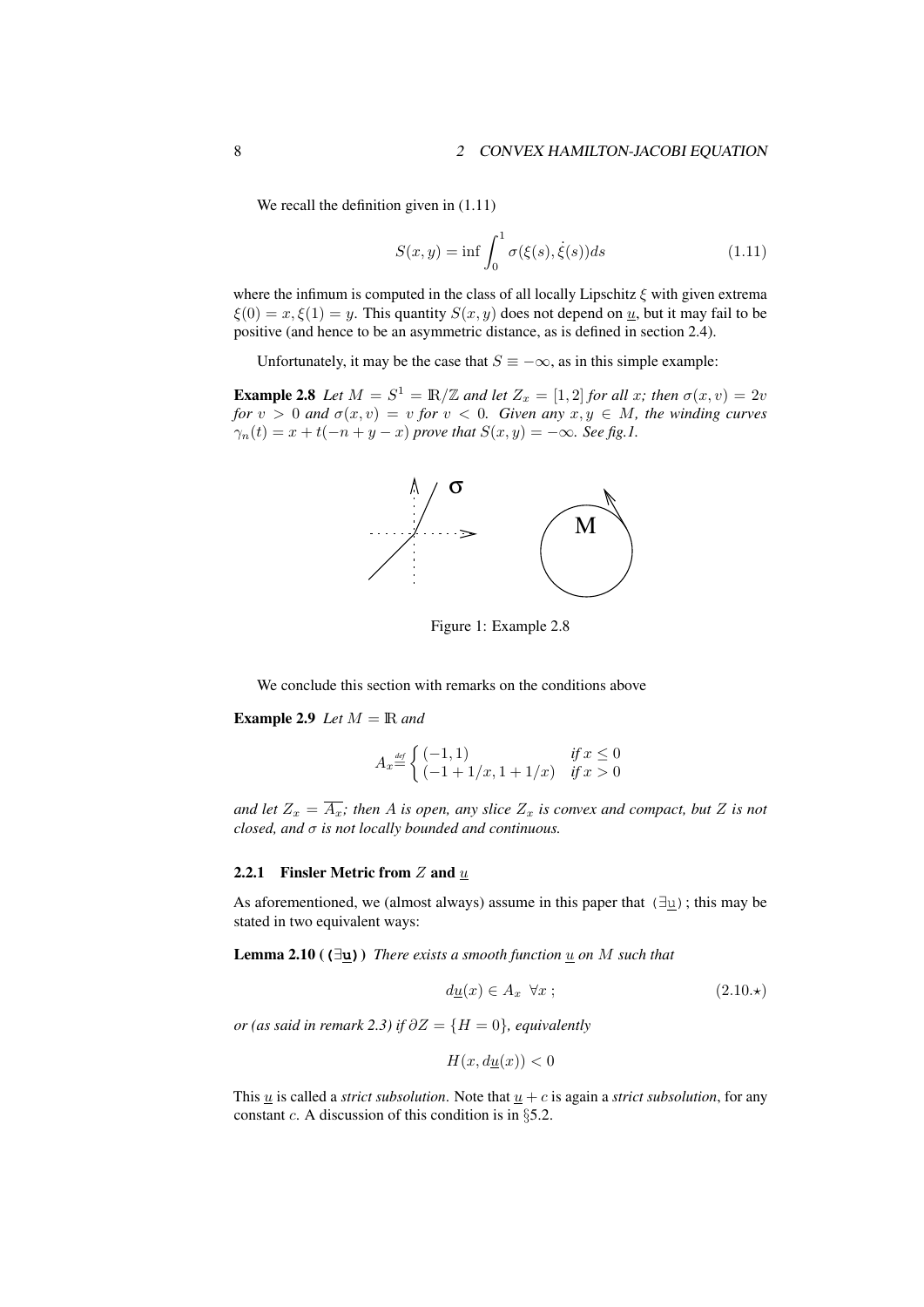We recall the definition given in (1.11)

$$S(x,y) = \inf \int_0^1 \sigma(\xi(s), \dot{\xi}(s))ds \tag{1.11}$$

where the infimum is computed in the class of all locally Lipschitz $\xi$ with given extrema $\xi(0) = x, \xi(1) = y$. This quantity $S(x,y)$ does not depend on $\underline{u}$, but it may fail to be positive (and hence to be an asymmetric distance, as is defined in section 2.4).

Unfortunately, it may be the case that $S \equiv -\infty$, as in this simple example:

**Example 2.8** *Let $M = S^1 = \mathbb{R}/\mathbb{Z}$ and let $Z_x = [1,2]$ for all $x$; then $\sigma(x,v) = 2v$ for $v > 0$ and $\sigma(x,v) = v$ for $v < 0$. Given any $x, y \in M$, the winding curves $\gamma_n(t) = x + t(-n + y - x)$ prove that $S(x,y) = -\infty$. See fig.1.*

Figure 1: Example 2.8

We conclude this section with remarks on the conditions above

**Example 2.9** *Let $M = \mathbb{R}$ and*

$$A_x \stackrel{def}{=} \begin{cases} (-1,1) & \text{if } x \leq 0 \\ (-1+1/x, 1+1/x) & \text{if } x > 0 \end{cases}$$

*and let $Z_x = \overline{A_x}$; then $A$ is open, any slice $Z_x$ is convex and compact, but $Z$ is not closed, and $\sigma$ is not locally bounded and continuous.*

### 2.2.1 Finsler Metric from $Z$ and $\underline{u}$

As aforementioned, we (almost always) assume in this paper that $(\exists \underline{u})$; this may be stated in two equivalent ways:

**Lemma 2.10 ($(\exists \underline{u})$)** *There exists a smooth function $\underline{u}$ on $M$ such that*

$$d\underline{u}(x) \in A_x \ \ \forall x \ ; \tag{2.10.$\star$}$$

*or (as said in remark 2.3) if $\partial Z = \{H = 0\}$, equivalently*

$$H(x, d\underline{u}(x)) < 0$$

This $\underline{u}$ is called a *strict subsolution*. Note that $\underline{u} + c$ is again a *strict subsolution*, for any constant $c$. A discussion of this condition is in §5.2.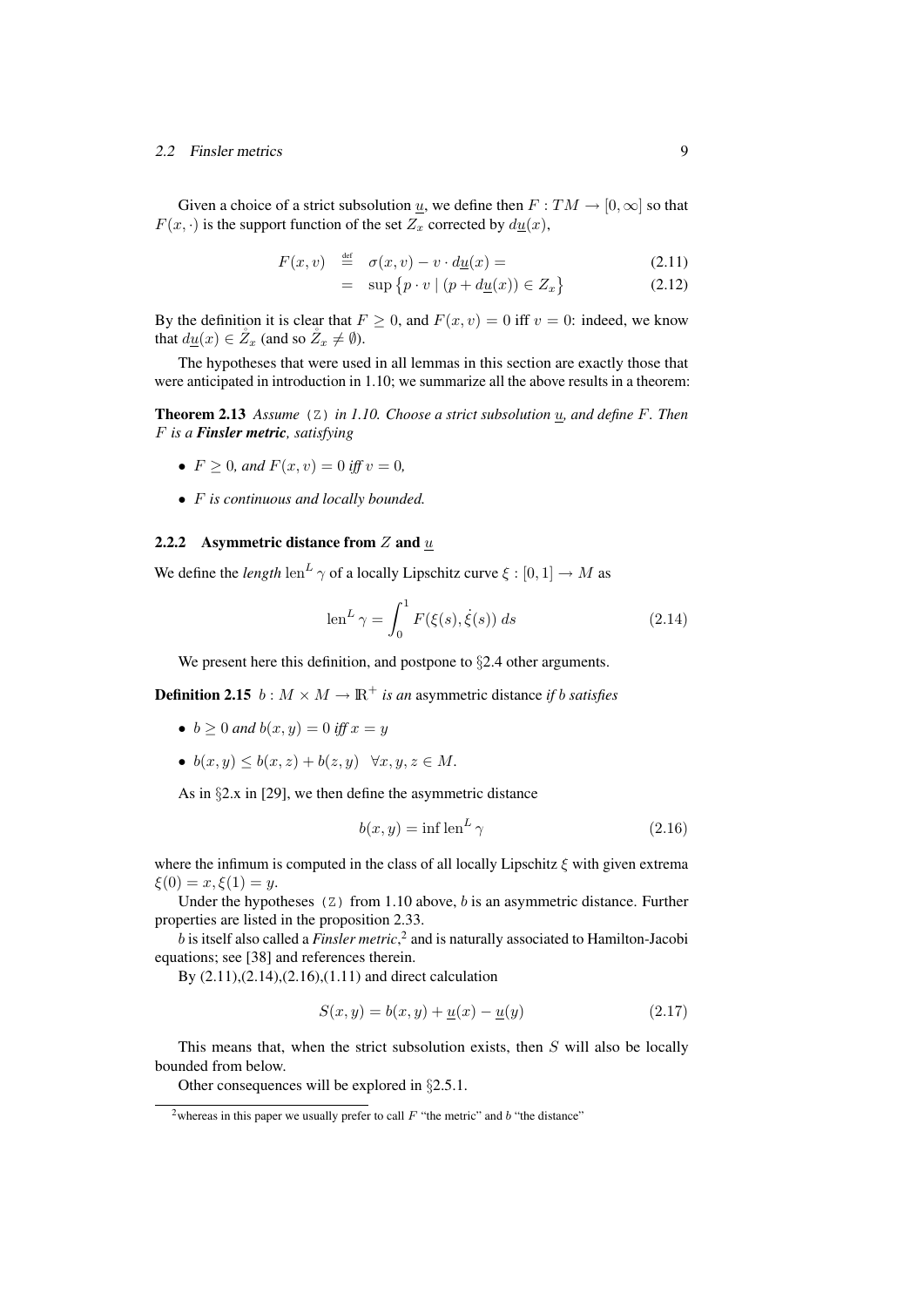Given a choice of a strict subsolution $\underline{u}$, we define then $F : TM \to [0, \infty]$ so that $F(x, \cdot)$ is the support function of the set $Z_x$ corrected by $d\underline{u}(x)$,

$$
\begin{aligned}
F(x, v) \;&\stackrel{\text{def}}{=}\; \sigma(x, v) - v \cdot d\underline{u}(x) = &(2.11)\\
&= \;\sup\left\{ p \cdot v \mid (p + d\underline{u}(x)) \in Z_x \right\} &(2.12)
\end{aligned}
$$

By the definition it is clear that $F \geq 0$, and $F(x, v) = 0$ iff $v = 0$: indeed, we know that $d\underline{u}(x) \in \mathring{Z}_x$ (and so $\mathring{Z}_x \neq \emptyset$).

The hypotheses that were used in all lemmas in this section are exactly those that were anticipated in introduction in 1.10; we summarize all the above results in a theorem:

**Theorem 2.13** *Assume* `(Z)` *in 1.10. Choose a strict subsolution $\underline{u}$, and define $F$. Then $F$ is a* ***Finsler metric****, satisfying*

- *$F \geq 0$, and $F(x, v) = 0$ iff $v = 0$,*
- *$F$ is continuous and locally bounded.*

### 2.2.2 Asymmetric distance from $Z$ and $\underline{u}$

We define the *length* $\operatorname{len}^L \gamma$ of a locally Lipschitz curve $\xi : [0, 1] \to M$ as

$$
\operatorname{len}^L \gamma = \int_0^1 F(\xi(s), \dot{\xi}(s))\, ds \tag{2.14}
$$

We present here this definition, and postpone to §2.4 other arguments.

**Definition 2.15** *$b : M \times M \to \mathbb{R}^+$ is an* asymmetric distance *if $b$ satisfies*

- *$b \geq 0$ and $b(x, y) = 0$ iff $x = y$*
- *$b(x, y) \leq b(x, z) + b(z, y) \quad \forall x, y, z \in M$.*

As in §2.x in [29], we then define the asymmetric distance

$$
b(x, y) = \inf \operatorname{len}^L \gamma \tag{2.16}
$$

where the infimum is computed in the class of all locally Lipschitz $\xi$ with given extrema $\xi(0) = x, \xi(1) = y$.

Under the hypotheses `(Z)` from 1.10 above, $b$ is an asymmetric distance. Further properties are listed in the proposition 2.33.

$b$ is itself also called a *Finsler metric*,[2] and is naturally associated to Hamilton-Jacobi equations; see [38] and references therein.

By (2.11),(2.14),(2.16),(1.11) and direct calculation

$$
S(x, y) = b(x, y) + \underline{u}(x) - \underline{u}(y) \tag{2.17}
$$

This means that, when the strict subsolution exists, then $S$ will also be locally bounded from below.

Other consequences will be explored in §2.5.1.

[2] whereas in this paper we usually prefer to call $F$ "the metric" and $b$ "the distance"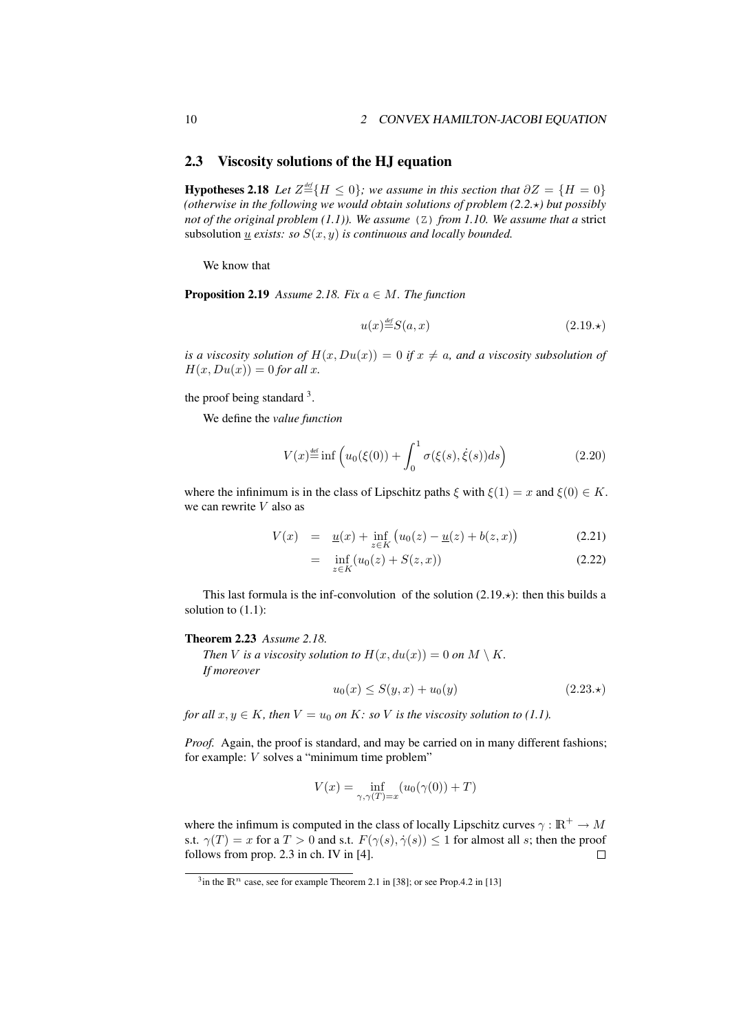## 2.3 Viscosity solutions of the HJ equation

**Hypotheses 2.18** *Let $Z \stackrel{def}{=} \{H \le 0\}$; we assume in this section that $\partial Z = \{H = 0\}$ (otherwise in the following we would obtain solutions of problem (2.2.⋆) but possibly not of the original problem (1.1)). We assume* (Z) *from 1.10. We assume that a* strict subsolution $\underline{u}$ *exists: so $S(x, y)$ is continuous and locally bounded.*

We know that

**Proposition 2.19** *Assume 2.18. Fix $a \in M$. The function*

$$u(x) \stackrel{def}{=} S(a, x) \tag{2.19.⋆}$$

*is a viscosity solution of $H(x, Du(x)) = 0$ if $x \ne a$, and a viscosity subsolution of $H(x, Du(x)) = 0$ for all $x$.*

the proof being standard [3].

We define the *value function*

$$V(x) \stackrel{def}{=} \inf \Big( u_0(\xi(0)) + \int_0^1 \sigma(\xi(s), \dot\xi(s)) ds \Big) \tag{2.20}$$

where the infinimum is in the class of Lipschitz paths $\xi$ with $\xi(1) = x$ and $\xi(0) \in K$. we can rewrite $V$ also as

$$\begin{aligned} V(x) &= \underline{u}(x) + \inf_{z \in K} \big( u_0(z) - \underline{u}(z) + b(z, x) \big) && (2.21) \\ &= \inf_{z \in K} (u_0(z) + S(z, x)) && (2.22) \end{aligned}$$

This last formula is the inf-convolution of the solution (2.19.⋆): then this builds a solution to (1.1):

**Theorem 2.23** *Assume 2.18.*

*Then $V$ is a viscosity solution to $H(x, du(x)) = 0$ on $M \setminus K$.*

*If moreover*

$$u_0(x) \le S(y, x) + u_0(y) \tag{2.23.⋆}$$

*for all $x, y \in K$, then $V = u_0$ on $K$: so $V$ is the viscosity solution to (1.1).*

*Proof.* Again, the proof is standard, and may be carried on in many different fashions; for example: $V$ solves a "minimum time problem"

$$V(x) = \inf_{\gamma, \gamma(T) = x} (u_0(\gamma(0)) + T)$$

where the infimum is computed in the class of locally Lipschitz curves $\gamma : \mathbb{R}^+ \to M$ s.t. $\gamma(T) = x$ for a $T > 0$ and s.t. $F(\gamma(s), \dot\gamma(s)) \le 1$ for almost all $s$; then the proof follows from prop. 2.3 in ch. IV in [4]. □

[3] in the $\mathbb{R}^n$ case, see for example Theorem 2.1 in [38]; or see Prop.4.2 in [13]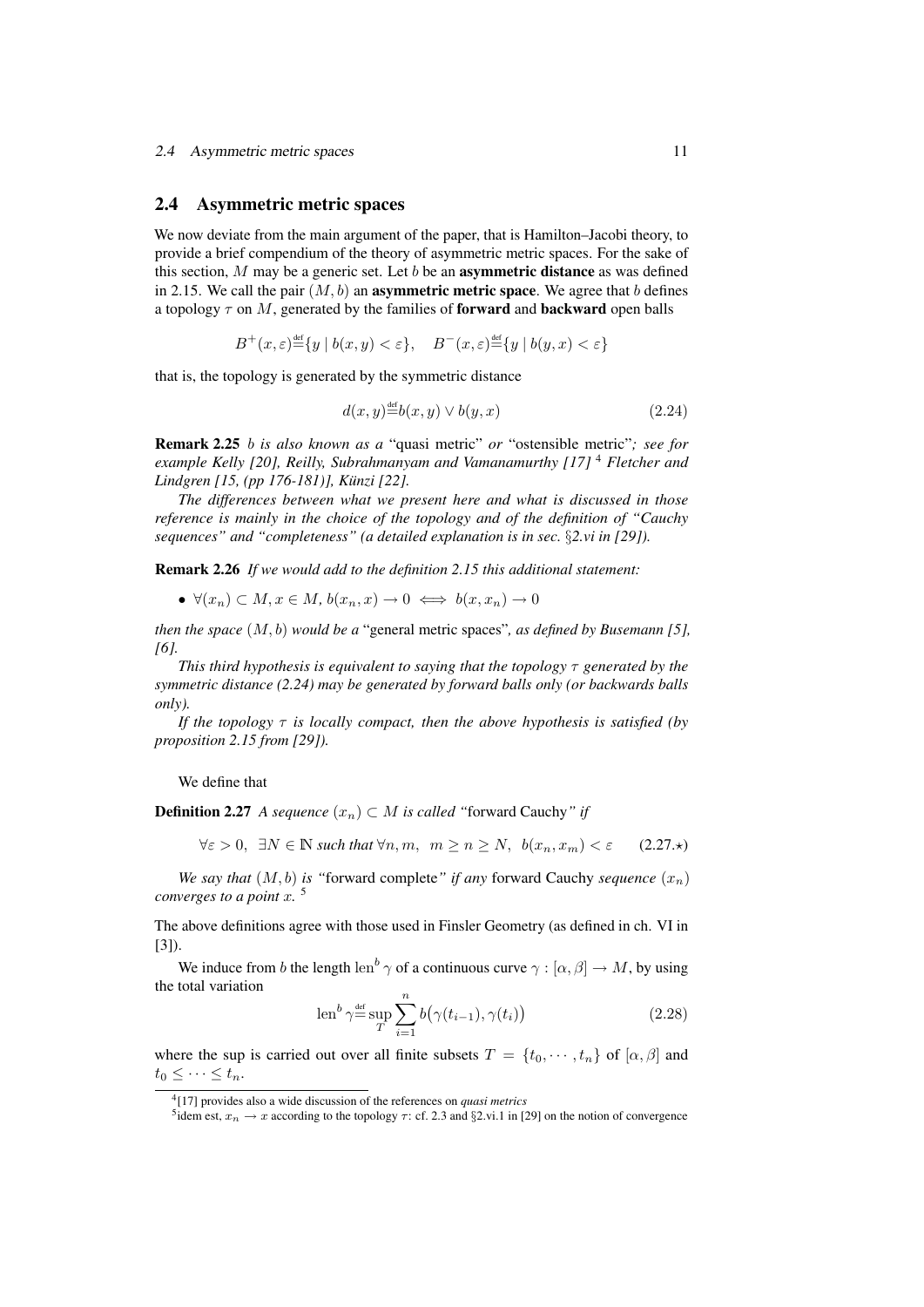## 2.4 Asymmetric metric spaces

We now deviate from the main argument of the paper, that is Hamilton–Jacobi theory, to provide a brief compendium of the theory of asymmetric metric spaces. For the sake of this section, $M$ may be a generic set. Let $b$ be an **asymmetric distance** as was defined in 2.15. We call the pair $(M, b)$ an **asymmetric metric space**. We agree that $b$ defines a topology $\tau$ on $M$, generated by the families of **forward** and **backward** open balls

$$B^+(x,\varepsilon) \stackrel{\text{def}}{=} \{y \mid b(x,y) < \varepsilon\}, \quad B^-(x,\varepsilon) \stackrel{\text{def}}{=} \{y \mid b(y,x) < \varepsilon\}$$

that is, the topology is generated by the symmetric distance

$$d(x,y) \stackrel{\text{def}}{=} b(x,y) \vee b(y,x) \tag{2.24}$$

**Remark 2.25** *$b$ is also known as a* "quasi metric" *or* "ostensible metric"*; see for example Kelly [20], Reilly, Subrahmanyam and Vamanamurthy [17]* [4] *Fletcher and Lindgren [15, (pp 176-181)], Künzi [22].*

*The differences between what we present here and what is discussed in those reference is mainly in the choice of the topology and of the definition of "Cauchy sequences" and "completeness" (a detailed explanation is in sec. §2.vi in [29]).*

**Remark 2.26** *If we would add to the definition 2.15 this additional statement:*

- $\forall (x_n) \subset M, x \in M,\ b(x_n, x) \to 0 \iff b(x, x_n) \to 0$

*then the space $(M, b)$ would be a* "general metric spaces"*, as defined by Busemann [5], [6].*

*This third hypothesis is equivalent to saying that the topology $\tau$ generated by the symmetric distance (2.24) may be generated by forward balls only (or backwards balls only).*

*If the topology $\tau$ is locally compact, then the above hypothesis is satisfied (by proposition 2.15 from [29]).*

We define that

**Definition 2.27** *A sequence $(x_n) \subset M$ is called "*forward Cauchy*" if*

$$\forall \varepsilon > 0,\ \ \exists N \in \mathbb{N} \text{ such that } \forall n, m,\ \ m \geq n \geq N,\ \ b(x_n, x_m) < \varepsilon \tag{2.27.$\star$}$$

*We say that $(M, b)$ is "*forward complete*" if any* forward Cauchy *sequence $(x_n)$ converges to a point $x$.* [5]

The above definitions agree with those used in Finsler Geometry (as defined in ch. VI in [3]).

We induce from $b$ the length $\operatorname{len}^b \gamma$ of a continuous curve $\gamma : [\alpha, \beta] \to M$, by using the total variation

$$\operatorname{len}^b \gamma \stackrel{\text{def}}{=} \sup_T \sum_{i=1}^{n} b\big(\gamma(t_{i-1}), \gamma(t_i)\big) \tag{2.28}$$

where the sup is carried out over all finite subsets $T = \{t_0, \cdots, t_n\}$ of $[\alpha, \beta]$ and $t_0 \leq \cdots \leq t_n$.

---

[4] [17] provides also a wide discussion of the references on *quasi metrics*

[5] idem est, $x_n \to x$ according to the topology $\tau$: cf. 2.3 and §2.vi.1 in [29] on the notion of convergence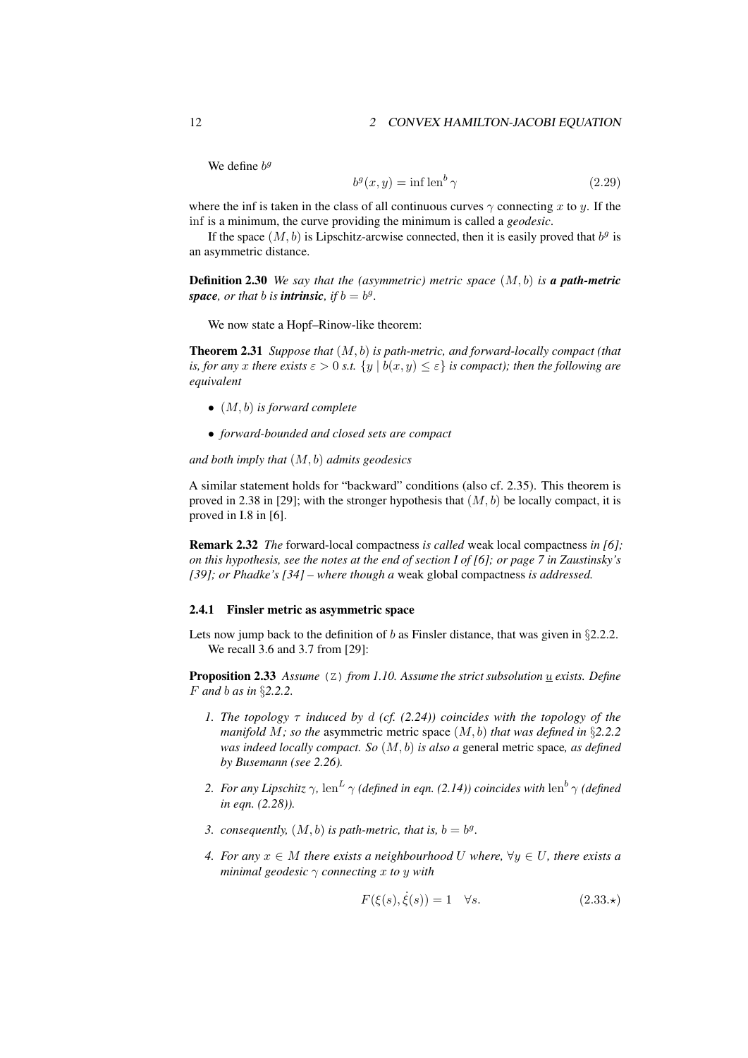We define $b^g$

$$b^g(x,y) = \inf \operatorname{len}^b \gamma \tag{2.29}$$

where the inf is taken in the class of all continuous curves $\gamma$ connecting $x$ to $y$. If the $\inf$ is a minimum, the curve providing the minimum is called a *geodesic*.

If the space $(M,b)$ is Lipschitz-arcwise connected, then it is easily proved that $b^g$ is an asymmetric distance.

**Definition 2.30** *We say that the (asymmetric) metric space $(M,b)$ is **a path-metric space**, or that $b$ is **intrinsic**, if $b = b^g$.*

We now state a Hopf–Rinow-like theorem:

**Theorem 2.31** *Suppose that $(M,b)$ is path-metric, and forward-locally compact (that is, for any $x$ there exists $\varepsilon > 0$ s.t. $\{y \mid b(x,y) \le \varepsilon\}$ is compact); then the following are equivalent*

- *$(M,b)$ is forward complete*
- *forward-bounded and closed sets are compact*

*and both imply that $(M,b)$ admits geodesics*

A similar statement holds for "backward" conditions (also cf. 2.35). This theorem is proved in 2.38 in [29]; with the stronger hypothesis that $(M,b)$ be locally compact, it is proved in I.8 in [6].

**Remark 2.32** *The* forward-local compactness *is called* weak local compactness *in [6]; on this hypothesis, see the notes at the end of section I of [6]; or page 7 in Zaustinsky's [39]; or Phadke's [34] – where though a* weak global compactness *is addressed.*

### 2.4.1 Finsler metric as asymmetric space

Lets now jump back to the definition of $b$ as Finsler distance, that was given in §2.2.2.

We recall 3.6 and 3.7 from [29]:

**Proposition 2.33** *Assume* (Z) *from 1.10. Assume the strict subsolution $\underline{u}$ exists. Define $F$ and $b$ as in §2.2.2.*

1. *The topology $\tau$ induced by $d$ (cf. (2.24)) coincides with the topology of the manifold $M$; so the* asymmetric metric space $(M,b)$ *that was defined in §2.2.2 was indeed locally compact. So $(M,b)$ is also a* general metric space*, as defined by Busemann (see 2.26).*
2. *For any Lipschitz $\gamma$, $\operatorname{len}^L \gamma$ (defined in eqn. (2.14)) coincides with $\operatorname{len}^b \gamma$ (defined in eqn. (2.28)).*
3. *consequently, $(M,b)$ is path-metric, that is, $b = b^g$.*
4. *For any $x \in M$ there exists a neighbourhood $U$ where, $\forall y \in U$, there exists a minimal geodesic $\gamma$ connecting $x$ to $y$ with*

$$F(\xi(s), \dot{\xi}(s)) = 1 \quad \forall s. \tag{2.33.$\star$}$$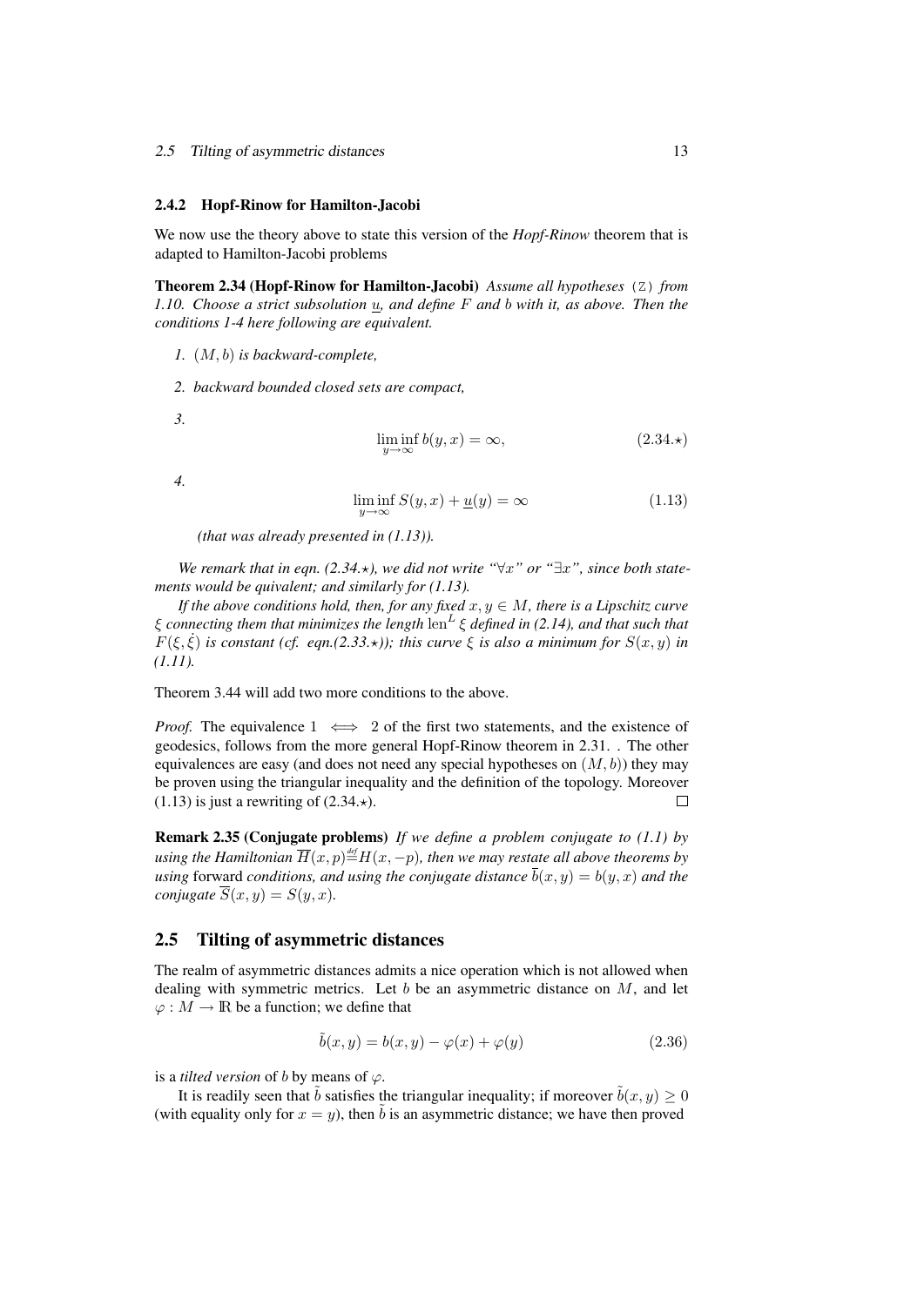### 2.4.2 Hopf-Rinow for Hamilton-Jacobi

We now use the theory above to state this version of the *Hopf-Rinow* theorem that is adapted to Hamilton-Jacobi problems

**Theorem 2.34 (Hopf-Rinow for Hamilton-Jacobi)** *Assume all hypotheses* (Z) *from 1.10. Choose a strict subsolution $\underline{u}$, and define $F$ and $b$ with it, as above. Then the conditions 1-4 here following are equivalent.*

1. *$(M, b)$ is backward-complete,*
2. *backward bounded closed sets are compact,*
3. $$\liminf_{y\to\infty} b(y,x) = \infty, \qquad (2.34.\star)$$
4. $$\liminf_{y\to\infty} S(y,x) + \underline{u}(y) = \infty \qquad (1.13)$$

   *(that was already presented in (1.13)).*

*We remark that in eqn. (2.34.$\star$), we did not write "$\forall x$" or "$\exists x$", since both statements would be equivalent; and similarly for (1.13).*

*If the above conditions hold, then, for any fixed $x, y \in M$, there is a Lipschitz curve $\xi$ connecting them that minimizes the length $\mathrm{len}^L \xi$ defined in (2.14), and that such that $F(\xi, \dot\xi)$ is constant (cf. eqn.(2.33.$\star$)); this curve $\xi$ is also a minimum for $S(x, y)$ in (1.11).*

Theorem 3.44 will add two more conditions to the above.

*Proof.* The equivalence $1 \iff 2$ of the first two statements, and the existence of geodesics, follows from the more general Hopf-Rinow theorem in 2.31. . The other equivalences are easy (and does not need any special hypotheses on $(M, b)$) they may be proven using the triangular inequality and the definition of the topology. Moreover (1.13) is just a rewriting of (2.34.$\star$). $\square$

**Remark 2.35 (Conjugate problems)** *If we define a problem conjugate to (1.1) by using the Hamiltonian $\overline{H}(x,p) \stackrel{def}{=} H(x,-p)$, then we may restate all above theorems by using* forward *conditions, and using the conjugate distance $\overline{b}(x,y) = b(y,x)$ and the conjugate $\overline{S}(x,y) = S(y,x)$.*

## 2.5 Tilting of asymmetric distances

The realm of asymmetric distances admits a nice operation which is not allowed when dealing with symmetric metrics. Let $b$ be an asymmetric distance on $M$, and let $\varphi : M \to \mathbb{R}$ be a function; we define that

$$\tilde{b}(x,y) = b(x,y) - \varphi(x) + \varphi(y) \qquad (2.36)$$

is a *tilted version* of $b$ by means of $\varphi$.

It is readily seen that $\tilde{b}$ satisfies the triangular inequality; if moreover $\tilde{b}(x,y) \geq 0$ (with equality only for $x = y$), then $\tilde{b}$ is an asymmetric distance; we have then proved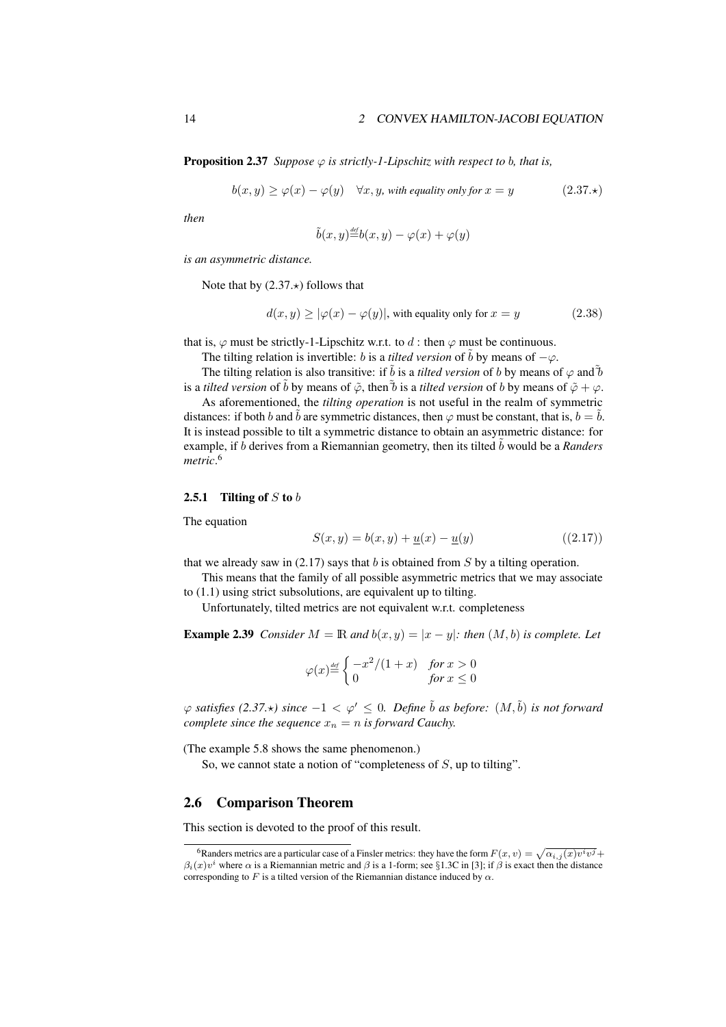**Proposition 2.37** *Suppose $\varphi$ is strictly-1-Lipschitz with respect to $b$, that is,*

$$b(x,y) \geq \varphi(x) - \varphi(y) \quad \forall x, y, \text{ with equality only for } x = y \tag{2.37.$\star$}$$

*then*

$$\tilde{b}(x,y) \overset{\text{def}}{=} b(x,y) - \varphi(x) + \varphi(y)$$

*is an asymmetric distance.*

Note that by (2.37.$\star$) follows that

$$d(x,y) \geq |\varphi(x) - \varphi(y)|, \text{ with equality only for } x = y \tag{2.38}$$

that is, $\varphi$ must be strictly-1-Lipschitz w.r.t. to $d$ : then $\varphi$ must be continuous.

The tilting relation is invertible: $b$ is a *tilted version* of $\tilde{b}$ by means of $-\varphi$.

The tilting relation is also transitive: if $\tilde{b}$ is a *tilted version* of $b$ by means of $\varphi$ and $\tilde{\tilde{b}}$ is a *tilted version* of $\tilde{b}$ by means of $\tilde{\varphi}$, then $\tilde{\tilde{b}}$ is a *tilted version* of $b$ by means of $\tilde{\varphi} + \varphi$.

As aforementioned, the *tilting operation* is not useful in the realm of symmetric distances: if both $b$ and $\tilde{b}$ are symmetric distances, then $\varphi$ must be constant, that is, $b = \tilde{b}$. It is instead possible to tilt a symmetric distance to obtain an asymmetric distance: for example, if $b$ derives from a Riemannian geometry, then its tilted $\tilde{b}$ would be a *Randers metric*.[6]

### 2.5.1 Tilting of $S$ to $b$

The equation

$$S(x,y) = b(x,y) + \underline{u}(x) - \underline{u}(y) \tag{(2.17)}$$

that we already saw in (2.17) says that $b$ is obtained from $S$ by a tilting operation.

This means that the family of all possible asymmetric metrics that we may associate to (1.1) using strict subsolutions, are equivalent up to tilting.

Unfortunately, tilted metrics are not equivalent w.r.t. completeness

**Example 2.39** *Consider $M = \mathbb{R}$ and $b(x,y) = |x - y|$: then $(M, b)$ is complete. Let*

$$\varphi(x) \overset{\text{def}}{=} \begin{cases} -x^2/(1+x) & \text{for } x > 0 \\ 0 & \text{for } x \leq 0 \end{cases}$$

*$\varphi$ satisfies (2.37.$\star$) since $-1 < \varphi' \leq 0$. Define $\tilde{b}$ as before: $(M, \tilde{b})$ is not forward complete since the sequence $x_n = n$ is forward Cauchy.*

(The example 5.8 shows the same phenomenon.)

So, we cannot state a notion of "completeness of $S$, up to tilting".

## 2.6 Comparison Theorem

This section is devoted to the proof of this result.

---

[6] Randers metrics are a particular case of a Finsler metrics: they have the form $F(x,v) = \sqrt{\alpha_{i,j}(x)v^i v^j} + \beta_i(x)v^i$ where $\alpha$ is a Riemannian metric and $\beta$ is a 1-form; see §1.3C in [3]; if $\beta$ is exact then the distance corresponding to $F$ is a tilted version of the Riemannian distance induced by $\alpha$.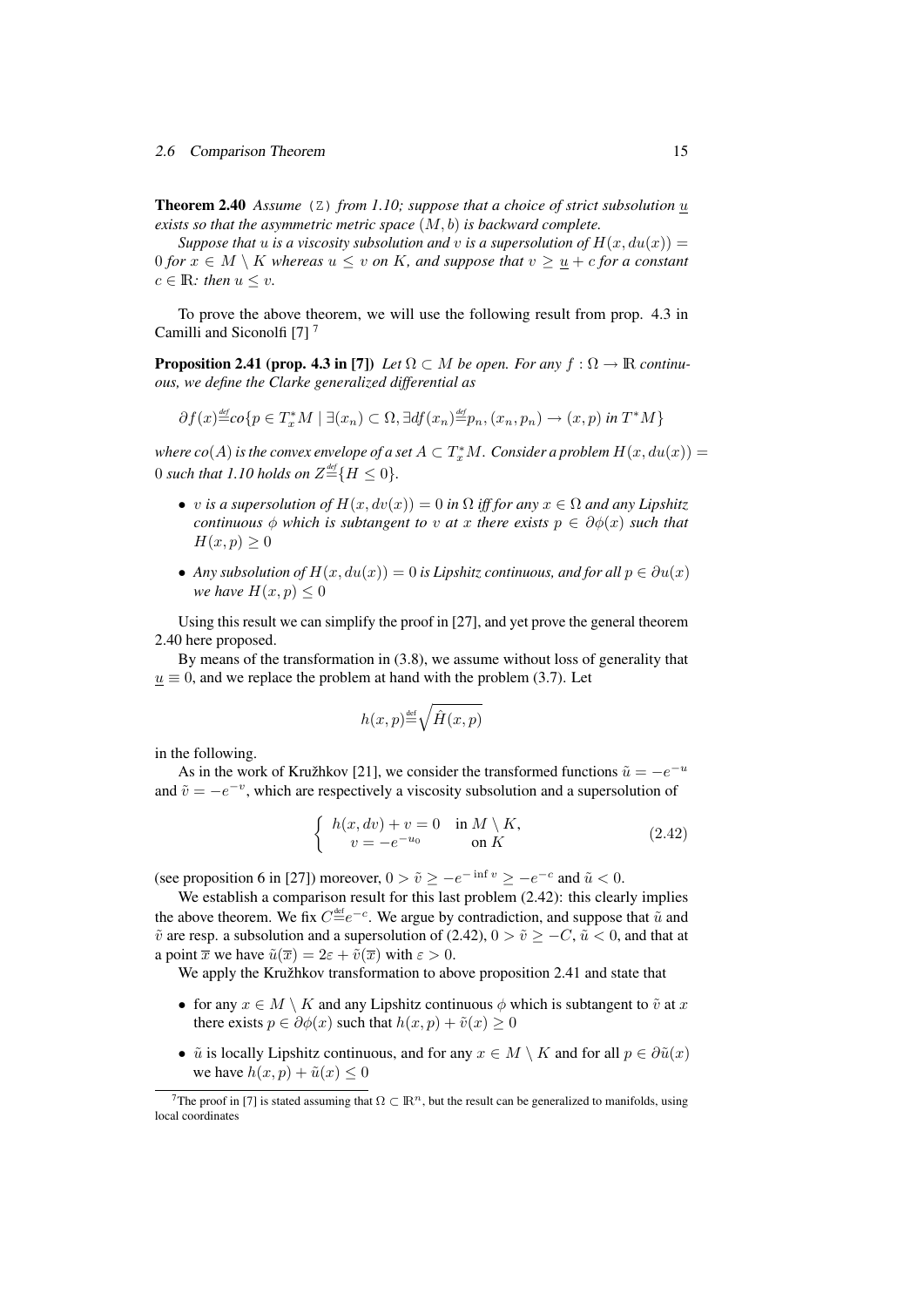**Theorem 2.40** *Assume* (Z) *from 1.10; suppose that a choice of strict subsolution $\underline{u}$ exists so that the asymmetric metric space $(M,b)$ is backward complete.*

*Suppose that $u$ is a viscosity subsolution and $v$ is a supersolution of $H(x,du(x)) = 0$ for $x \in M \setminus K$ whereas $u \le v$ on $K$, and suppose that $v \ge \underline{u} + c$ for a constant $c \in \mathbb{R}$: then $u \le v$.*

To prove the above theorem, we will use the following result from prop. 4.3 in Camilli and Siconolfi [7] [7]

**Proposition 2.41 (prop. 4.3 in [7])** *Let $\Omega \subset M$ be open. For any $f : \Omega \to \mathbb{R}$ continuous, we define the Clarke generalized differential as*

$$\partial f(x) \overset{def}{=} co\{p \in T^*_x M \mid \exists (x_n) \subset \Omega, \exists df(x_n) \overset{def}{=} p_n, (x_n, p_n) \to (x,p) \text{ in } T^*M\}$$

*where $co(A)$ is the convex envelope of a set $A \subset T^*_x M$. Consider a problem $H(x,du(x)) = 0$ such that 1.10 holds on $Z \overset{def}{=} \{H \le 0\}$.*

- *$v$ is a supersolution of $H(x,dv(x)) = 0$ in $\Omega$ iff for any $x \in \Omega$ and any Lipshitz continuous $\phi$ which is subtangent to $v$ at $x$ there exists $p \in \partial\phi(x)$ such that $H(x,p) \ge 0$*
- *Any subsolution of $H(x,du(x)) = 0$ is Lipshitz continuous, and for all $p \in \partial u(x)$ we have $H(x,p) \le 0$*

Using this result we can simplify the proof in [27], and yet prove the general theorem 2.40 here proposed.

By means of the transformation in (3.8), we assume without loss of generality that $\underline{u} \equiv 0$, and we replace the problem at hand with the problem (3.7). Let

$$h(x,p) \overset{\text{def}}{=} \sqrt{\hat{H}(x,p)}$$

in the following.

As in the work of Kružhkov [21], we consider the transformed functions $\tilde{u} = -e^{-u}$ and $\tilde{v} = -e^{-v}$, which are respectively a viscosity subsolution and a supersolution of

$$\begin{cases} h(x,dv) + v = 0 & \text{in } M \setminus K, \\ v = -e^{-u_0} & \text{on } K \end{cases} \tag{2.42}$$

(see proposition 6 in [27]) moreover, $0 > \tilde{v} \ge -e^{-\inf v} \ge -e^{-c}$ and $\tilde{u} < 0$.

We establish a comparison result for this last problem (2.42): this clearly implies the above theorem. We fix $C \overset{\text{def}}{=} e^{-c}$. We argue by contradiction, and suppose that $\tilde{u}$ and $\tilde{v}$ are resp. a subsolution and a supersolution of (2.42), $0 > \tilde{v} \ge -C$, $\tilde{u} < 0$, and that at a point $\overline{x}$ we have $\tilde{u}(\overline{x}) = 2\varepsilon + \tilde{v}(\overline{x})$ with $\varepsilon > 0$.

We apply the Kružhkov transformation to above proposition 2.41 and state that

- for any $x \in M \setminus K$ and any Lipshitz continuous $\phi$ which is subtangent to $\tilde{v}$ at $x$ there exists $p \in \partial\phi(x)$ such that $h(x,p) + \tilde{v}(x) \ge 0$
- $\tilde{u}$ is locally Lipshitz continuous, and for any $x \in M \setminus K$ and for all $p \in \partial\tilde{u}(x)$ we have $h(x,p) + \tilde{u}(x) \le 0$

[7] The proof in [7] is stated assuming that $\Omega \subset \mathbb{R}^n$, but the result can be generalized to manifolds, using local coordinates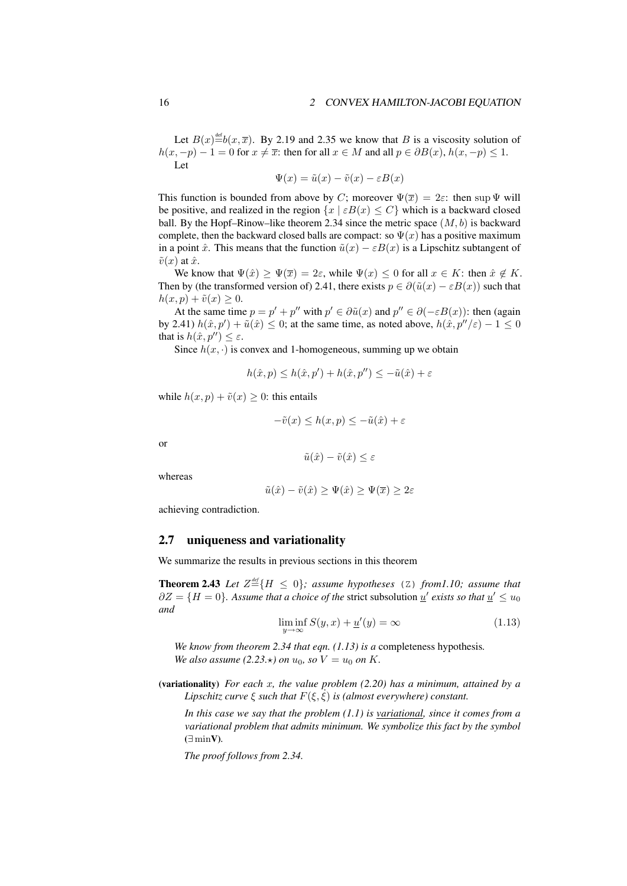Let $B(x) \stackrel{\text{def}}{=} b(x, \overline{x})$. By 2.19 and 2.35 we know that $B$ is a viscosity solution of $h(x, -p) - 1 = 0$ for $x \neq \overline{x}$: then for all $x \in M$ and all $p \in \partial B(x)$, $h(x, -p) \leq 1$.

Let

$$\Psi(x) = \tilde{u}(x) - \tilde{v}(x) - \varepsilon B(x)$$

This function is bounded from above by $C$; moreover $\Psi(\overline{x}) = 2\varepsilon$: then $\sup \Psi$ will be positive, and realized in the region $\{x \mid \varepsilon B(x) \leq C\}$ which is a backward closed ball. By the Hopf–Rinow–like theorem 2.34 since the metric space $(M, b)$ is backward complete, then the backward closed balls are compact: so $\Psi(x)$ has a positive maximum in a point $\hat{x}$. This means that the function $\tilde{u}(x) - \varepsilon B(x)$ is a Lipschitz subtangent of $\tilde{v}(x)$ at $\hat{x}$.

We know that $\Psi(\hat{x}) \geq \Psi(\overline{x}) = 2\varepsilon$, while $\Psi(x) \leq 0$ for all $x \in K$: then $\hat{x} \notin K$. Then by (the transformed version of) 2.41, there exists $p \in \partial(\tilde{u}(x) - \varepsilon B(x))$ such that $h(x, p) + \tilde{v}(x) \geq 0$.

At the same time $p = p' + p''$ with $p' \in \partial \tilde{u}(x)$ and $p'' \in \partial(-\varepsilon B(x))$: then (again by 2.41) $h(\hat{x}, p') + \tilde{u}(\hat{x}) \leq 0$; at the same time, as noted above, $h(\hat{x}, p''/\varepsilon) - 1 \leq 0$ that is $h(\hat{x}, p'') \leq \varepsilon$.

Since $h(x, \cdot)$ is convex and 1-homogeneous, summing up we obtain

$$h(\hat{x}, p) \leq h(\hat{x}, p') + h(\hat{x}, p'') \leq -\tilde{u}(\hat{x}) + \varepsilon$$

while $h(x, p) + \tilde{v}(x) \geq 0$: this entails

$$-\tilde{v}(x) \leq h(x, p) \leq -\tilde{u}(\hat{x}) + \varepsilon$$

or

$$\tilde{u}(\hat{x}) - \tilde{v}(\hat{x}) \leq \varepsilon$$

whereas

$$\tilde{u}(\hat{x}) - \tilde{v}(\hat{x}) \geq \Psi(\hat{x}) \geq \Psi(\overline{x}) \geq 2\varepsilon$$

achieving contradiction.

## 2.7 uniqueness and variationality

We summarize the results in previous sections in this theorem

**Theorem 2.43** *Let $Z \stackrel{\text{def}}{=} \{H \leq 0\}$; assume hypotheses* (Z) *from1.10; assume that $\partial Z = \{H = 0\}$. Assume that a choice of the* strict subsolution $\underline{u}'$ *exists so that $\underline{u}' \leq u_0$ and*

$$\liminf_{y \to \infty} S(y, x) + \underline{u}'(y) = \infty \tag{1.13}$$

*We know from theorem 2.34 that eqn. (1.13) is a* completeness hypothesis*.*
*We also assume (2.23.$\star$) on $u_0$, so $V = u_0$ on $K$.*

**(variationality)** *For each $x$, the value problem (2.20) has a minimum, attained by a Lipschitz curve $\xi$ such that $F(\xi, \dot{\xi})$ is (almost everywhere) constant.*

*In this case we say that the problem (1.1) is* variational*, since it comes from a variational problem that admits minimum. We symbolize this fact by the symbol* ($\exists$ min**V**)*.*

*The proof follows from 2.34.*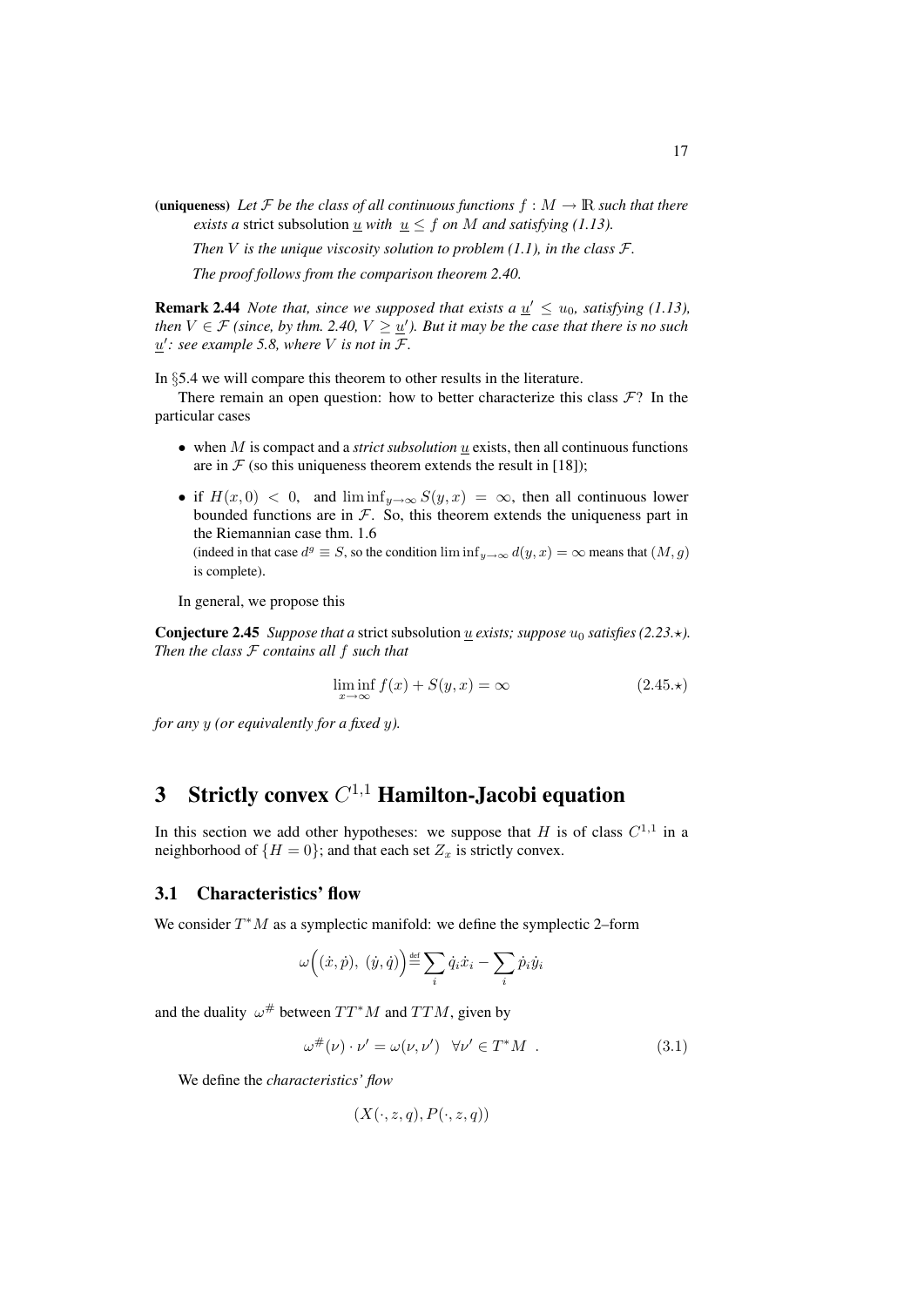**(uniqueness)** *Let $\mathcal{F}$ be the class of all continuous functions $f : M \to \mathbb{R}$ such that there exists a* strict subsolution *$\underline{u}$ with $\underline{u} \le f$ on $M$ and satisfying (1.13).*

*Then $V$ is the unique viscosity solution to problem (1.1), in the class $\mathcal{F}$.*

*The proof follows from the comparison theorem 2.40.*

**Remark 2.44** *Note that, since we supposed that exists a $\underline{u}' \le u_0$, satisfying (1.13), then $V \in \mathcal{F}$ (since, by thm. 2.40, $V \ge \underline{u}'$). But it may be the case that there is no such $\underline{u}'$: see example 5.8, where $V$ is not in $\mathcal{F}$.*

In §5.4 we will compare this theorem to other results in the literature.

There remain an open question: how to better characterize this class $\mathcal{F}$? In the particular cases

- when $M$ is compact and a *strict subsolution* $\underline{u}$ exists, then all continuous functions are in $\mathcal{F}$ (so this uniqueness theorem extends the result in [18]);
- if $H(x, 0) < 0$, and $\liminf_{y\to\infty} S(y, x) = \infty$, then all continuous lower bounded functions are in $\mathcal{F}$. So, this theorem extends the uniqueness part in the Riemannian case thm. 1.6
  (indeed in that case $d^g \equiv S$, so the condition $\liminf_{y\to\infty} d(y, x) = \infty$ means that $(M, g)$ is complete).

In general, we propose this

**Conjecture 2.45** *Suppose that a* strict subsolution *$\underline{u}$ exists; suppose $u_0$ satisfies (2.23.⋆). Then the class $\mathcal{F}$ contains all $f$ such that*

$$\liminf_{x\to\infty} f(x) + S(y, x) = \infty \tag{2.45.⋆}$$

*for any $y$ (or equivalently for a fixed $y$).*

# 3 Strictly convex $C^{1,1}$ Hamilton-Jacobi equation

In this section we add other hypotheses: we suppose that $H$ is of class $C^{1,1}$ in a neighborhood of $\{H = 0\}$; and that each set $Z_x$ is strictly convex.

## 3.1 Characteristics' flow

We consider $T^*M$ as a symplectic manifold: we define the symplectic 2–form

$$\omega\Big((\dot{x}, \dot{p}),\ (\dot{y}, \dot{q})\Big) \stackrel{\text{def}}{=} \sum_i \dot{q}_i \dot{x}_i - \sum_i \dot{p}_i \dot{y}_i$$

and the duality $\omega^\#$ between $TT^*M$ and $TTM$, given by

$$\omega^\#(\nu) \cdot \nu' = \omega(\nu, \nu') \quad \forall \nu' \in T^*M \ . \tag{3.1}$$

We define the *characteristics' flow*

$$(X(\cdot, z, q), P(\cdot, z, q))$$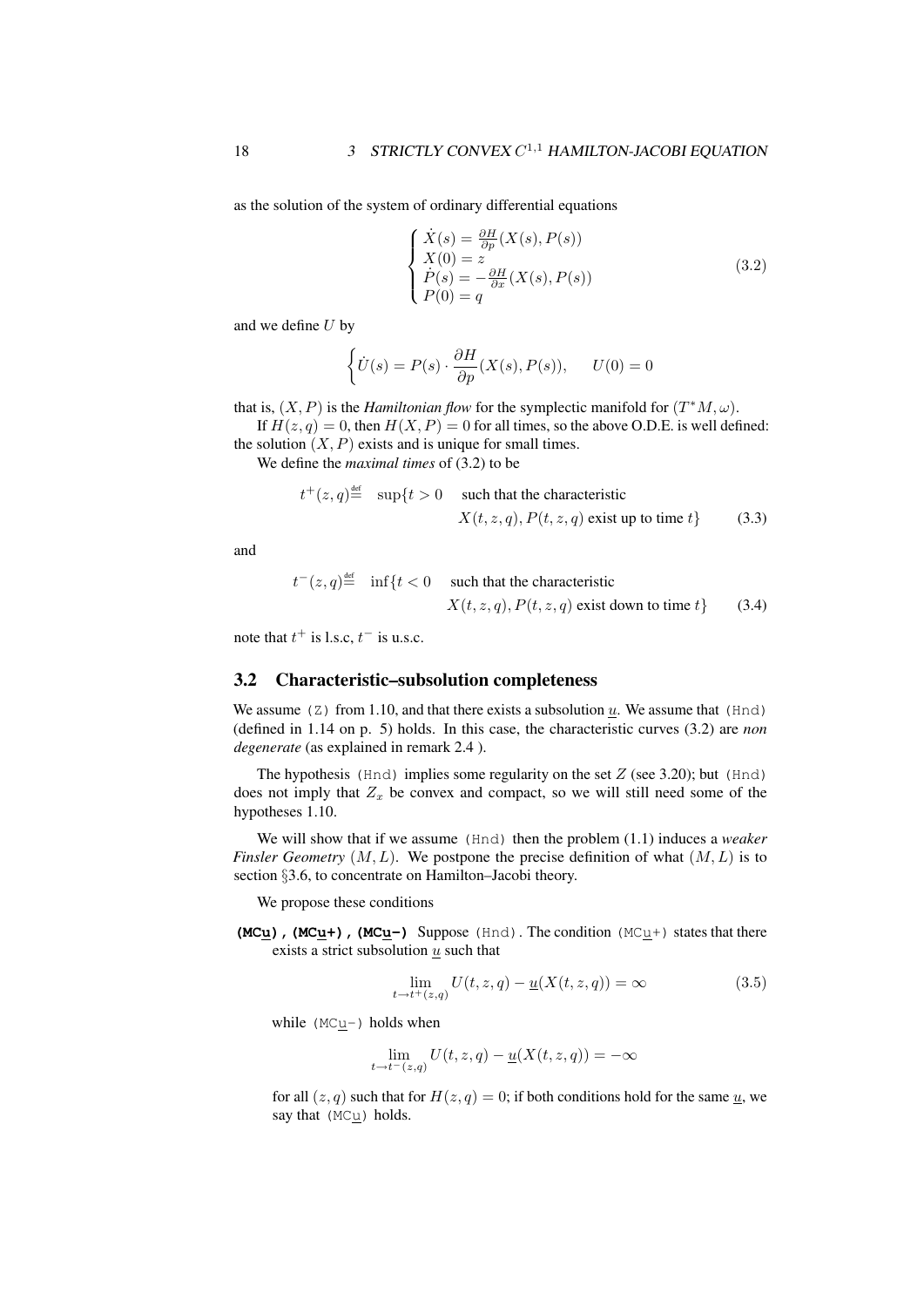as the solution of the system of ordinary differential equations

$$\begin{cases} \dot{X}(s) = \frac{\partial H}{\partial p}(X(s), P(s)) \\ X(0) = z \\ \dot{P}(s) = -\frac{\partial H}{\partial x}(X(s), P(s)) \\ P(0) = q \end{cases} \tag{3.2}$$

and we define $U$ by

$$\left\{ \dot{U}(s) = P(s) \cdot \frac{\partial H}{\partial p}(X(s), P(s)), \qquad U(0) = 0 \right.$$

that is, $(X, P)$ is the *Hamiltonian flow* for the symplectic manifold for $(T^*M, \omega)$.

If $H(z, q) = 0$, then $H(X, P) = 0$ for all times, so the above O.D.E. is well defined: the solution $(X, P)$ exists and is unique for small times.

We define the *maximal times* of (3.2) to be

$$t^+(z, q) \stackrel{\text{def}}{=} \sup\{t > 0 \quad \text{such that the characteristic } X(t, z, q), P(t, z, q) \text{ exist up to time } t\} \tag{3.3}$$

and

$$t^-(z, q) \stackrel{\text{def}}{=} \inf\{t < 0 \quad \text{such that the characteristic } X(t, z, q), P(t, z, q) \text{ exist down to time } t\} \tag{3.4}$$

note that $t^+$ is l.s.c, $t^-$ is u.s.c.

## 3.2 Characteristic–subsolution completeness

We assume `(Z)` from 1.10, and that there exists a subsolution $\underline{u}$. We assume that `(Hnd)` (defined in 1.14 on p. 5) holds. In this case, the characteristic curves (3.2) are *non degenerate* (as explained in remark 2.4 ).

The hypothesis `(Hnd)` implies some regularity on the set $Z$ (see 3.20); but `(Hnd)` does not imply that $Z_x$ be convex and compact, so we will still need some of the hypotheses 1.10.

We will show that if we assume `(Hnd)` then the problem (1.1) induces a *weaker Finsler Geometry* $(M, L)$. We postpone the precise definition of what $(M, L)$ is to section §3.6, to concentrate on Hamilton–Jacobi theory.

We propose these conditions

**(MCu),(MCu+),(MCu-)** Suppose `(Hnd)`. The condition `(MCu+)` states that there exists a strict subsolution $\underline{u}$ such that

$$\lim_{t \to t^+(z,q)} U(t, z, q) - \underline{u}(X(t, z, q)) = \infty \tag{3.5}$$

while `(MCu-)` holds when

$$\lim_{t \to t^-(z,q)} U(t, z, q) - \underline{u}(X(t, z, q)) = -\infty$$

for all $(z, q)$ such that for $H(z, q) = 0$; if both conditions hold for the same $\underline{u}$, we say that `(MCu)` holds.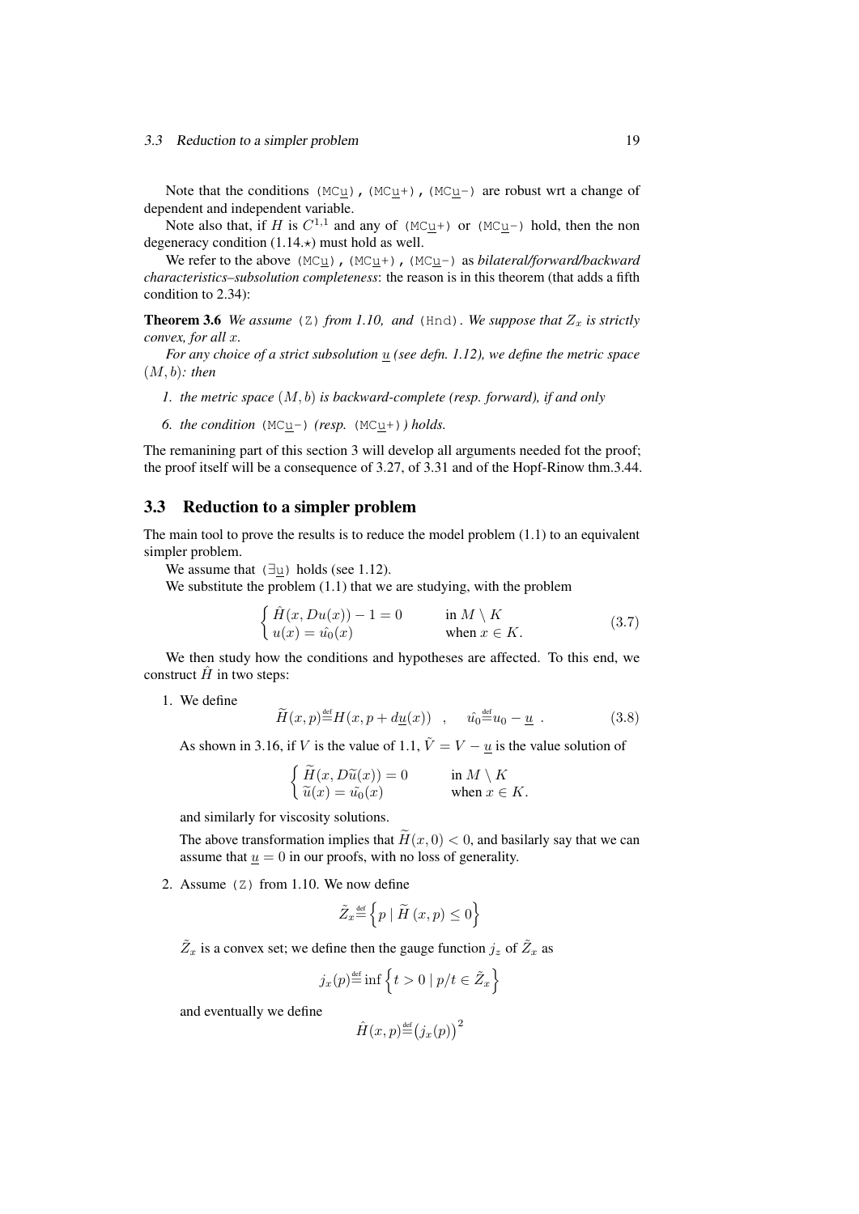Note that the conditions (MC$\underline{u}$), (MC$\underline{u}$+), (MC$\underline{u}$-) are robust wrt a change of dependent and independent variable.

Note also that, if $H$ is $C^{1,1}$ and any of (MC$\underline{u}$+) or (MC$\underline{u}$-) hold, then the non degeneracy condition (1.14.$\star$) must hold as well.

We refer to the above (MC$\underline{u}$), (MC$\underline{u}$+), (MC$\underline{u}$-) as *bilateral/forward/backward characteristics–subsolution completeness*: the reason is in this theorem (that adds a fifth condition to 2.34):

**Theorem 3.6** *We assume* (Z) *from 1.10, and* (Hnd)*. We suppose that $Z_x$ is strictly convex, for all $x$.*

*For any choice of a strict subsolution $\underline{u}$ (see defn. 1.12), we define the metric space $(M, b)$: then*

*1. the metric space $(M, b)$ is backward-complete (resp. forward), if and only*

*6. the condition* (MC$\underline{u}$-) *(resp.* (MC$\underline{u}$+)*) holds.*

The remanining part of this section 3 will develop all arguments needed fot the proof; the proof itself will be a consequence of 3.27, of 3.31 and of the Hopf-Rinow thm.3.44.

## 3.3 Reduction to a simpler problem

The main tool to prove the results is to reduce the model problem (1.1) to an equivalent simpler problem.

We assume that ($\exists\underline{u}$) holds (see 1.12).

We substitute the problem (1.1) that we are studying, with the problem

$$\begin{cases} \hat{H}(x, Du(x)) - 1 = 0 & \text{in } M \setminus K \\ u(x) = \hat{u_0}(x) & \text{when } x \in K. \end{cases} \tag{3.7}$$

We then study how the conditions and hypotheses are affected. To this end, we construct $\hat{H}$ in two steps:

1. We define

$$\widetilde{H}(x, p) \stackrel{\text{def}}{=} H(x, p + d\underline{u}(x)) \quad , \quad \hat{u_0} \stackrel{\text{def}}{=} u_0 - \underline{u} \ . \tag{3.8}$$

   As shown in 3.16, if $V$ is the value of 1.1, $\tilde{V} = V - \underline{u}$ is the value solution of

$$\begin{cases} \widetilde{H}(x, D\widetilde{u}(x)) = 0 & \text{in } M \setminus K \\ \widetilde{u}(x) = \tilde{u_0}(x) & \text{when } x \in K. \end{cases}$$

   and similarly for viscosity solutions.

   The above transformation implies that $\widetilde{H}(x, 0) < 0$, and basilarly say that we can assume that $\underline{u} = 0$ in our proofs, with no loss of generality.

2. Assume (Z) from 1.10. We now define

$$\tilde{Z}_x \stackrel{\text{def}}{=} \left\{ p \mid \widetilde{H}\,(x, p) \le 0 \right\}$$

   $\tilde{Z}_x$ is a convex set; we define then the gauge function $j_z$ of $\tilde{Z}_x$ as

$$j_x(p) \stackrel{\text{def}}{=} \inf \left\{ t > 0 \mid p/t \in \tilde{Z}_x \right\}$$

   and eventually we define

$$\hat{H}(x, p) \stackrel{\text{def}}{=} \big(j_x(p)\big)^2$$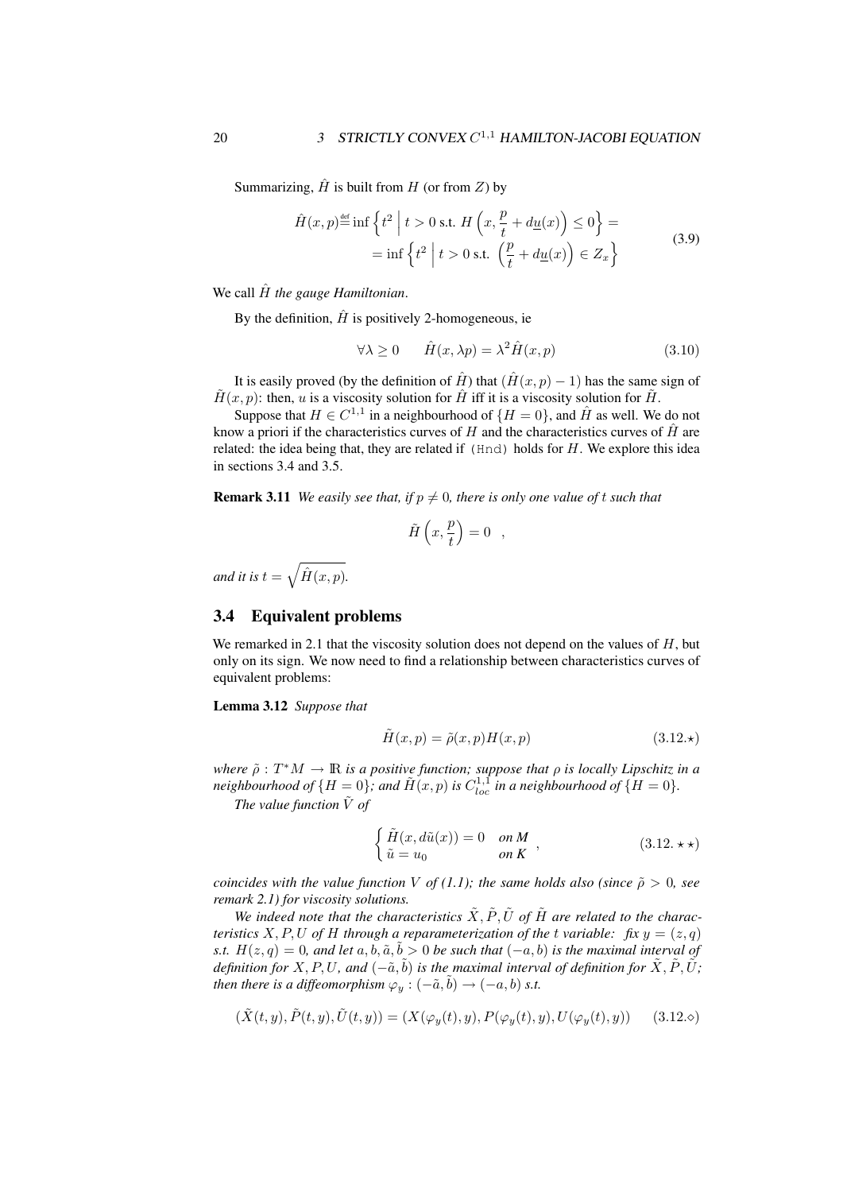Summarizing, $\hat{H}$ is built from $H$ (or from $Z$) by

$$
\begin{aligned}
\hat{H}(x,p) \stackrel{\text{def}}{=} \inf\left\{ t^2 \;\middle|\; t>0 \text{ s.t. } H\left(x, \frac{p}{t} + d\underline{u}(x)\right) \le 0 \right\} = \\
= \inf\left\{ t^2 \;\middle|\; t>0 \text{ s.t. } \left(\frac{p}{t} + d\underline{u}(x)\right) \in Z_x \right\}
\end{aligned}
\tag{3.9}
$$

We call $\hat{H}$ *the gauge Hamiltonian*.

By the definition, $\hat{H}$ is positively 2-homogeneous, ie

$$
\forall \lambda \ge 0 \qquad \hat{H}(x, \lambda p) = \lambda^2 \hat{H}(x,p) \tag{3.10}
$$

It is easily proved (by the definition of $\hat{H}$) that $(\hat{H}(x,p)-1)$ has the same sign of $\tilde{H}(x,p)$: then, $u$ is a viscosity solution for $\hat{H}$ iff it is a viscosity solution for $\tilde{H}$.

Suppose that $H \in C^{1,1}$ in a neighbourhood of $\{H=0\}$, and $\hat{H}$ as well. We do not know a priori if the characteristics curves of $H$ and the characteristics curves of $\hat{H}$ are related: the idea being that, they are related if `(Hnd)` holds for $H$. We explore this idea in sections 3.4 and 3.5.

**Remark 3.11** *We easily see that, if $p \ne 0$, there is only one value of $t$ such that*

$$
\tilde{H}\left(x, \frac{p}{t}\right) = 0 \quad ,
$$

*and it is $t = \sqrt{\hat{H}(x,p)}$.*

## 3.4 Equivalent problems

We remarked in 2.1 that the viscosity solution does not depend on the values of $H$, but only on its sign. We now need to find a relationship between characteristics curves of equivalent problems:

**Lemma 3.12** *Suppose that*

$$
\tilde{H}(x,p) = \tilde{\rho}(x,p) H(x,p) \tag{3.12.$\star$}
$$

*where $\tilde{\rho}: T^*M \to \mathbb{R}$ is a positive function; suppose that $\rho$ is locally Lipschitz in a neighbourhood of $\{H=0\}$; and $\tilde{H}(x,p)$ is $C^{1,1}_{loc}$ in a neighbourhood of $\{H=0\}$.*

*The value function $\tilde{V}$ of*

$$
\begin{cases} \tilde{H}(x, d\tilde{u}(x)) = 0 & \text{on } M \\ \tilde{u} = u_0 & \text{on } K \end{cases} , \tag{3.12.$\star\star$}
$$

*coincides with the value function $V$ of (1.1); the same holds also (since $\tilde{\rho} > 0$, see remark 2.1) for viscosity solutions.*

*We indeed note that the characteristics $\tilde{X}, \tilde{P}, \tilde{U}$ of $\tilde{H}$ are related to the characteristics $X, P, U$ of $H$ through a reparameterization of the $t$ variable: fix $y = (z,q)$ s.t. $H(z,q) = 0$, and let $a, b, \tilde{a}, \tilde{b} > 0$ be such that $(-a,b)$ is the maximal interval of definition for $X, P, U$, and $(-\tilde{a}, \tilde{b})$ is the maximal interval of definition for $\tilde{X}, \tilde{P}, \tilde{U}$; then there is a diffeomorphism $\varphi_y : (-\tilde{a}, \tilde{b}) \to (-a,b)$ s.t.*

$$
(\tilde{X}(t,y), \tilde{P}(t,y), \tilde{U}(t,y)) = (X(\varphi_y(t), y), P(\varphi_y(t), y), U(\varphi_y(t), y)) \tag{3.12.$\diamond$}
$$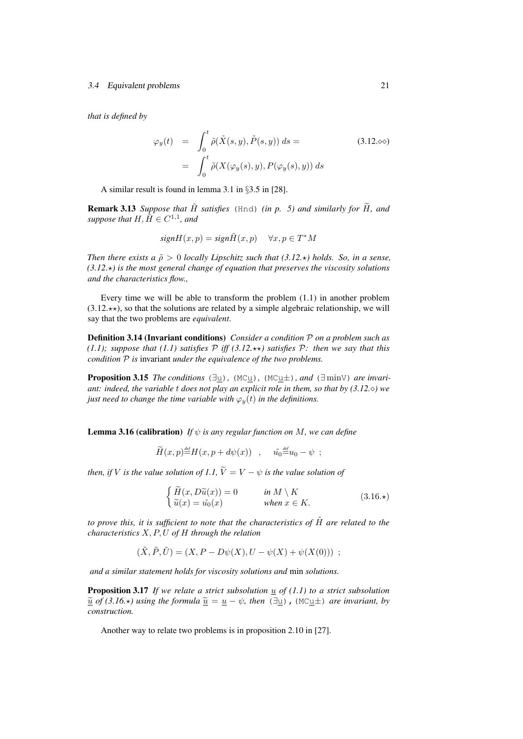*that is defined by*

$$\begin{aligned} \varphi_y(t) &= \int_0^t \tilde{\rho}(\tilde{X}(s,y), \tilde{P}(s,y))\, ds = \\ &= \int_0^t \tilde{\rho}(X(\varphi_y(s),y), P(\varphi_y(s),y))\, ds \end{aligned} \tag{3.12.⋄⋄}$$

A similar result is found in lemma 3.1 in §3.5 in [28].

**Remark 3.13** *Suppose that $\tilde{H}$ satisfies* (Hnd) *(in p. 5) and similarly for $\widetilde{H}$, and suppose that $H, \tilde{H} \in C^{1,1}$, and*

$$sign H(x,p) = sign \tilde{H}(x,p) \quad \forall x, p \in T^*M$$

*Then there exists a $\tilde{\rho} > 0$ locally Lipschitz such that (3.12.⋆) holds. So, in a sense, (3.12.⋆) is the most general change of equation that preserves the viscosity solutions and the characteristics flow.,*

Every time we will be able to transform the problem (1.1) in another problem (3.12.⋆⋆), so that the solutions are related by a simple algebraic relationship, we will say that the two problems are *equivalent*.

**Definition 3.14 (Invariant conditions)** *Consider a condition $\mathcal{P}$ on a problem such as (1.1); suppose that (1.1) satisfies $\mathcal{P}$ iff (3.12.⋆⋆) satisfies $\mathcal{P}$: then we say that this condition $\mathcal{P}$ is* invariant *under the equivalence of the two problems.*

**Proposition 3.15** *The conditions* ($\exists \underline{\mathrm{u}}$)*,* (MC$\underline{\mathrm{u}}$)*,* (MC$\underline{\mathrm{u}}\pm$)*, and* ($\exists \min$V) *are invariant: indeed, the variable $t$ does not play an explicit role in them, so that by (3.12.⋄) we just need to change the time variable with $\varphi_y(t)$ in the definitions.*

**Lemma 3.16 (calibration)** *If $\psi$ is any regular function on $M$, we can define*

$$\widetilde{H}(x,p) \stackrel{def}{=} H(x, p + d\psi(x)) \quad , \quad \tilde{u_0} \stackrel{def}{=} u_0 - \psi \ ;$$

*then, if $V$ is the value solution of 1.1, $\widetilde{V} = V - \psi$ is the value solution of*

$$\begin{cases} \widetilde{H}(x, D\widetilde{u}(x)) = 0 & \text{in } M \setminus K \\ \widetilde{u}(x) = \tilde{u_0}(x) & \text{when } x \in K. \end{cases} \tag{3.16.⋆}$$

*to prove this, it is sufficient to note that the characteristics of $\tilde{H}$ are related to the characteristics $X, P, U$ of $H$ through the relation*

$$(\tilde{X}, \tilde{P}, \tilde{U}) = (X, P - D\psi(X), U - \psi(X) + \psi(X(0))) \ ;$$

*and a similar statement holds for viscosity solutions and* min *solutions.*

**Proposition 3.17** *If we relate a strict subsolution $\underline{u}$ of (1.1) to a strict subsolution $\widetilde{\underline{u}}$ of (3.16.⋆) using the formula $\widetilde{\underline{u}} = \underline{u} - \psi$, then* ($\exists \underline{\mathrm{u}}$)*,* (MC$\underline{\mathrm{u}}\pm$) *are invariant, by construction.*

Another way to relate two problems is in proposition 2.10 in [27].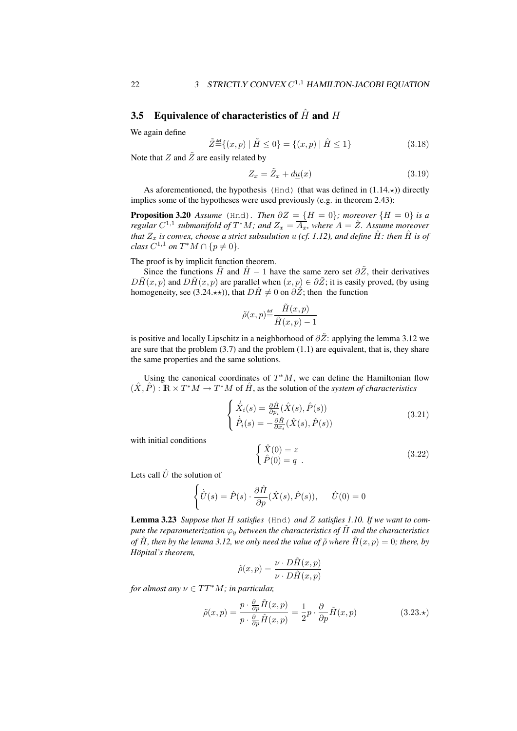## 3.5 Equivalence of characteristics of $\hat{H}$ and $H$

We again define

$$\tilde{Z} \stackrel{\text{def}}{=} \{(x,p) \mid \tilde{H} \le 0\} = \{(x,p) \mid \hat{H} \le 1\} \tag{3.18}$$

Note that $Z$ and $\tilde{Z}$ are easily related by

$$Z_x = \tilde{Z}_x + d\underline{u}(x) \tag{3.19}$$

As aforementioned, the hypothesis `(Hnd)` (that was defined in (1.14.⋆)) directly implies some of the hypotheses were used previously (e.g. in theorem 2.43):

**Proposition 3.20** *Assume* `(Hnd)`*. Then $\partial Z = \{H = 0\}$; moreover $\{H = 0\}$ is a regular $C^{1,1}$ submanifold of $T^*M$; and $Z_x = \overline{A_x}$, where $A = \mathring{Z}$. Assume moreover that $Z_x$ is convex, choose a strict subsulution $\underline{u}$ (cf. 1.12), and define $\hat{H}$: then $\hat{H}$ is of class $C^{1,1}$ on $T^*M \cap \{p \neq 0\}$.*

The proof is by implicit function theorem.

Since the functions $\tilde{H}$ and $\hat{H} - 1$ have the same zero set $\partial\tilde{Z}$, their derivatives $D\tilde{H}(x,p)$ and $D\hat{H}(x,p)$ are parallel when $(x,p) \in \partial\tilde{Z}$; it is easily proved, (by using homogeneity, see (3.24.⋆⋆)), that $D\hat{H} \neq 0$ on $\partial\tilde{Z}$; then the function

$$\tilde{\rho}(x,p) \stackrel{\text{def}}{=} \frac{\tilde{H}(x,p)}{\hat{H}(x,p) - 1}$$

is positive and locally Lipschitz in a neighborhood of $\partial\tilde{Z}$: applying the lemma 3.12 we are sure that the problem (3.7) and the problem (1.1) are equivalent, that is, they share the same properties and the same solutions.

Using the canonical coordinates of $T^*M$, we can define the Hamiltonian flow $(\hat{X}, \hat{P}) : \mathbb{R} \times T^*M \to T^*M$ of $\hat{H}$, as the solution of the *system of characteristics*

$$\begin{cases} \dot{\hat{X}}_i(s) = \frac{\partial \hat{H}}{\partial p_i}(\hat{X}(s), \hat{P}(s)) \\ \dot{\hat{P}}_i(s) = -\frac{\partial \hat{H}}{\partial x_i}(\hat{X}(s), \hat{P}(s)) \end{cases} \tag{3.21}$$

with initial conditions

$$\begin{cases} \hat{X}(0) = z \\ \hat{P}(0) = q \ . \end{cases} \tag{3.22}$$

Lets call $\hat{U}$ the solution of

$$\begin{cases} \dot{\hat{U}}(s) = \hat{P}(s) \cdot \dfrac{\partial \hat{H}}{\partial p}(\hat{X}(s), \hat{P}(s)), \qquad \hat{U}(0) = 0 \end{cases}$$

**Lemma 3.23** *Suppose that $H$ satisfies* `(Hnd)` *and $Z$ satisfies 1.10. If we want to compute the reparameterization $\varphi_y$ between the characteristics of $\tilde{H}$ and the characteristics of $\hat{H}$, then by the lemma 3.12, we only need the value of $\tilde{\rho}$ where $\tilde{H}(x,p) = 0$; there, by Höpital's theorem,*

$$\tilde{\rho}(x,p) = \frac{\nu \cdot D\tilde{H}(x,p)}{\nu \cdot D\hat{H}(x,p)}$$

*for almost any $\nu \in TT^*M$; in particular,*

$$\tilde{\rho}(x,p) = \frac{p \cdot \frac{\partial}{\partial p}\tilde{H}(x,p)}{p \cdot \frac{\partial}{\partial p}\hat{H}(x,p)} = \frac{1}{2} p \cdot \frac{\partial}{\partial p}\tilde{H}(x,p) \tag{3.23.⋆}$$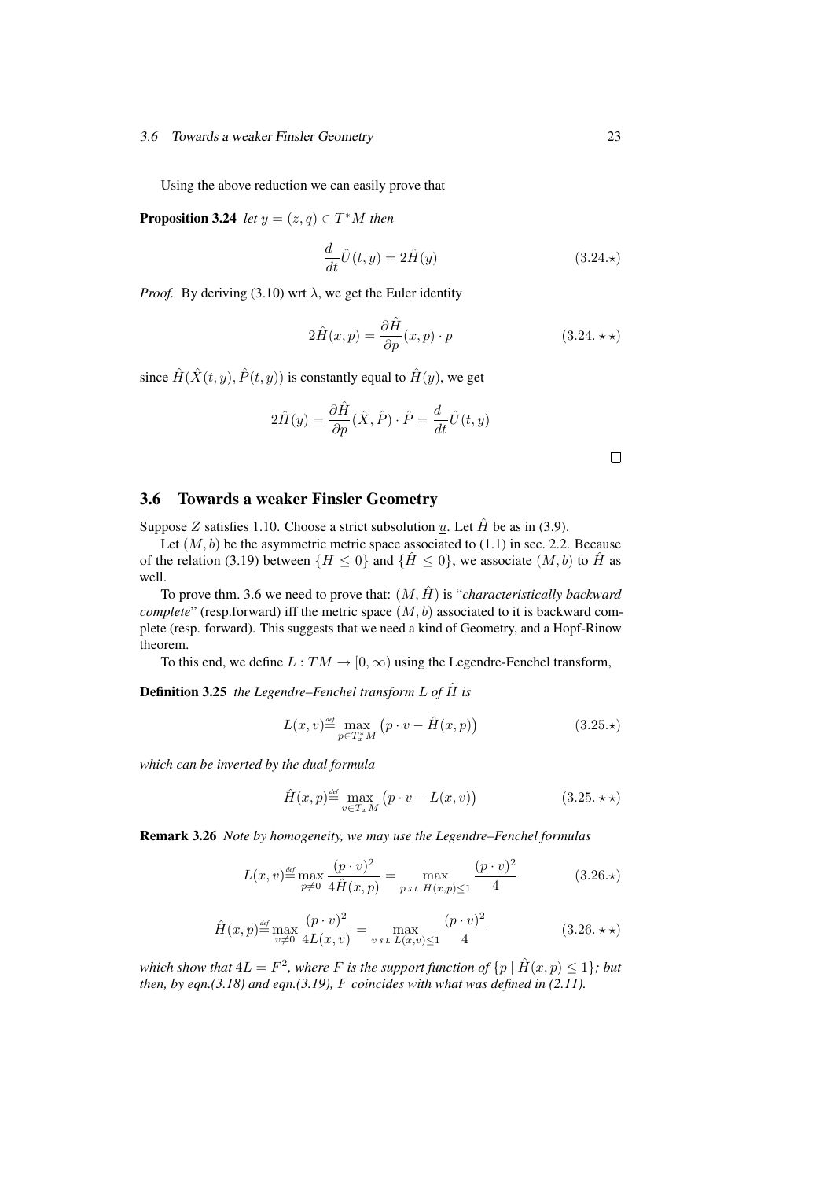Using the above reduction we can easily prove that

**Proposition 3.24** *let $y = (z, q) \in T^*M$ then*

$$\frac{d}{dt}\hat{U}(t, y) = 2\hat{H}(y) \tag{3.24.$\star$}$$

*Proof.* By deriving (3.10) wrt $\lambda$, we get the Euler identity

$$2\hat{H}(x, p) = \frac{\partial \hat{H}}{\partial p}(x, p) \cdot p \tag{3.24.$\star\star$}$$

since $\hat{H}(\hat{X}(t, y), \hat{P}(t, y))$ is constantly equal to $\hat{H}(y)$, we get

$$2\hat{H}(y) = \frac{\partial \hat{H}}{\partial p}(\hat{X}, \hat{P}) \cdot \hat{P} = \frac{d}{dt}\hat{U}(t, y)$$

□

## 3.6 Towards a weaker Finsler Geometry

Suppose $Z$ satisfies 1.10. Choose a strict subsolution $\underline{u}$. Let $\hat{H}$ be as in (3.9).

Let $(M, b)$ be the asymmetric metric space associated to (1.1) in sec. 2.2. Because of the relation (3.19) between $\{H \le 0\}$ and $\{\hat{H} \le 0\}$, we associate $(M, b)$ to $\hat{H}$ as well.

To prove thm. 3.6 we need to prove that: $(M, \hat{H})$ is "*characteristically backward complete*" (resp.forward) iff the metric space $(M, b)$ associated to it is backward complete (resp. forward). This suggests that we need a kind of Geometry, and a Hopf-Rinow theorem.

To this end, we define $L : TM \to [0, \infty)$ using the Legendre-Fenchel transform,

**Definition 3.25** *the Legendre–Fenchel transform $L$ of $\hat{H}$ is*

$$L(x, v) \overset{def}{=} \max_{p \in T_x^*M} \big(p \cdot v - \hat{H}(x, p)\big) \tag{3.25.$\star$}$$

*which can be inverted by the dual formula*

$$\hat{H}(x, p) \overset{def}{=} \max_{v \in T_x M} \big(p \cdot v - L(x, v)\big) \tag{3.25.$\star\star$}$$

**Remark 3.26** *Note by homogeneity, we may use the Legendre–Fenchel formulas*

$$L(x, v) \overset{def}{=} \max_{p \neq 0} \frac{(p \cdot v)^2}{4\hat{H}(x, p)} = \max_{p \text{ s.t. } \hat{H}(x,p) \le 1} \frac{(p \cdot v)^2}{4} \tag{3.26.$\star$}$$

$$\hat{H}(x, p) \overset{def}{=} \max_{v \neq 0} \frac{(p \cdot v)^2}{4L(x, v)} = \max_{v \text{ s.t. } L(x,v) \le 1} \frac{(p \cdot v)^2}{4} \tag{3.26.$\star\star$}$$

*which show that $4L = F^2$, where $F$ is the support function of $\{p \mid \hat{H}(x, p) \le 1\}$; but then, by eqn.(3.18) and eqn.(3.19), $F$ coincides with what was defined in (2.11).*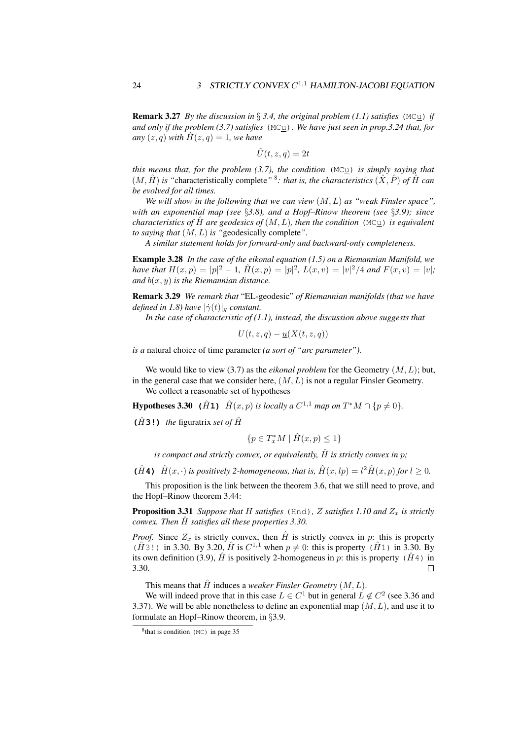**Remark 3.27** *By the discussion in § 3.4, the original problem (1.1) satisfies* (MC$\underline{u}$) *if and only if the problem (3.7) satisfies* (MC$\underline{u}$)*. We have just seen in prop.3.24 that, for any $(z, q)$ with $\hat{H}(z, q) = 1$, we have*

$$\hat{U}(t, z, q) = 2t$$

*this means that, for the problem (3.7), the condition* (MC$\underline{u}$) *is simply saying that $(M, \hat{H})$ is "*characteristically complete*"* [8]*: that is, the characteristics $(\hat{X}, \hat{P})$ of $\hat{H}$ can be evolved for all times.*

*We will show in the following that we can view $(M, L)$ as "weak Finsler space", with an exponential map (see §3.8), and a Hopf–Rinow theorem (see §3.9); since characteristics of $\hat{H}$ are geodesics of $(M, L)$, then the condition* (MC$\underline{u}$) *is equivalent to saying that $(M, L)$ is "*geodesically complete*".*

*A similar statement holds for forward-only and backward-only completeness.*

**Example 3.28** *In the case of the eikonal equation (1.5) on a Riemannian Manifold, we have that $H(x, p) = |p|^2 - 1$, $\hat{H}(x, p) = |p|^2$, $L(x, v) = |v|^2/4$ and $F(x, v) = |v|$; and $b(x, y)$ is the Riemannian distance.*

**Remark 3.29** *We remark that* "EL-geodesic" *of Riemannian manifolds (that we have defined in 1.8) have $|\dot{\gamma}(t)|_g$ constant.*

*In the case of characteristic of (1.1), instead, the discussion above suggests that*

$$U(t, z, q) - \underline{u}(X(t, z, q))$$

*is a* natural choice of time parameter *(a sort of "arc parameter").*

We would like to view (3.7) as the *eikonal problem* for the Geometry $(M, L)$; but, in the general case that we consider here, $(M, L)$ is not a regular Finsler Geometry.

We collect a reasonable set of hypotheses

**Hypotheses 3.30** **($\hat{H}$1)** *$\hat{H}(x, p)$ is locally a $C^{1,1}$ map on $T^*M \cap \{p \neq 0\}$.*

**($\hat{H}$3!)** *the* figuratrix *set of $\hat{H}$*

$$\{p \in T_x^*M \mid \hat{H}(x, p) \leq 1\}$$

*is compact and strictly convex, or equivalently, $\hat{H}$ is strictly convex in $p$;*

**($\hat{H}$4)** *$\hat{H}(x, \cdot)$ is positively 2-homogeneous, that is, $\hat{H}(x, lp) = l^2 \hat{H}(x, p)$ for $l \geq 0$.*

This proposition is the link between the theorem 3.6, that we still need to prove, and the Hopf–Rinow theorem 3.44:

**Proposition 3.31** *Suppose that $H$ satisfies* (Hnd)*, $Z$ satisfies 1.10 and $Z_x$ is strictly convex. Then $\hat{H}$ satisfies all these properties 3.30.*

*Proof.* Since $Z_x$ is strictly convex, then $\hat{H}$ is strictly convex in $p$: this is property ($\hat{H}$3!) in 3.30. By 3.20, $\hat{H}$ is $C^{1,1}$ when $p \neq 0$: this is property ($\hat{H}$1) in 3.30. By its own definition (3.9), $\hat{H}$ is positively 2-homogeneus in $p$: this is property ($\hat{H}$4) in 3.30. □

This means that $\hat{H}$ induces a *weaker Finsler Geometry* $(M, L)$.

We will indeed prove that in this case $L \in C^1$ but in general $L \notin C^2$ (see 3.36 and 3.37). We will be able nonetheless to define an exponential map $(M, L)$, and use it to formulate an Hopf–Rinow theorem, in §3.9.

---

[8] that is condition (MC) in page 35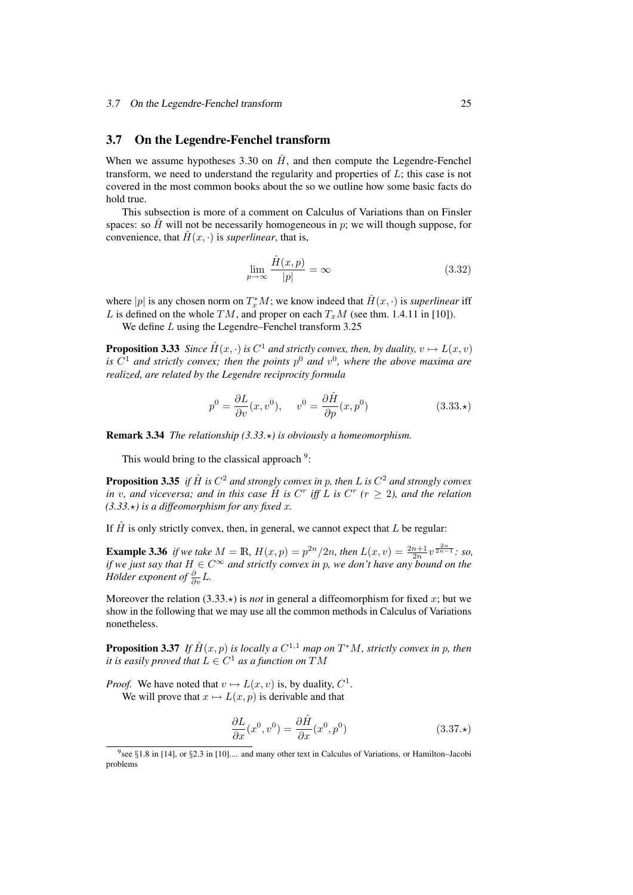## 3.7 On the Legendre-Fenchel transform

When we assume hypotheses 3.30 on $\hat{H}$, and then compute the Legendre-Fenchel transform, we need to understand the regularity and properties of $L$; this case is not covered in the most common books about the so we outline how some basic facts do hold true.

This subsection is more of a comment on Calculus of Variations than on Finsler spaces: so $\hat{H}$ will not be necessarily homogeneous in $p$; we will though suppose, for convenience, that $\hat{H}(x,\cdot)$ is *superlinear*, that is,

$$\lim_{p\to\infty} \frac{\hat{H}(x,p)}{|p|} = \infty \tag{3.32}$$

where $|p|$ is any chosen norm on $T_x^*M$; we know indeed that $\hat{H}(x,\cdot)$ is *superlinear* iff $L$ is defined on the whole $TM$, and proper on each $T_xM$ (see thm. 1.4.11 in [10]).

We define $L$ using the Legendre–Fenchel transform 3.25

**Proposition 3.33** *Since $\hat{H}(x,\cdot)$ is $C^1$ and strictly convex, then, by duality, $v \mapsto L(x,v)$ is $C^1$ and strictly convex; then the points $p^0$ and $v^0$, where the above maxima are realized, are related by the Legendre reciprocity formula*

$$p^0 = \frac{\partial L}{\partial v}(x, v^0), \qquad v^0 = \frac{\partial \hat{H}}{\partial p}(x, p^0) \tag{3.33.$\star$}$$

**Remark 3.34** *The relationship (3.33.$\star$) is obviously a homeomorphism.*

This would bring to the classical approach [9]:

**Proposition 3.35** *if $\hat{H}$ is $C^2$ and strongly convex in $p$, then $L$ is $C^2$ and strongly convex in $v$, and viceversa; and in this case $\hat{H}$ is $C^r$ iff $L$ is $C^r$ ($r \geq 2$), and the relation (3.33.$\star$) is a diffeomorphism for any fixed $x$.*

If $\hat{H}$ is only strictly convex, then, in general, we cannot expect that $L$ be regular:

**Example 3.36** *if we take $M = \mathbb{R}$, $H(x,p) = p^{2n}/2n$, then $L(x,v) = \frac{2n+1}{2n} v^{\frac{2n}{2n-1}}$: so, if we just say that $H \in C^\infty$ and strictly convex in $p$, we don't have any bound on the Hölder exponent of $\frac{\partial}{\partial v} L$.*

Moreover the relation (3.33.$\star$) is *not* in general a diffeomorphism for fixed $x$; but we show in the following that we may use all the common methods in Calculus of Variations nonetheless.

**Proposition 3.37** *If $\hat{H}(x,p)$ is locally a $C^{1,1}$ map on $T^*M$, strictly convex in $p$, then it is easily proved that $L \in C^1$ as a function on $TM$*

*Proof.* We have noted that $v \mapsto L(x,v)$ is, by duality, $C^1$.

We will prove that $x \mapsto L(x,p)$ is derivable and that

$$\frac{\partial L}{\partial x}(x^0, v^0) = \frac{\partial \hat{H}}{\partial x}(x^0, p^0) \tag{3.37.$\star$}$$

---

[9] see §1.8 in [14], or §2.3 in [10].... and many other text in Calculus of Variations, or Hamilton–Jacobi problems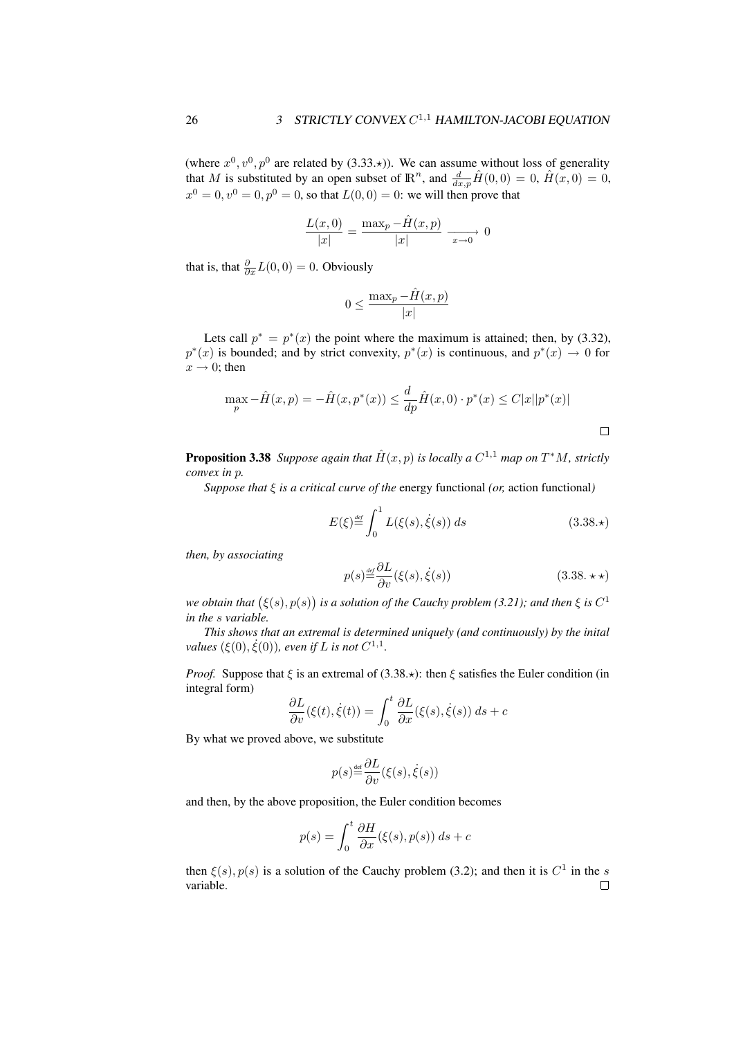(where $x^0, v^0, p^0$ are related by (3.33.$\star$)). We can assume without loss of generality that $M$ is substituted by an open subset of $\mathbb{R}^n$, and $\frac{d}{dx,p}\hat{H}(0,0) = 0$, $\hat{H}(x,0) = 0$, $x^0 = 0, v^0 = 0, p^0 = 0$, so that $L(0,0) = 0$: we will then prove that

$$\frac{L(x,0)}{|x|} = \frac{\max_p -\hat{H}(x,p)}{|x|} \xrightarrow[x \to 0]{} 0$$

that is, that $\frac{\partial}{\partial x} L(0,0) = 0$. Obviously

$$0 \leq \frac{\max_p -\hat{H}(x,p)}{|x|}$$

Lets call $p^* = p^*(x)$ the point where the maximum is attained; then, by (3.32), $p^*(x)$ is bounded; and by strict convexity, $p^*(x)$ is continuous, and $p^*(x) \to 0$ for $x \to 0$; then

$$\max_p -\hat{H}(x,p) = -\hat{H}(x, p^*(x)) \leq \frac{d}{dp}\hat{H}(x,0) \cdot p^*(x) \leq C|x||p^*(x)|$$

□

**Proposition 3.38** *Suppose again that $\hat{H}(x,p)$ is locally a $C^{1,1}$ map on $T^*M$, strictly convex in $p$.*

*Suppose that $\xi$ is a critical curve of the* energy functional *(or,* action functional*)*

$$E(\xi) \stackrel{def}{=} \int_0^1 L(\xi(s), \dot{\xi}(s))\, ds \tag{3.38.$\star$}$$

*then, by associating*

$$p(s) \stackrel{def}{=} \frac{\partial L}{\partial v}(\xi(s), \dot{\xi}(s)) \tag{3.38.$\star\star$}$$

*we obtain that $\big(\xi(s), p(s)\big)$ is a solution of the Cauchy problem (3.21); and then $\xi$ is $C^1$ in the $s$ variable.*

*This shows that an extremal is determined uniquely (and continuously) by the inital values $(\xi(0), \dot{\xi}(0))$, even if $L$ is not $C^{1,1}$.*

*Proof.* Suppose that $\xi$ is an extremal of (3.38.$\star$): then $\xi$ satisfies the Euler condition (in integral form)

$$\frac{\partial L}{\partial v}(\xi(t), \dot{\xi}(t)) = \int_0^t \frac{\partial L}{\partial x}(\xi(s), \dot{\xi}(s))\, ds + c$$

By what we proved above, we substitute

$$p(s) \stackrel{def}{=} \frac{\partial L}{\partial v}(\xi(s), \dot{\xi}(s))$$

and then, by the above proposition, the Euler condition becomes

$$p(s) = \int_0^t \frac{\partial H}{\partial x}(\xi(s), p(s))\, ds + c$$

then $\xi(s), p(s)$ is a solution of the Cauchy problem (3.2); and then it is $C^1$ in the $s$ variable. □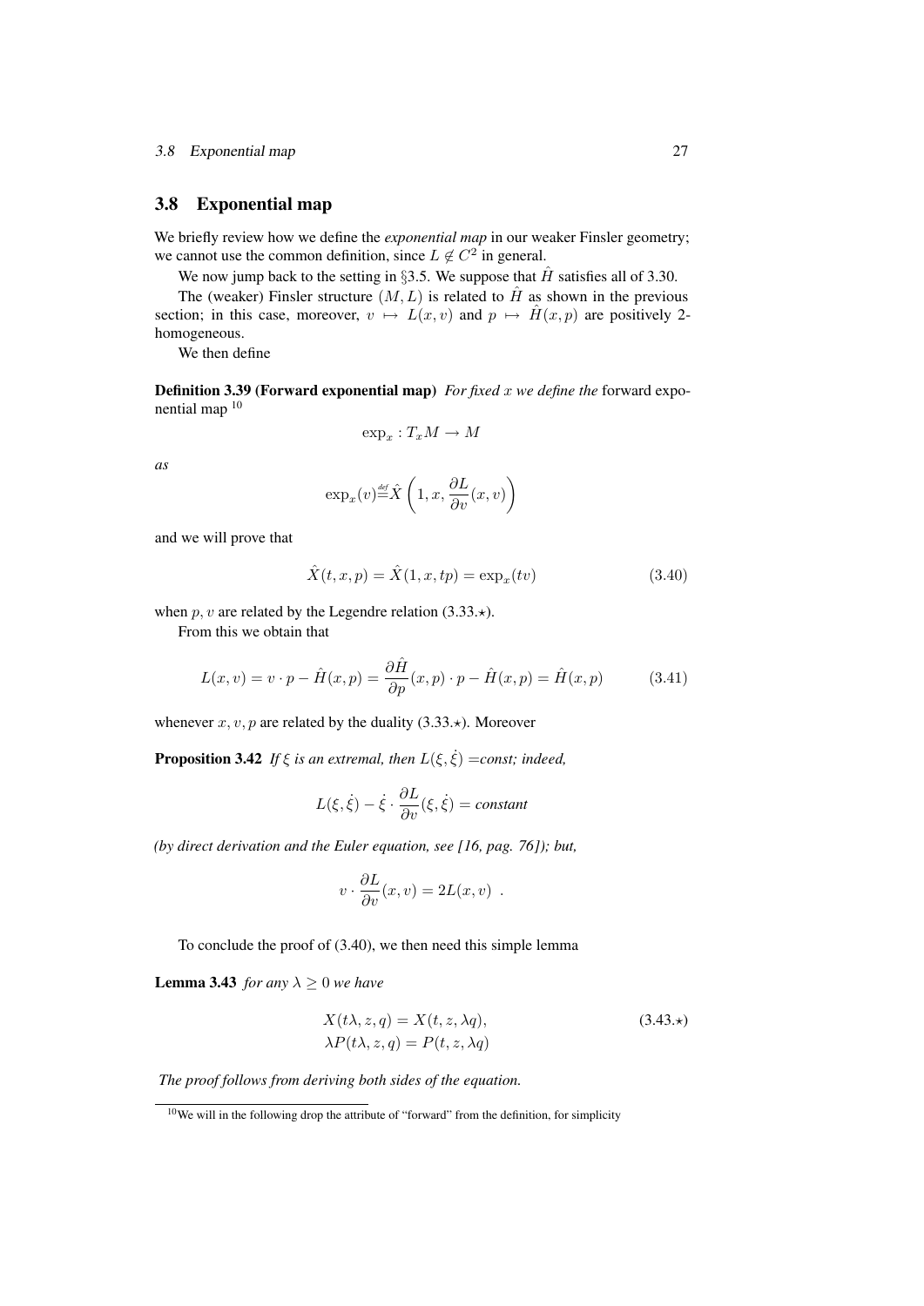## 3.8 Exponential map

We briefly review how we define the *exponential map* in our weaker Finsler geometry; we cannot use the common definition, since $L \notin C^2$ in general.

We now jump back to the setting in §3.5. We suppose that $\hat{H}$ satisfies all of 3.30.

The (weaker) Finsler structure $(M, L)$ is related to $\hat{H}$ as shown in the previous section; in this case, moreover, $v \mapsto L(x, v)$ and $p \mapsto \hat{H}(x, p)$ are positively 2-homogeneous.

We then define

**Definition 3.39 (Forward exponential map)** *For fixed $x$ we define the* forward exponential map [10]

$$\exp_x : T_x M \to M$$

*as*

$$\exp_x(v) \stackrel{def}{=} \hat{X}\left(1, x, \frac{\partial L}{\partial v}(x, v)\right)$$

and we will prove that

$$\hat{X}(t, x, p) = \hat{X}(1, x, tp) = \exp_x(tv) \tag{3.40}$$

when $p, v$ are related by the Legendre relation (3.33.$\star$).

From this we obtain that

$$L(x, v) = v \cdot p - \hat{H}(x, p) = \frac{\partial \hat{H}}{\partial p}(x, p) \cdot p - \hat{H}(x, p) = \hat{H}(x, p) \tag{3.41}$$

whenever $x, v, p$ are related by the duality (3.33.$\star$). Moreover

**Proposition 3.42** *If $\xi$ is an extremal, then $L(\xi, \dot{\xi})$ =const; indeed,*

$$L(\xi, \dot{\xi}) - \dot{\xi} \cdot \frac{\partial L}{\partial v}(\xi, \dot{\xi}) = \textit{constant}$$

*(by direct derivation and the Euler equation, see [16, pag. 76]); but,*

$$v \cdot \frac{\partial L}{\partial v}(x, v) = 2L(x, v) \ .$$

To conclude the proof of (3.40), we then need this simple lemma

**Lemma 3.43** *for any $\lambda \geq 0$ we have*

$$\begin{aligned} X(t\lambda, z, q) &= X(t, z, \lambda q), \\ \lambda P(t\lambda, z, q) &= P(t, z, \lambda q) \end{aligned} \tag{3.43.$\star$}$$

*The proof follows from deriving both sides of the equation.*

[10] We will in the following drop the attribute of "forward" from the definition, for simplicity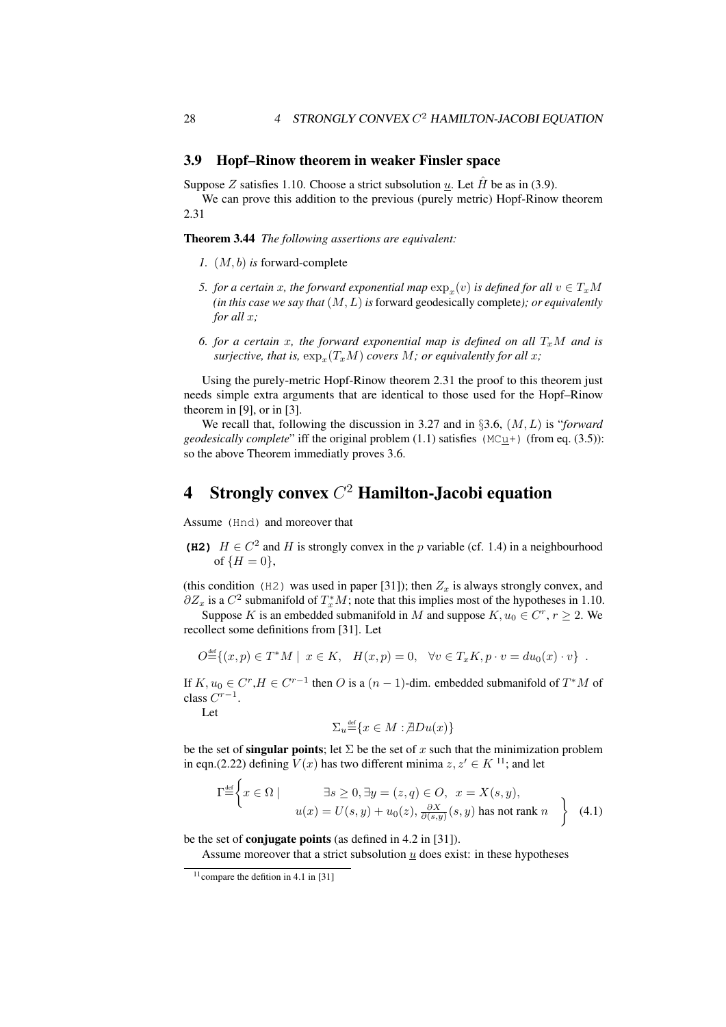### 3.9 Hopf–Rinow theorem in weaker Finsler space

Suppose $Z$ satisfies 1.10. Choose a strict subsolution $\underline{u}$. Let $\hat{H}$ be as in (3.9).

We can prove this addition to the previous (purely metric) Hopf-Rinow theorem 2.31

**Theorem 3.44** *The following assertions are equivalent:*

1. *$(M, b)$ is* forward-complete
5. *for a certain $x$, the forward exponential map $\exp_x(v)$ is defined for all $v \in T_xM$ (in this case we say that $(M, L)$ is* forward geodesically complete*); or equivalently for all $x$;*
6. *for a certain $x$, the forward exponential map is defined on all $T_xM$ and is surjective, that is, $\exp_x(T_xM)$ covers $M$; or equivalently for all $x$;*

Using the purely-metric Hopf-Rinow theorem 2.31 the proof to this theorem just needs simple extra arguments that are identical to those used for the Hopf–Rinow theorem in [9], or in [3].

We recall that, following the discussion in 3.27 and in §3.6, $(M, L)$ is "*forward geodesically complete*" iff the original problem (1.1) satisfies `(MCu+)` (from eq. (3.5)): so the above Theorem immediatly proves 3.6.

# 4 Strongly convex $C^2$ Hamilton-Jacobi equation

Assume `(Hnd)` and moreover that

**`(H2)`** $H \in C^2$ and $H$ is strongly convex in the $p$ variable (cf. 1.4) in a neighbourhood of $\{H = 0\}$,

(this condition `(H2)` was used in paper [31]); then $Z_x$ is always strongly convex, and $\partial Z_x$ is a $C^2$ submanifold of $T_x^*M$; note that this implies most of the hypotheses in 1.10.

Suppose $K$ is an embedded submanifold in $M$ and suppose $K, u_0 \in C^r$, $r \geq 2$. We recollect some definitions from [31]. Let

$$O \stackrel{\text{def}}{=} \{(x,p) \in T^*M \mid x \in K, \quad H(x,p) = 0, \quad \forall v \in T_xK, p \cdot v = du_0(x) \cdot v\} \ .$$

If $K, u_0 \in C^r$,$H \in C^{r-1}$ then $O$ is a $(n-1)$-dim. embedded submanifold of $T^*M$ of class $C^{r-1}$.

Let

$$\Sigma_u \stackrel{\text{def}}{=} \{x \in M : \nexists Du(x)\}$$

be the set of **singular points**; let $\Sigma$ be the set of $x$ such that the minimization problem in eqn.(2.22) defining $V(x)$ has two different minima $z, z' \in K$ [11]; and let

$$\Gamma \stackrel{\text{def}}{=} \left\{ x \in \Omega \mid \begin{array}{c} \exists s \geq 0, \exists y = (z,q) \in O, \quad x = X(s,y), \\ u(x) = U(s,y) + u_0(z), \frac{\partial X}{\partial(s,y)}(s,y) \text{ has not rank } n \end{array} \right\} \quad (4.1)$$

be the set of **conjugate points** (as defined in 4.2 in [31]).

Assume moreover that a strict subsolution $\underline{u}$ does exist: in these hypotheses

[11] compare the defition in 4.1 in [31]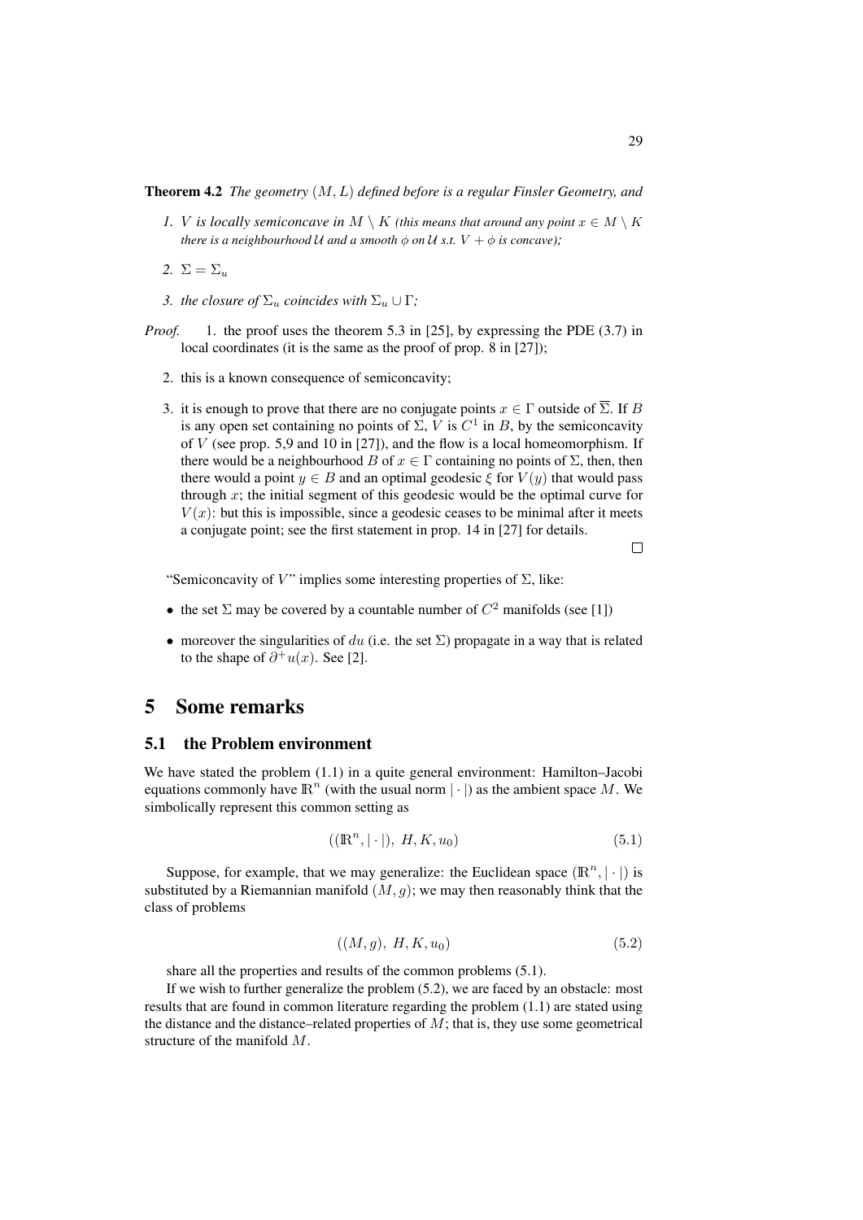**Theorem 4.2** *The geometry $(M, L)$ defined before is a regular Finsler Geometry, and*

1. *$V$ is locally semiconcave in $M \setminus K$ (this means that around any point $x \in M \setminus K$ there is a neighbourhood $\mathcal{U}$ and a smooth $\phi$ on $\mathcal{U}$ s.t. $V + \phi$ is concave);*
2. *$\Sigma = \Sigma_u$*
3. *the closure of $\Sigma_u$ coincides with $\Sigma_u \cup \Gamma$;*

*Proof.*

1. the proof uses the theorem 5.3 in [25], by expressing the PDE (3.7) in local coordinates (it is the same as the proof of prop. 8 in [27]);
2. this is a known consequence of semiconcavity;
3. it is enough to prove that there are no conjugate points $x \in \Gamma$ outside of $\overline{\Sigma}$. If $B$ is any open set containing no points of $\Sigma$, $V$ is $C^1$ in $B$, by the semiconcavity of $V$ (see prop. 5,9 and 10 in [27]), and the flow is a local homeomorphism. If there would be a neighbourhood $B$ of $x \in \Gamma$ containing no points of $\Sigma$, then, then there would a point $y \in B$ and an optimal geodesic $\xi$ for $V(y)$ that would pass through $x$; the initial segment of this geodesic would be the optimal curve for $V(x)$: but this is impossible, since a geodesic ceases to be minimal after it meets a conjugate point; see the first statement in prop. 14 in [27] for details.

□

"Semiconcavity of $V$" implies some interesting properties of $\Sigma$, like:

- the set $\Sigma$ may be covered by a countable number of $C^2$ manifolds (see [1])
- moreover the singularities of $du$ (i.e. the set $\Sigma$) propagate in a way that is related to the shape of $\partial^+ u(x)$. See [2].

# 5 Some remarks

## 5.1 the Problem environment

We have stated the problem (1.1) in a quite general environment: Hamilton–Jacobi equations commonly have $\mathbb{R}^n$ (with the usual norm $|\cdot|$) as the ambient space $M$. We simbolically represent this common setting as

$$((\mathbb{R}^n, |\cdot|),\ H, K, u_0) \tag{5.1}$$

Suppose, for example, that we may generalize: the Euclidean space $(\mathbb{R}^n, |\cdot|)$ is substituted by a Riemannian manifold $(M, g)$; we may then reasonably think that the class of problems

$$((M, g),\ H, K, u_0) \tag{5.2}$$

share all the properties and results of the common problems (5.1).

If we wish to further generalize the problem (5.2), we are faced by an obstacle: most results that are found in common literature regarding the problem (1.1) are stated using the distance and the distance–related properties of $M$; that is, they use some geometrical structure of the manifold $M$.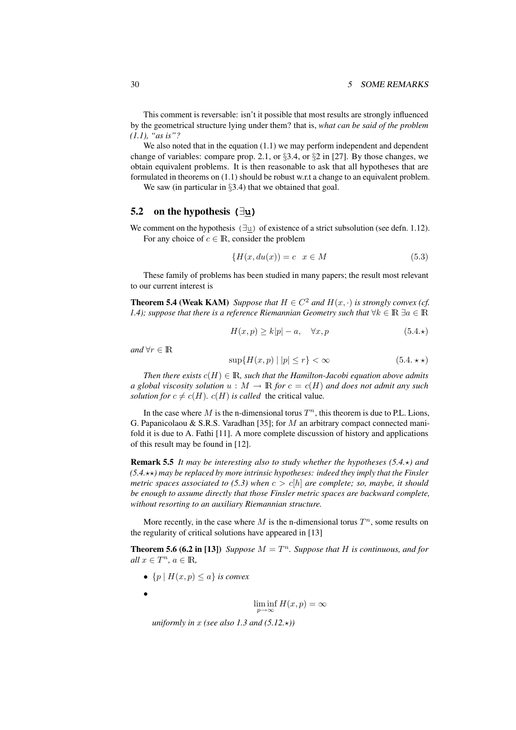This comment is reversable: isn't it possible that most results are strongly influenced by the geometrical structure lying under them? that is, *what can be said of the problem (1.1), "as is"?*

We also noted that in the equation (1.1) we may perform independent and dependent change of variables: compare prop. 2.1, or §3.4, or §2 in [27]. By those changes, we obtain equivalent problems. It is then reasonable to ask that all hypotheses that are formulated in theorems on (1.1) should be robust w.r.t a change to an equivalent problem.

We saw (in particular in §3.4) that we obtained that goal.

## 5.2 on the hypothesis $(\exists \underline{u})$

We comment on the hypothesis $(\exists \underline{u})$ of existence of a strict subsolution (see defn. 1.12).

For any choice of $c \in \mathbb{R}$, consider the problem

$$\{H(x, du(x)) = c \quad x \in M \tag{5.3}$$

These family of problems has been studied in many papers; the result most relevant to our current interest is

**Theorem 5.4 (Weak KAM)** *Suppose that $H \in C^2$ and $H(x, \cdot)$ is strongly convex (cf. 1.4); suppose that there is a reference Riemannian Geometry such that $\forall k \in \mathbb{R}\ \exists a \in \mathbb{R}$*

$$H(x,p) \geq k|p| - a, \quad \forall x, p \tag{5.4.$\star$}$$

*and $\forall r \in \mathbb{R}$*

$$\sup\{H(x,p) \mid |p| \leq r\} < \infty \tag{5.4.$\star\star$}$$

*Then there exists $c(H) \in \mathbb{R}$, such that the Hamilton-Jacobi equation above admits a global viscosity solution $u : M \to \mathbb{R}$ for $c = c(H)$ and does not admit any such solution for $c \neq c(H)$. $c(H)$ is called* the critical value*.*

In the case where $M$ is the n-dimensional torus $T^n$, this theorem is due to P.L. Lions, G. Papanicolaou & S.R.S. Varadhan [35]; for $M$ an arbitrary compact connected manifold it is due to A. Fathi [11]. A more complete discussion of history and applications of this result may be found in [12].

**Remark 5.5** *It may be interesting also to study whether the hypotheses (5.4.$\star$) and (5.4.$\star\star$) may be replaced by more intrinsic hypotheses: indeed they imply that the Finsler metric spaces associated to (5.3) when $c > c[h]$ are complete; so, maybe, it should be enough to assume directly that those Finsler metric spaces are backward complete, without resorting to an auxiliary Riemannian structure.*

More recently, in the case where $M$ is the n-dimensional torus $T^n$, some results on the regularity of critical solutions have appeared in [13]

**Theorem 5.6 (6.2 in [13])** *Suppose $M = T^n$. Suppose that $H$ is continuous, and for all $x \in T^n$, $a \in \mathbb{R}$,*

- *$\{p \mid H(x,p) \leq a\}$ is convex*
- $$\liminf_{p \to \infty} H(x,p) = \infty$$

  *uniformly in $x$ (see also 1.3 and (5.12.$\star$))*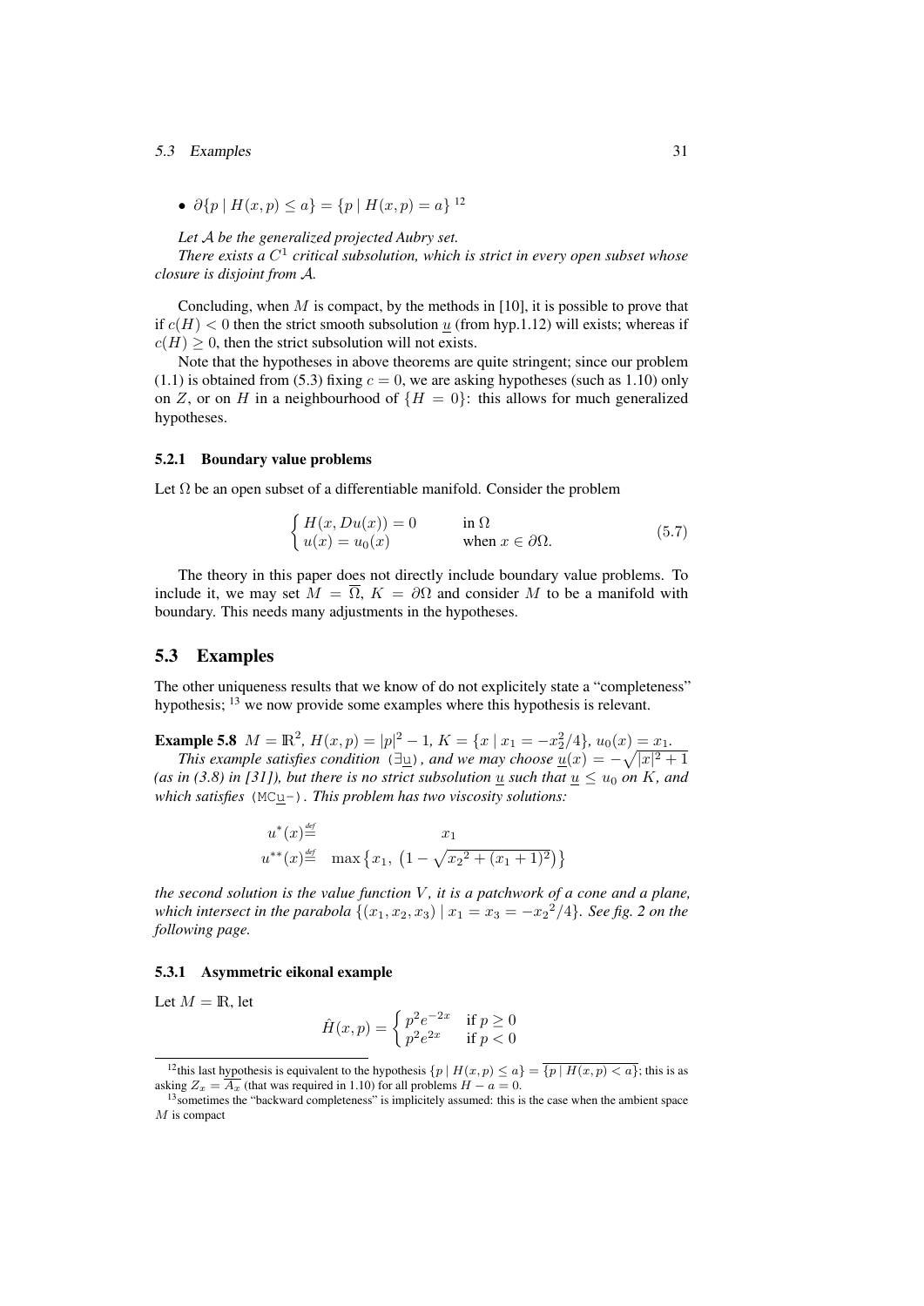- $\partial\{p \mid H(x,p) \le a\} = \{p \mid H(x,p) = a\}$ [12]

*Let $\mathcal{A}$ be the generalized projected Aubry set.*

*There exists a $C^1$ critical subsolution, which is strict in every open subset whose closure is disjoint from $\mathcal{A}$.*

Concluding, when $M$ is compact, by the methods in [10], it is possible to prove that if $c(H) < 0$ then the strict smooth subsolution $\underline{u}$ (from hyp.1.12) will exists; whereas if $c(H) \ge 0$, then the strict subsolution will not exists.

Note that the hypotheses in above theorems are quite stringent; since our problem (1.1) is obtained from (5.3) fixing $c = 0$, we are asking hypotheses (such as 1.10) only on $Z$, or on $H$ in a neighbourhood of $\{H = 0\}$: this allows for much generalized hypotheses.

### 5.2.1 Boundary value problems

Let $\Omega$ be an open subset of a differentiable manifold. Consider the problem

$$\begin{cases} H(x, Du(x)) = 0 & \text{in } \Omega \\ u(x) = u_0(x) & \text{when } x \in \partial\Omega. \end{cases} \tag{5.7}$$

The theory in this paper does not directly include boundary value problems. To include it, we may set $M = \overline{\Omega}$, $K = \partial\Omega$ and consider $M$ to be a manifold with boundary. This needs many adjustments in the hypotheses.

## 5.3 Examples

The other uniqueness results that we know of do not explicitely state a "completeness" hypothesis; [13] we now provide some examples where this hypothesis is relevant.

**Example 5.8** $M = \mathbb{R}^2$, $H(x,p) = |p|^2 - 1$, $K = \{x \mid x_1 = -x_2^2/4\}$, $u_0(x) = x_1$.

*This example satisfies condition* $(\exists\underline{\text{u}})$, *and we may choose* $\underline{u}(x) = -\sqrt{|x|^2 + 1}$ *(as in (3.8) in [31]), but there is no strict subsolution $\underline{u}$ such that $\underline{u} \le u_0$ on $K$, and which satisfies* $(\text{MC}\underline{\text{u}}-)$. *This problem has two viscosity solutions:*

$$u^*(x) \stackrel{\text{def}}{=} x_1$$
$$u^{**}(x) \stackrel{\text{def}}{=} \max\left\{x_1,\ \left(1 - \sqrt{{x_2}^2 + (x_1+1)^2}\right)\right\}$$

*the second solution is the value function $V$, it is a patchwork of a cone and a plane, which intersect in the parabola $\{(x_1, x_2, x_3) \mid x_1 = x_3 = -{x_2}^2/4\}$. See fig. 2 on the following page.*

### 5.3.1 Asymmetric eikonal example

Let $M = \mathbb{R}$, let

$$\hat{H}(x,p) = \begin{cases} p^2 e^{-2x} & \text{if } p \ge 0 \\ p^2 e^{2x} & \text{if } p < 0 \end{cases}$$

---

[12] this last hypothesis is equivalent to the hypothesis $\{p \mid H(x,p) \le a\} = \overline{\{p \mid H(x,p) < a\}}$; this is as asking $Z_x = \overline{A_x}$ (that was required in 1.10) for all problems $H - a = 0$.

[13] sometimes the "backward completeness" is implicitely assumed: this is the case when the ambient space $M$ is compact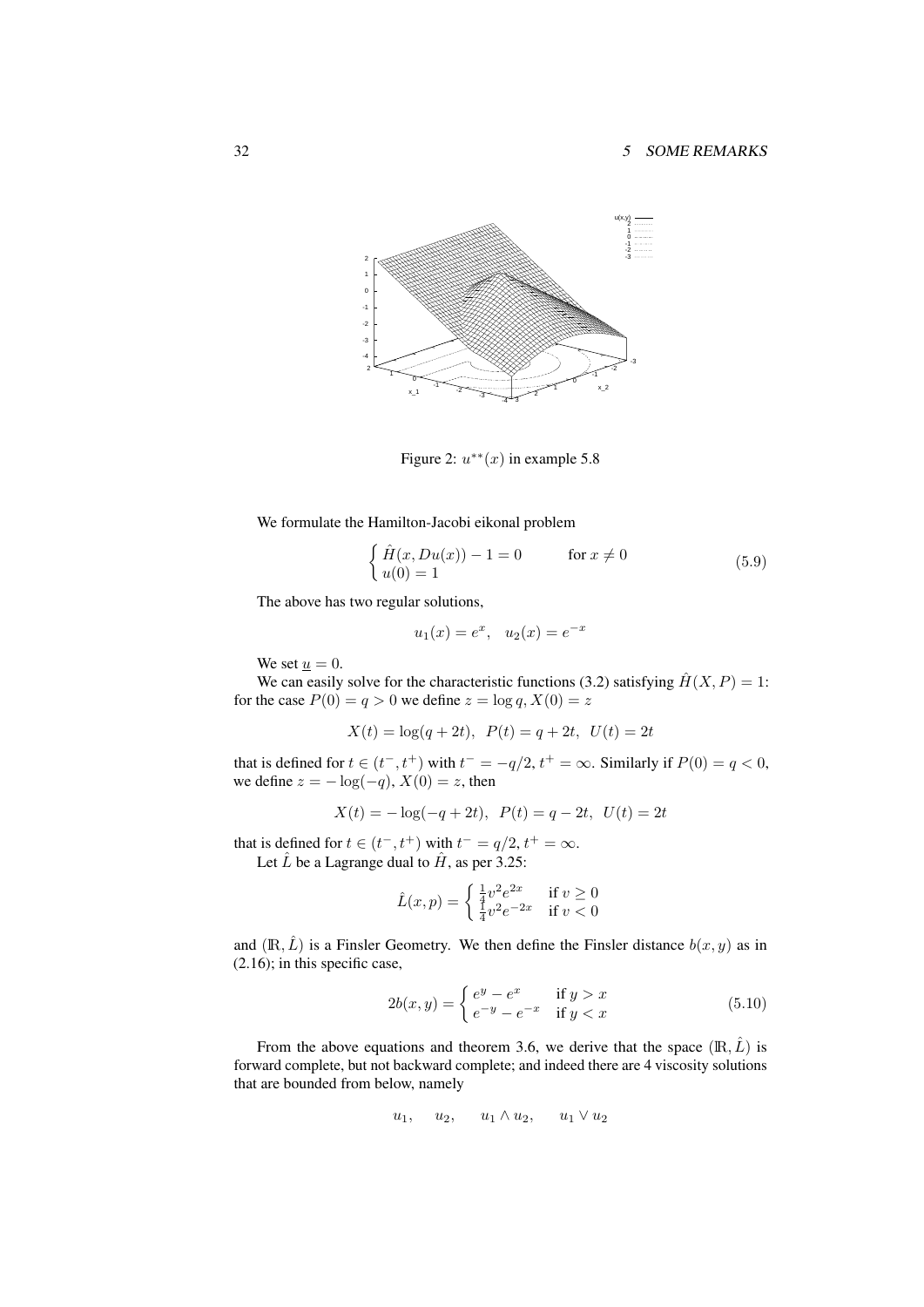Figure 2: $u^{**}(x)$ in example 5.8

We formulate the Hamilton-Jacobi eikonal problem

$$\begin{cases} \hat{H}(x, Du(x)) - 1 = 0 & \text{for } x \neq 0 \\ u(0) = 1 \end{cases} \tag{5.9}$$

The above has two regular solutions,

$$u_1(x) = e^x, \quad u_2(x) = e^{-x}$$

We set $\underline{u} = 0$.

We can easily solve for the characteristic functions (3.2) satisfying $\hat{H}(X, P) = 1$: for the case $P(0) = q > 0$ we define $z = \log q, X(0) = z$

$$X(t) = \log(q + 2t), \;\; P(t) = q + 2t, \;\; U(t) = 2t$$

that is defined for $t \in (t^-, t^+)$ with $t^- = -q/2, t^+ = \infty$. Similarly if $P(0) = q < 0$, we define $z = -\log(-q)$, $X(0) = z$, then

$$X(t) = -\log(-q + 2t), \;\; P(t) = q - 2t, \;\; U(t) = 2t$$

that is defined for $t \in (t^-, t^+)$ with $t^- = q/2, t^+ = \infty$.

Let $\hat{L}$ be a Lagrange dual to $\hat{H}$, as per 3.25:

$$\hat{L}(x, p) = \begin{cases} \frac{1}{4} v^2 e^{2x} & \text{if } v \geq 0 \\ \frac{1}{4} v^2 e^{-2x} & \text{if } v < 0 \end{cases}$$

and $(\mathbb{R}, \hat{L})$ is a Finsler Geometry. We then define the Finsler distance $b(x, y)$ as in (2.16); in this specific case,

$$2b(x, y) = \begin{cases} e^y - e^x & \text{if } y > x \\ e^{-y} - e^{-x} & \text{if } y < x \end{cases} \tag{5.10}$$

From the above equations and theorem 3.6, we derive that the space $(\mathbb{R}, \hat{L})$ is forward complete, but not backward complete; and indeed there are 4 viscosity solutions that are bounded from below, namely

$$u_1, \quad u_2, \quad u_1 \wedge u_2, \quad u_1 \vee u_2$$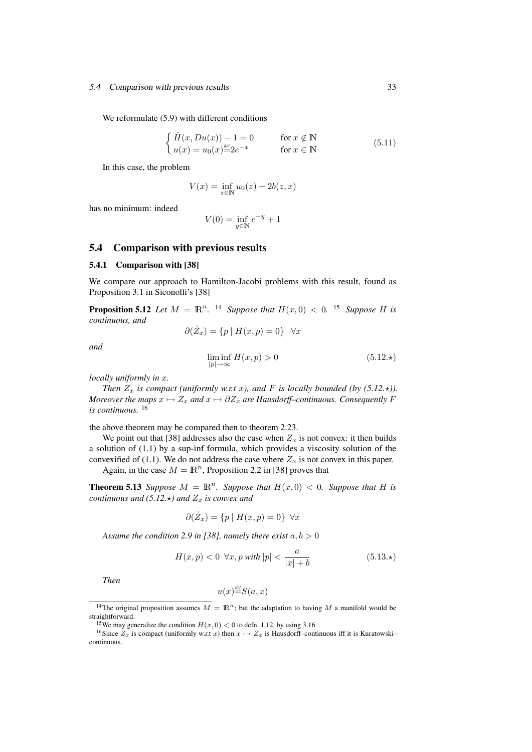We reformulate (5.9) with different conditions

$$
\begin{cases} \hat{H}(x, Du(x)) - 1 = 0 & \text{for } x \notin \mathbb{N} \\ u(x) = u_0(x) \stackrel{\text{def}}{=} 2e^{-x} & \text{for } x \in \mathbb{N} \end{cases} \tag{5.11}
$$

In this case, the problem

$$
V(x) = \inf_{z \in \mathbb{N}} u_0(z) + 2b(z, x)
$$

has no minimum: indeed

$$
V(0) = \inf_{y \in \mathbb{N}} e^{-y} + 1
$$

## 5.4 Comparison with previous results

### 5.4.1 Comparison with [38]

We compare our approach to Hamilton-Jacobi problems with this result, found as Proposition 3.1 in Siconolfi's [38]

**Proposition 5.12** *Let $M = \mathbb{R}^n$.* [14] *Suppose that $H(x, 0) < 0$.* [15] *Suppose $H$ is continuous, and*

$$
\partial(\mathring{Z}_x) = \{p \mid H(x, p) = 0\} \quad \forall x
$$

*and*

$$
\liminf_{|p| \to \infty} H(x, p) > 0 \tag{5.12.$\star$}
$$

*locally uniformly in $x$.*

*Then $Z_x$ is compact (uniformly w.r.t $x$), and $F$ is locally bounded (by (5.12.$\star$)). Moreover the maps $x \mapsto Z_x$ and $x \mapsto \partial Z_x$ are Hausdorff–continuous. Consequently $F$ is continuous.* [16]

the above theorem may be compared then to theorem 2.23.

We point out that [38] addresses also the case when $Z_x$ is not convex: it then builds a solution of (1.1) by a sup-inf formula, which provides a viscosity solution of the convexified of (1.1). We do not address the case where $Z_x$ is not convex in this paper.

Again, in the case $M = \mathbb{R}^n$, Proposition 2.2 in [38] proves that

**Theorem 5.13** *Suppose $M = \mathbb{R}^n$. Suppose that $H(x, 0) < 0$. Suppose that $H$ is continuous and (5.12.$\star$) and $Z_x$ is convex and*

$$
\partial(\mathring{Z}_x) = \{p \mid H(x, p) = 0\} \ \forall x
$$

*Assume the condition 2.9 in [38], namely there exist $a, b > 0$*

$$
H(x, p) < 0 \ \forall x, p \text{ with } |p| < \frac{a}{|x| + b} \tag{5.13.$\star$}
$$

*Then*

$$
u(x) \stackrel{\text{def}}{=} S(a, x)
$$

---

[14] The original proposition assumes $M = \mathbb{R}^n$; but the adaptation to having $M$ a manifold would be straightforward.

[15] We may generalize the condition $H(x, 0) < 0$ to defn. 1.12, by using 3.16

[16] Since $Z_x$ is compact (uniformly w.r.t $x$) then $x \mapsto Z_x$ is Hausdorff–continuous iff it is Kuratowski–continuous.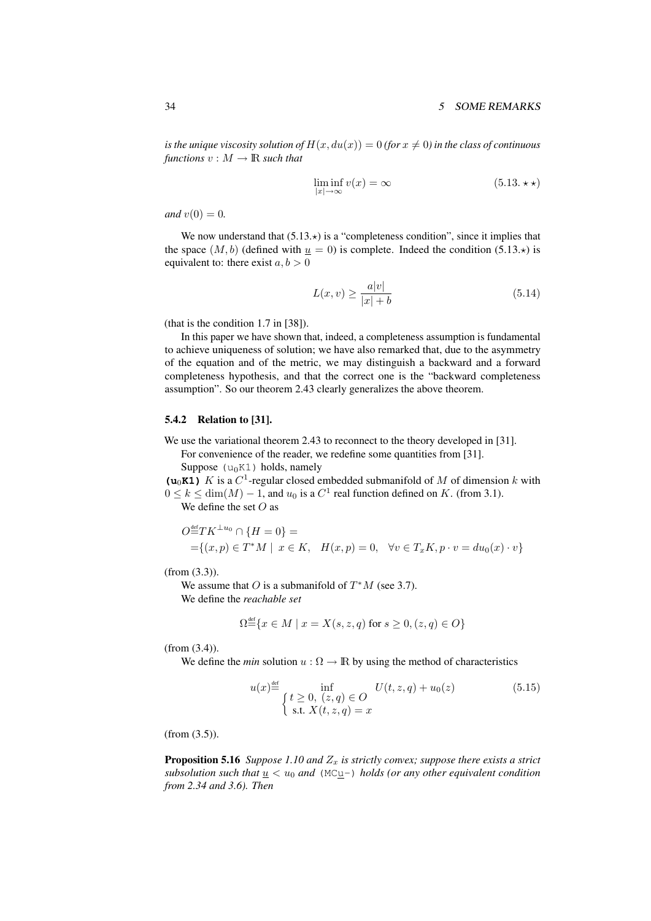*is the unique viscosity solution of $H(x, du(x)) = 0$ (for $x \neq 0$) in the class of continuous functions $v : M \to \mathbb{R}$ such that*

$$\liminf_{|x|\to\infty} v(x) = \infty \qquad (5.13.\star\star)$$

*and* $v(0) = 0$.

We now understand that (5.13.$\star$) is a "completeness condition", since it implies that the space $(M, b)$ (defined with $\underline{u} = 0$) is complete. Indeed the condition (5.13.$\star$) is equivalent to: there exist $a, b > 0$

$$L(x, v) \geq \frac{a|v|}{|x| + b} \qquad (5.14)$$

(that is the condition 1.7 in [38]).

In this paper we have shown that, indeed, a completeness assumption is fundamental to achieve uniqueness of solution; we have also remarked that, due to the asymmetry of the equation and of the metric, we may distinguish a backward and a forward completeness hypothesis, and that the correct one is the "backward completeness assumption". So our theorem 2.43 clearly generalizes the above theorem.

### 5.4.2 Relation to [31].

We use the variational theorem 2.43 to reconnect to the theory developed in [31].

For convenience of the reader, we redefine some quantities from [31].

Suppose ($u_0$K1) holds, namely

**($u_0$K1)** $K$ is a $C^1$-regular closed embedded submanifold of $M$ of dimension $k$ with $0 \leq k \leq \dim(M) - 1$, and $u_0$ is a $C^1$ real function defined on $K$. (from 3.1).

We define the set $O$ as

$$O \stackrel{\text{def}}{=} TK^{\perp u_0} \cap \{H = 0\} =$$
$$= \{(x, p) \in T^*M \mid x \in K, \quad H(x, p) = 0, \quad \forall v \in T_xK, p \cdot v = du_0(x) \cdot v\}$$

(from (3.3)).

We assume that $O$ is a submanifold of $T^*M$ (see 3.7).

We define the *reachable set*

$$\Omega \stackrel{\text{def}}{=} \{x \in M \mid x = X(s, z, q) \text{ for } s \geq 0, (z, q) \in O\}$$

(from (3.4)).

We define the *min* solution $u : \Omega \to \mathbb{R}$ by using the method of characteristics

$$u(x) \stackrel{\text{def}}{=} \inf_{\begin{cases} t \geq 0, \ (z, q) \in O \\ \text{s.t. } X(t, z, q) = x \end{cases}} U(t, z, q) + u_0(z) \qquad (5.15)$$

(from (3.5)).

**Proposition 5.16** *Suppose 1.10 and $Z_x$ is strictly convex; suppose there exists a strict subsolution such that $\underline{u} < u_0$ and (MC$\underline{u}$-) holds (or any other equivalent condition from 2.34 and 3.6). Then*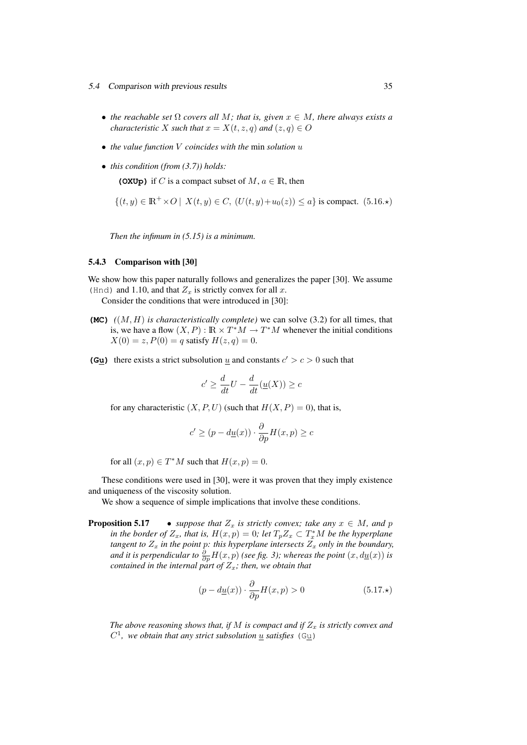- *the reachable set* $\Omega$ *covers all* $M$*; that is, given* $x \in M$*, there always exists a characteristic* $X$ *such that* $x = X(t, z, q)$ *and* $(z, q) \in O$
- *the value function* $V$ *coincides with the* min *solution* $u$
- *this condition (from (3.7)) holds:*

  **(OXUp)** if $C$ is a compact subset of $M$, $a \in \mathbb{R}$, then

  $$\{(t, y) \in \mathbb{R}^+ \times O \mid X(t, y) \in C, \ (U(t, y) + u_0(z)) \leq a\} \text{ is compact.} \quad (5.16.\star)$$

*Then the infimum in (5.15) is a minimum.*

### 5.4.3 Comparison with [30]

We show how this paper naturally follows and generalizes the paper [30]. We assume (Hnd) and 1.10, and that $Z_x$ is strictly convex for all $x$.

Consider the conditions that were introduced in [30]:

**(MC)** *($(M, H)$ is characteristically complete)* we can solve (3.2) for all times, that is, we have a flow $(X, P) : \mathbb{R} \times T^*M \to T^*M$ whenever the initial conditions $X(0) = z, P(0) = q$ satisfy $H(z, q) = 0$.

**(G$\underline{u}$)** there exists a strict subsolution $\underline{u}$ and constants $c' > c > 0$ such that

$$c' \geq \frac{d}{dt} U - \frac{d}{dt}(\underline{u}(X)) \geq c$$

for any characteristic $(X, P, U)$ (such that $H(X, P) = 0$), that is,

$$c' \geq (p - d\underline{u}(x)) \cdot \frac{\partial}{\partial p} H(x, p) \geq c$$

for all $(x, p) \in T^*M$ such that $H(x, p) = 0$.

These conditions were used in [30], were it was proven that they imply existence and uniqueness of the viscosity solution.

We show a sequence of simple implications that involve these conditions.

**Proposition 5.17** • *suppose that* $Z_x$ *is strictly convex; take any* $x \in M$*, and* $p$ *in the border of* $Z_x$*, that is,* $H(x, p) = 0$*; let* $T_p Z_x \subset T_x^* M$ *be the hyperplane tangent to* $Z_x$ *in the point* $p$*: this hyperplane intersects* $Z_x$ *only in the boundary, and it is perpendicular to* $\frac{\partial}{\partial p} H(x, p)$ *(see fig. 3); whereas the point* $(x, d\underline{u}(x))$ *is contained in the internal part of* $Z_x$*; then, we obtain that*

$$(p - d\underline{u}(x)) \cdot \frac{\partial}{\partial p} H(x, p) > 0 \quad (5.17.\star)$$

*The above reasoning shows that, if* $M$ *is compact and if* $Z_x$ *is strictly convex and* $C^1$*, we obtain that any strict subsolution* $\underline{u}$ *satisfies* (G$\underline{u}$)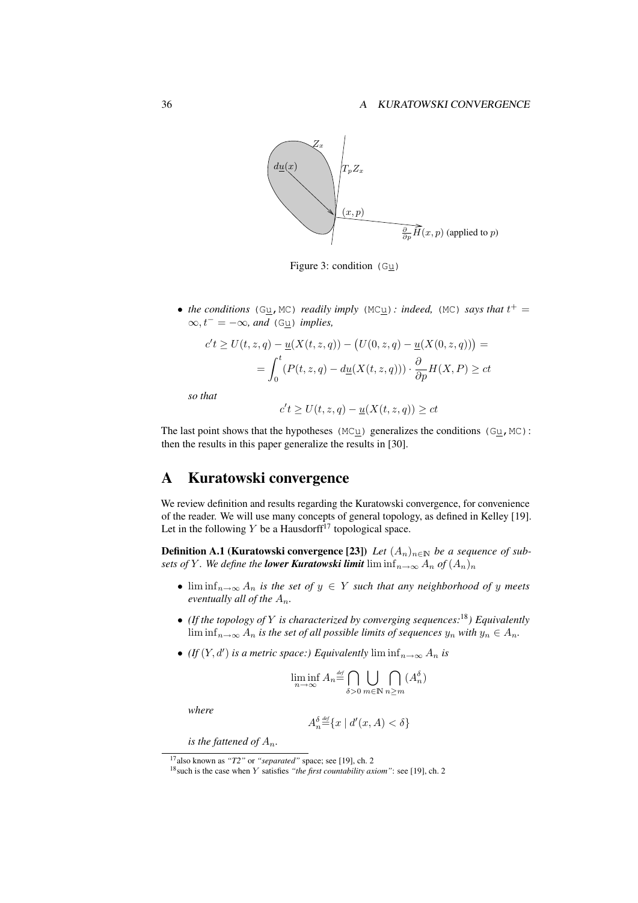Figure 3: condition (G$\underline{u}$)

- *the conditions* (G$\underline{u}$, MC) *readily imply* (MC$\underline{u}$)*: indeed,* (MC) *says that* $t^+ = \infty, t^- = -\infty$*, and* (G$\underline{u}$) *implies,*

$$c't \geq U(t,z,q) - \underline{u}(X(t,z,q)) - \big(U(0,z,q) - \underline{u}(X(0,z,q))\big) =$$
$$= \int_0^t \left(P(t,z,q) - d\underline{u}(X(t,z,q))\right) \cdot \frac{\partial}{\partial p} H(X,P) \geq ct$$

*so that*

$$c't \geq U(t,z,q) - \underline{u}(X(t,z,q)) \geq ct$$

The last point shows that the hypotheses (MC$\underline{u}$) generalizes the conditions (G$\underline{u}$, MC): then the results in this paper generalize the results in [30].

# A Kuratowski convergence

We review definition and results regarding the Kuratowski convergence, for convenience of the reader. We will use many concepts of general topology, as defined in Kelley [19]. Let in the following $Y$ be a Hausdorff[17] topological space.

**Definition A.1 (Kuratowski convergence [23])** *Let* $(A_n)_{n\in\mathbb{N}}$ *be a sequence of subsets of* $Y$*. We define the* ***lower Kuratowski limit*** $\liminf_{n\to\infty} A_n$ *of* $(A_n)_n$

- $\liminf_{n\to\infty} A_n$ *is the set of* $y \in Y$ *such that any neighborhood of* $y$ *meets eventually all of the* $A_n$*.*
- *(If the topology of* $Y$ *is characterized by converging sequences:*[18]*) Equivalently* $\liminf_{n\to\infty} A_n$ *is the set of all possible limits of sequences* $y_n$ *with* $y_n \in A_n$*.*
- *(If* $(Y, d')$ *is a metric space:) Equivalently* $\liminf_{n\to\infty} A_n$ *is*

$$\liminf_{n\to\infty} A_n \stackrel{def}{=} \bigcap_{\delta>0} \bigcup_{m\in\mathbb{N}} \bigcap_{n\geq m} (A_n^\delta)$$

*where*

$$A_n^\delta \stackrel{def}{=} \{x \mid d'(x, A) < \delta\}$$

*is the fattened of* $A_n$*.*

[17] also known as *"T2"* or *"separated"* space; see [19], ch. 2

[18] such is the case when $Y$ satisfies *"the first countability axiom"*: see [19], ch. 2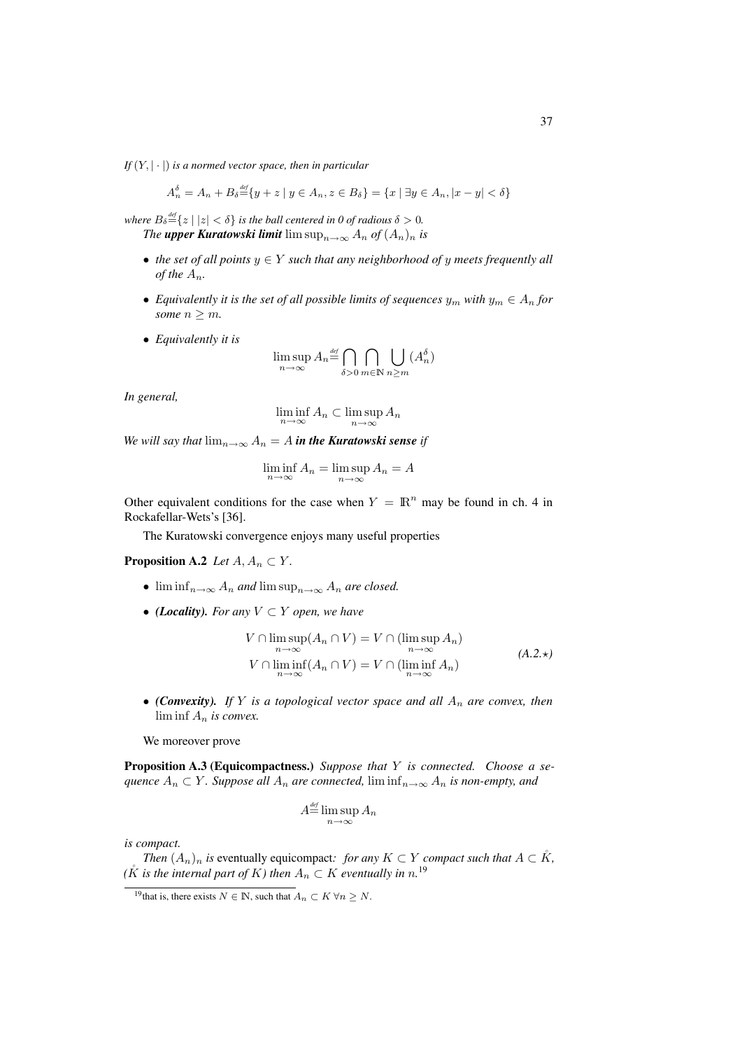*If $(Y, |\cdot|)$ is a normed vector space, then in particular*

$$A_n^\delta = A_n + B_\delta \stackrel{def}{=} \{y + z \mid y \in A_n, z \in B_\delta\} = \{x \mid \exists y \in A_n, |x - y| < \delta\}$$

*where $B_\delta \stackrel{def}{=} \{z \mid |z| < \delta\}$ is the ball centered in 0 of radious $\delta > 0$.*

*The **upper Kuratowski limit** $\limsup_{n\to\infty} A_n$ of $(A_n)_n$ is*

- *the set of all points $y \in Y$ such that any neighborhood of $y$ meets frequently all of the $A_n$.*
- *Equivalently it is the set of all possible limits of sequences $y_m$ with $y_m \in A_n$ for some $n \geq m$.*
- *Equivalently it is*
$$\limsup_{n\to\infty} A_n \stackrel{def}{=} \bigcap_{\delta>0} \bigcap_{m\in\mathbb{N}} \bigcup_{n\geq m} (A_n^\delta)$$

*In general,*

$$\liminf_{n\to\infty} A_n \subset \limsup_{n\to\infty} A_n$$

*We will say that $\lim_{n\to\infty} A_n = A$ **in the Kuratowski sense** if*

$$\liminf_{n\to\infty} A_n = \limsup_{n\to\infty} A_n = A$$

Other equivalent conditions for the case when $Y = \mathbb{R}^n$ may be found in ch. 4 in Rockafellar-Wets's [36].

The Kuratowski convergence enjoys many useful properties

**Proposition A.2** *Let $A, A_n \subset Y$.*

- *$\liminf_{n\to\infty} A_n$ and $\limsup_{n\to\infty} A_n$ are closed.*
- ***(Locality).** For any $V \subset Y$ open, we have*
$$\begin{aligned} V \cap \limsup_{n\to\infty}(A_n \cap V) &= V \cap (\limsup_{n\to\infty} A_n) \\ V \cap \liminf_{n\to\infty}(A_n \cap V) &= V \cap (\liminf_{n\to\infty} A_n) \end{aligned} \tag{A.2.$\star$}$$
- ***(Convexity).** If $Y$ is a topological vector space and all $A_n$ are convex, then $\liminf A_n$ is convex.*

We moreover prove

**Proposition A.3 (Equicompactness.)** *Suppose that $Y$ is connected. Choose a sequence $A_n \subset Y$. Suppose all $A_n$ are connected, $\liminf_{n\to\infty} A_n$ is non-empty, and*

$$A \stackrel{def}{=} \limsup_{n\to\infty} A_n$$

*is compact.*

*Then $(A_n)_n$ is* eventually equicompact*: for any $K \subset Y$ compact such that $A \subset \mathring{K}$, ($\mathring{K}$ is the internal part of $K$) then $A_n \subset K$ eventually in $n$.*[19]

[19] that is, there exists $N \in \mathbb{N}$, such that $A_n \subset K \ \forall n \geq N$.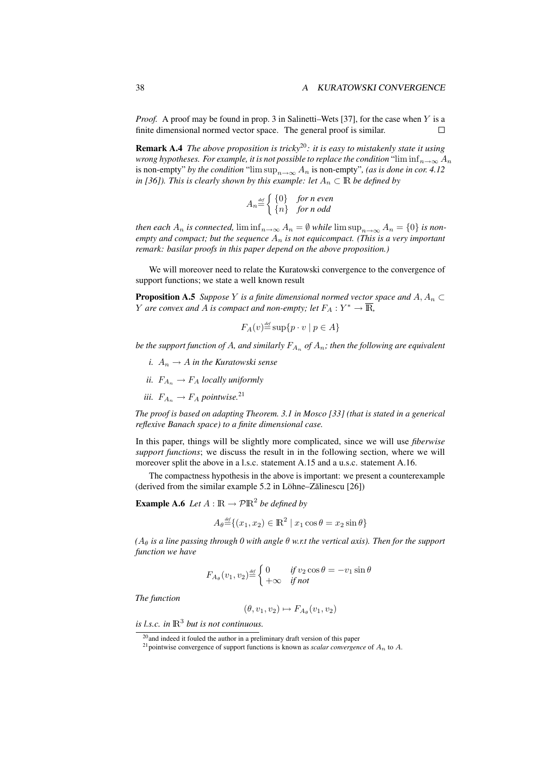*Proof.* A proof may be found in prop. 3 in Salinetti–Wets [37], for the case when $Y$ is a finite dimensional normed vector space. The general proof is similar. $\square$

**Remark A.4** *The above proposition is tricky*[20]*: it is easy to mistakenly state it using wrong hypotheses. For example, it is not possible to replace the condition* "$\liminf_{n\to\infty} A_n$ is non-empty" *by the condition* "$\limsup_{n\to\infty} A_n$ is non-empty"*, (as is done in cor. 4.12 in [36]). This is clearly shown by this example: let $A_n \subset \mathbb{R}$ be defined by*

$$A_n \stackrel{def}{=} \begin{cases} \{0\} & \textit{for n even} \\ \{n\} & \textit{for n odd} \end{cases}$$

*then each $A_n$ is connected, $\liminf_{n\to\infty} A_n = \emptyset$ while $\limsup_{n\to\infty} A_n = \{0\}$ is non-empty and compact; but the sequence $A_n$ is not equicompact. (This is a very important remark: basilar proofs in this paper depend on the above proposition.)*

We will moreover need to relate the Kuratowski convergence to the convergence of support functions; we state a well known result

**Proposition A.5** *Suppose $Y$ is a finite dimensional normed vector space and $A, A_n \subset Y$ are convex and $A$ is compact and non-empty; let $F_A : Y^* \to \overline{\mathbb{R}}$,*

$$F_A(v) \stackrel{def}{=} \sup\{p \cdot v \mid p \in A\}$$

*be the support function of $A$, and similarly $F_{A_n}$ of $A_n$; then the following are equivalent*

- *i. $A_n \to A$ in the Kuratowski sense*
- *ii. $F_{A_n} \to F_A$ locally uniformly*
- *iii. $F_{A_n} \to F_A$ pointwise.*[21]

*The proof is based on adapting Theorem. 3.1 in Mosco [33] (that is stated in a generical reflexive Banach space) to a finite dimensional case.*

In this paper, things will be slightly more complicated, since we will use *fiberwise support functions*; we discuss the result in in the following section, where we will moreover split the above in a l.s.c. statement A.15 and a u.s.c. statement A.16.

The compactness hypothesis in the above is important: we present a counterexample (derived from the similar example 5.2 in Löhne–Zălinescu [26])

**Example A.6** *Let $A : \mathbb{R} \to \mathcal{P}\mathbb{R}^2$ be defined by*

$$A_\theta \stackrel{def}{=} \{(x_1, x_2) \in \mathbb{R}^2 \mid x_1 \cos\theta = x_2 \sin\theta\}$$

*($A_\theta$ is a line passing through 0 with angle $\theta$ w.r.t the vertical axis). Then for the support function we have*

$$F_{A_\theta}(v_1, v_2) \stackrel{def}{=} \begin{cases} 0 & \textit{if } v_2 \cos\theta = -v_1 \sin\theta \\ +\infty & \textit{if not} \end{cases}$$

*The function*

$$(\theta, v_1, v_2) \mapsto F_{A_\theta}(v_1, v_2)$$

*is l.s.c. in $\mathbb{R}^3$ but is not continuous.*

[20] and indeed it fouled the author in a preliminary draft version of this paper

[21] pointwise convergence of support functions is known as *scalar convergence* of $A_n$ to $A$.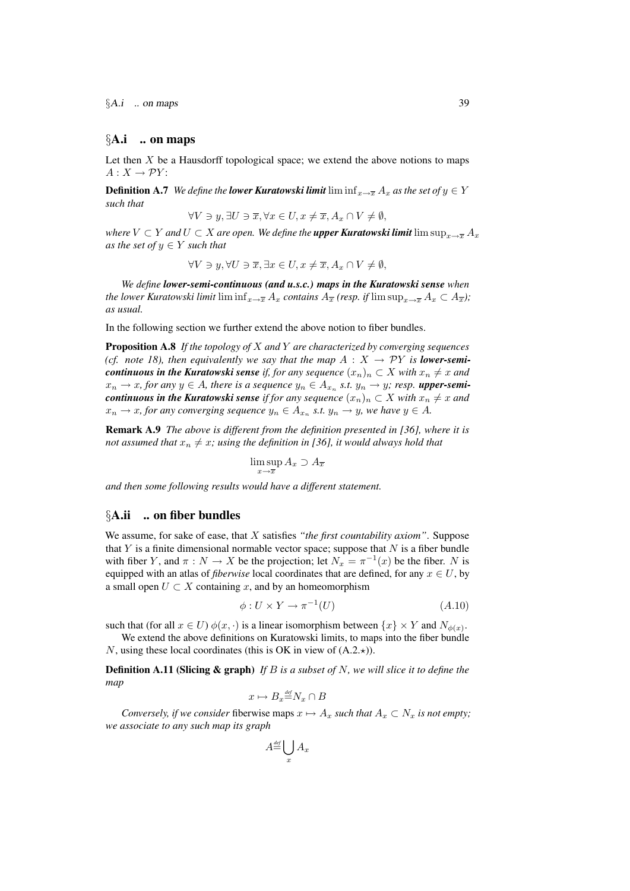## §A.i .. on maps

Let then $X$ be a Hausdorff topological space; we extend the above notions to maps $A : X \to \mathcal{P}Y$:

**Definition A.7** *We define the* ***lower Kuratowski limit*** $\liminf_{x\to\overline{x}} A_x$ *as the set of* $y \in Y$ *such that*

$$\forall V \ni y, \exists U \ni \overline{x}, \forall x \in U, x \neq \overline{x}, A_x \cap V \neq \emptyset,$$

*where* $V \subset Y$ *and* $U \subset X$ *are open. We define the* ***upper Kuratowski limit*** $\limsup_{x\to\overline{x}} A_x$ *as the set of* $y \in Y$ *such that*

$$\forall V \ni y, \forall U \ni \overline{x}, \exists x \in U, x \neq \overline{x}, A_x \cap V \neq \emptyset,$$

*We define* ***lower-semi-continuous (and u.s.c.) maps in the Kuratowski sense*** *when the lower Kuratowski limit* $\liminf_{x\to\overline{x}} A_x$ *contains* $A_{\overline{x}}$ *(resp. if* $\limsup_{x\to\overline{x}} A_x \subset A_{\overline{x}}$*); as usual.*

In the following section we further extend the above notion to fiber bundles.

**Proposition A.8** *If the topology of* $X$ *and* $Y$ *are characterized by converging sequences (cf. note 18), then equivalently we say that the map* $A : X \to \mathcal{P}Y$ *is* ***lower-semi-continuous in the Kuratowski sense*** *if, for any sequence* $(x_n)_n \subset X$ *with* $x_n \neq x$ *and* $x_n \to x$*, for any* $y \in A$*, there is a sequence* $y_n \in A_{x_n}$ *s.t.* $y_n \to y$*; resp.* ***upper-semi-continuous in the Kuratowski sense*** *if for any sequence* $(x_n)_n \subset X$ *with* $x_n \neq x$ *and* $x_n \to x$*, for any converging sequence* $y_n \in A_{x_n}$ *s.t.* $y_n \to y$*, we have* $y \in A$*.*

**Remark A.9** *The above is different from the definition presented in [36], where it is not assumed that* $x_n \neq x$*; using the definition in [36], it would always hold that*

$$\limsup_{x\to\overline{x}} A_x \supset A_{\overline{x}}$$

*and then some following results would have a different statement.*

## §A.ii .. on fiber bundles

We assume, for sake of ease, that $X$ satisfies *"the first countability axiom"*. Suppose that $Y$ is a finite dimensional normable vector space; suppose that $N$ is a fiber bundle with fiber $Y$, and $\pi : N \to X$ be the projection; let $N_x = \pi^{-1}(x)$ be the fiber. $N$ is equipped with an atlas of *fiberwise* local coordinates that are defined, for any $x \in U$, by a small open $U \subset X$ containing $x$, and by an homeomorphism

$$\phi : U \times Y \to \pi^{-1}(U) \tag{A.10}$$

such that (for all $x \in U$) $\phi(x, \cdot)$ is a linear isomorphism between $\{x\} \times Y$ and $N_{\phi(x)}$.

We extend the above definitions on Kuratowski limits, to maps into the fiber bundle $N$, using these local coordinates (this is OK in view of (A.2.$\star$)).

**Definition A.11 (Slicing & graph)** *If* $B$ *is a subset of* $N$*, we will slice it to define the map*

$$x \mapsto B_x \stackrel{def}{=} N_x \cap B$$

*Conversely, if we consider* fiberwise maps $x \mapsto A_x$ *such that* $A_x \subset N_x$ *is not empty; we associate to any such map its graph*

$$A \stackrel{def}{=} \bigcup_x A_x$$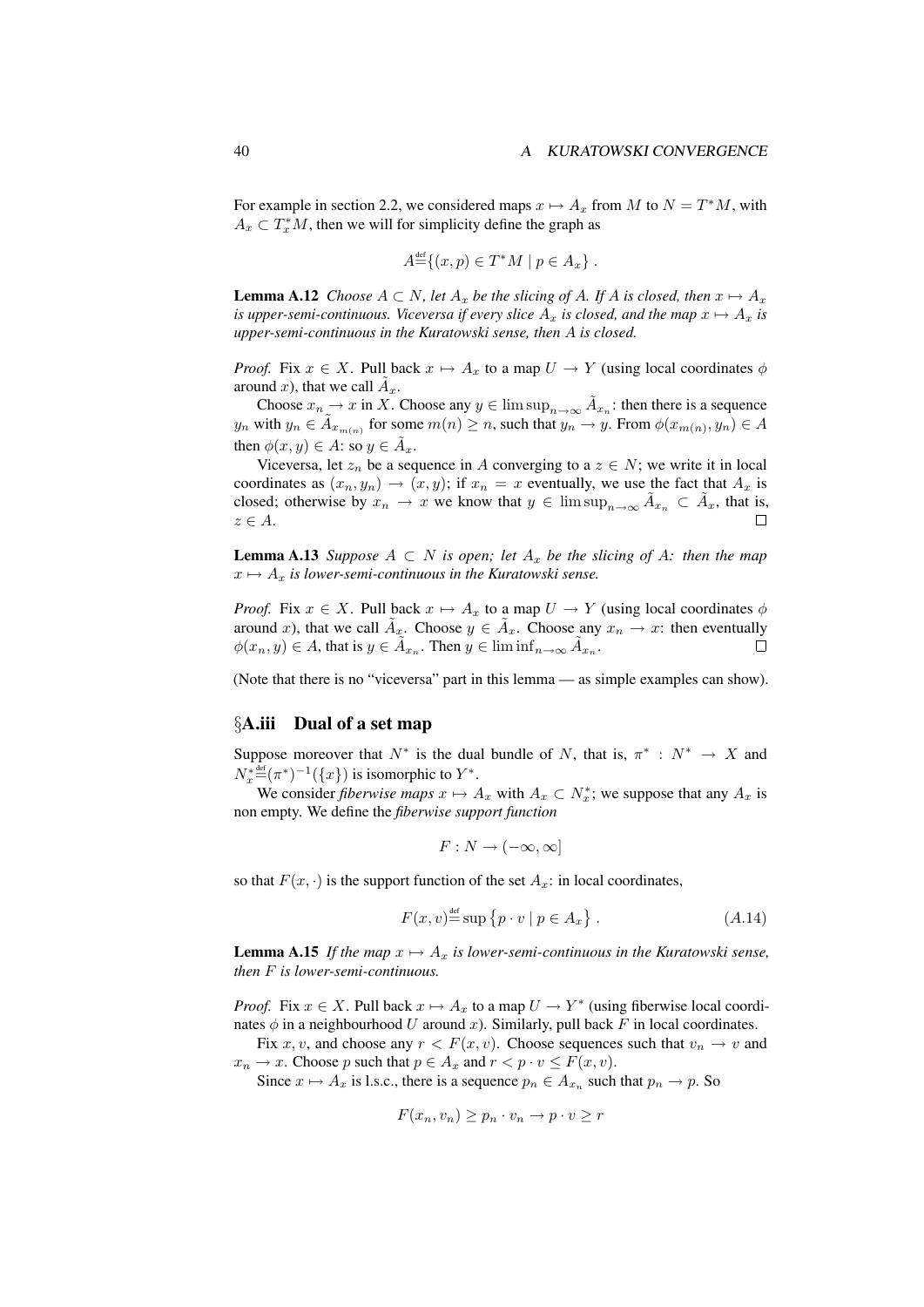For example in section 2.2, we considered maps $x \mapsto A_x$ from $M$ to $N = T^*M$, with $A_x \subset T^*_x M$, then we will for simplicity define the graph as

$$A \stackrel{\text{def}}{=} \{(x,p) \in T^*M \mid p \in A_x\} .$$

**Lemma A.12** *Choose $A \subset N$, let $A_x$ be the slicing of $A$. If $A$ is closed, then $x \mapsto A_x$ is upper-semi-continuous. Viceversa if every slice $A_x$ is closed, and the map $x \mapsto A_x$ is upper-semi-continuous in the Kuratowski sense, then $A$ is closed.*

*Proof.* Fix $x \in X$. Pull back $x \mapsto A_x$ to a map $U \to Y$ (using local coordinates $\phi$ around $x$), that we call $\tilde{A}_x$.

Choose $x_n \to x$ in $X$. Choose any $y \in \limsup_{n\to\infty} \tilde{A}_{x_n}$: then there is a sequence $y_n$ with $y_n \in \tilde{A}_{x_{m(n)}}$ for some $m(n) \geq n$, such that $y_n \to y$. From $\phi(x_{m(n)}, y_n) \in A$ then $\phi(x,y) \in A$: so $y \in \tilde{A}_x$.

Viceversa, let $z_n$ be a sequence in $A$ converging to a $z \in N$; we write it in local coordinates as $(x_n, y_n) \to (x,y)$; if $x_n = x$ eventually, we use the fact that $A_x$ is closed; otherwise by $x_n \to x$ we know that $y \in \limsup_{n\to\infty} \tilde{A}_{x_n} \subset \tilde{A}_x$, that is, $z \in A$. $\square$

**Lemma A.13** *Suppose $A \subset N$ is open; let $A_x$ be the slicing of $A$: then the map $x \mapsto A_x$ is lower-semi-continuous in the Kuratowski sense.*

*Proof.* Fix $x \in X$. Pull back $x \mapsto A_x$ to a map $U \to Y$ (using local coordinates $\phi$ around $x$), that we call $\tilde{A}_x$. Choose $y \in \tilde{A}_x$. Choose any $x_n \to x$: then eventually $\phi(x_n, y) \in A$, that is $y \in \tilde{A}_{x_n}$. Then $y \in \liminf_{n\to\infty} \tilde{A}_{x_n}$. $\square$

(Note that there is no "viceversa" part in this lemma — as simple examples can show).

## §A.iii Dual of a set map

Suppose moreover that $N^*$ is the dual bundle of $N$, that is, $\pi^* : N^* \to X$ and $N^*_x \stackrel{\text{def}}{=} (\pi^*)^{-1}(\{x\})$ is isomorphic to $Y^*$.

We consider *fiberwise maps* $x \mapsto A_x$ with $A_x \subset N^*_x$; we suppose that any $A_x$ is non empty. We define the *fiberwise support function*

$$F : N \to (-\infty, \infty]$$

so that $F(x, \cdot)$ is the support function of the set $A_x$: in local coordinates,

$$F(x,v) \stackrel{\text{def}}{=} \sup\left\{p \cdot v \mid p \in A_x\right\} . \tag{A.14}$$

**Lemma A.15** *If the map $x \mapsto A_x$ is lower-semi-continuous in the Kuratowski sense, then $F$ is lower-semi-continuous.*

*Proof.* Fix $x \in X$. Pull back $x \mapsto A_x$ to a map $U \to Y^*$ (using fiberwise local coordinates $\phi$ in a neighbourhood $U$ around $x$). Similarly, pull back $F$ in local coordinates.

Fix $x, v$, and choose any $r < F(x,v)$. Choose sequences such that $v_n \to v$ and $x_n \to x$. Choose $p$ such that $p \in A_x$ and $r < p \cdot v \leq F(x,v)$.

Since $x \mapsto A_x$ is l.s.c., there is a sequence $p_n \in A_{x_n}$ such that $p_n \to p$. So

$$F(x_n, v_n) \geq p_n \cdot v_n \to p \cdot v \geq r$$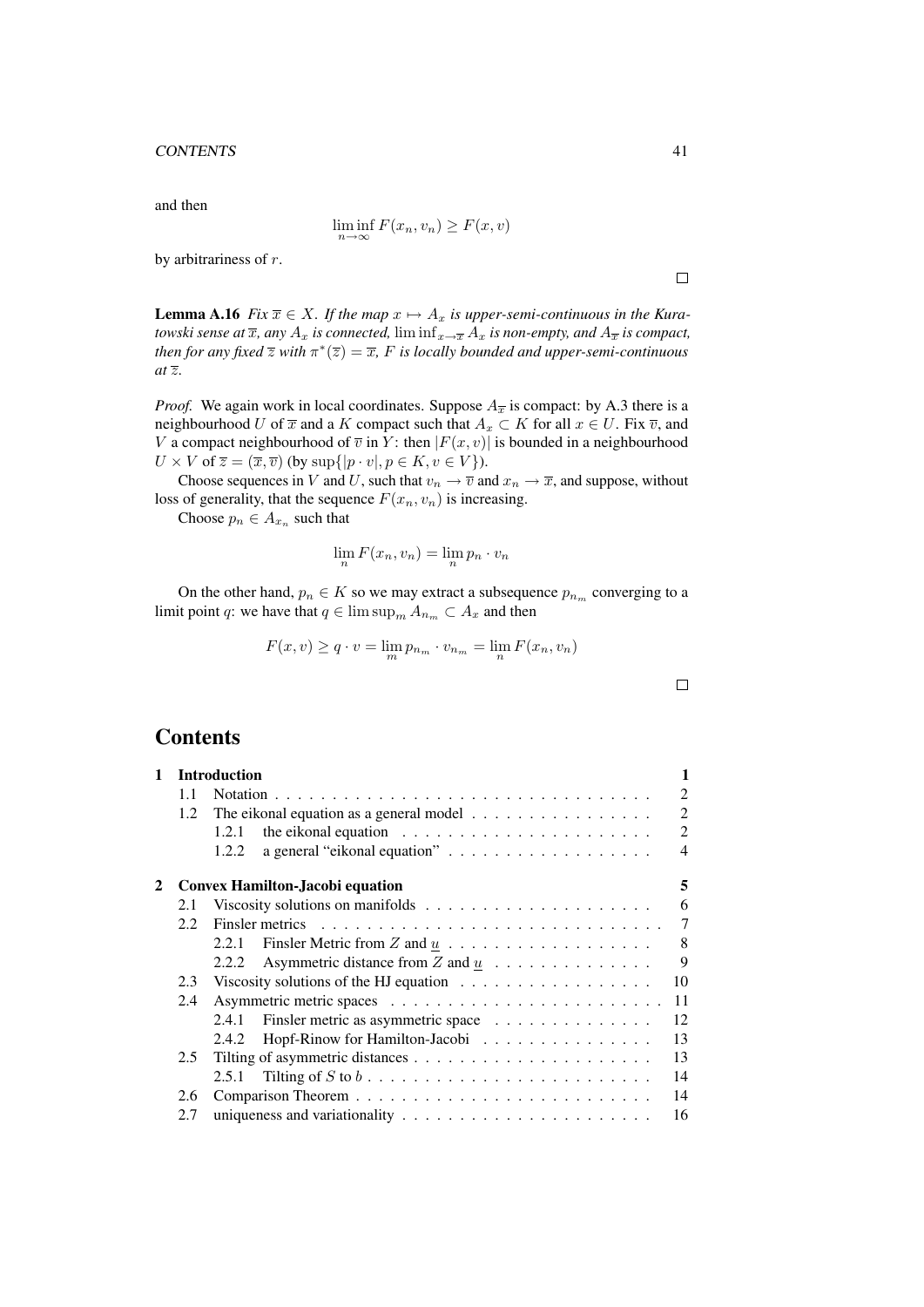and then

$$\liminf_{n\to\infty} F(x_n, v_n) \geq F(x, v)$$

by arbitrariness of $r$.

□

**Lemma A.16** *Fix $\overline{x} \in X$. If the map $x \mapsto A_x$ is upper-semi-continuous in the Kuratowski sense at $\overline{x}$, any $A_x$ is connected, $\liminf_{x\to\overline{x}} A_x$ is non-empty, and $A_{\overline{x}}$ is compact, then for any fixed $\overline{z}$ with $\pi^*(\overline{z}) = \overline{x}$, $F$ is locally bounded and upper-semi-continuous at $\overline{z}$.*

*Proof.* We again work in local coordinates. Suppose $A_{\overline{x}}$ is compact: by A.3 there is a neighbourhood $U$ of $\overline{x}$ and a $K$ compact such that $A_x \subset K$ for all $x \in U$. Fix $\overline{v}$, and $V$ a compact neighbourhood of $\overline{v}$ in $Y$: then $|F(x, v)|$ is bounded in a neighbourhood $U \times V$ of $\overline{z} = (\overline{x}, \overline{v})$ (by $\sup\{|p \cdot v|, p \in K, v \in V\}$).

Choose sequences in $V$ and $U$, such that $v_n \to \overline{v}$ and $x_n \to \overline{x}$, and suppose, without loss of generality, that the sequence $F(x_n, v_n)$ is increasing.

Choose $p_n \in A_{x_n}$ such that

$$\lim_n F(x_n, v_n) = \lim_n p_n \cdot v_n$$

On the other hand, $p_n \in K$ so we may extract a subsequence $p_{n_m}$ converging to a limit point $q$: we have that $q \in \limsup_m A_{n_m} \subset A_x$ and then

$$F(x, v) \geq q \cdot v = \lim_m p_{n_m} \cdot v_{n_m} = \lim_n F(x_n, v_n)$$

□

# Contents

- **1 Introduction** — 1
  - 1.1 Notation — 2
  - 1.2 The eikonal equation as a general model — 2
    - 1.2.1 the eikonal equation — 2
    - 1.2.2 a general "eikonal equation" — 4
- **2 Convex Hamilton-Jacobi equation** — 5
  - 2.1 Viscosity solutions on manifolds — 6
  - 2.2 Finsler metrics — 7
    - 2.2.1 Finsler Metric from $Z$ and $\underline{u}$ — 8
    - 2.2.2 Asymmetric distance from $Z$ and $\underline{u}$ — 9
  - 2.3 Viscosity solutions of the HJ equation — 10
  - 2.4 Asymmetric metric spaces — 11
    - 2.4.1 Finsler metric as asymmetric space — 12
    - 2.4.2 Hopf-Rinow for Hamilton-Jacobi — 13
  - 2.5 Tilting of asymmetric distances — 13
    - 2.5.1 Tilting of $S$ to $b$ — 14
  - 2.6 Comparison Theorem — 14
  - 2.7 uniqueness and variationality — 16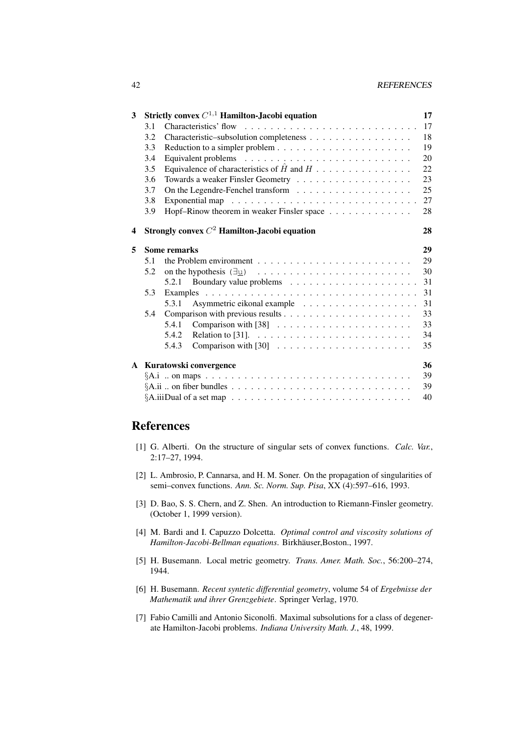| | | |
|---|---|---|
| **3** | **Strictly convex $C^{1,1}$ Hamilton-Jacobi equation** | **17** |
| 3.1 | Characteristics' flow | 17 |
| 3.2 | Characteristic–subsolution completeness | 18 |
| 3.3 | Reduction to a simpler problem | 19 |
| 3.4 | Equivalent problems | 20 |
| 3.5 | Equivalence of characteristics of $\hat{H}$ and $H$ | 22 |
| 3.6 | Towards a weaker Finsler Geometry | 23 |
| 3.7 | On the Legendre-Fenchel transform | 25 |
| 3.8 | Exponential map | 27 |
| 3.9 | Hopf–Rinow theorem in weaker Finsler space | 28 |
| **4** | **Strongly convex $C^2$ Hamilton-Jacobi equation** | **28** |
| **5** | **Some remarks** | **29** |
| 5.1 | the Problem environment | 29 |
| 5.2 | on the hypothesis $(\exists \underline{u})$ | 30 |
| 5.2.1 | Boundary value problems | 31 |
| 5.3 | Examples | 31 |
| 5.3.1 | Asymmetric eikonal example | 31 |
| 5.4 | Comparison with previous results | 33 |
| 5.4.1 | Comparison with [38] | 33 |
| 5.4.2 | Relation to [31]. | 34 |
| 5.4.3 | Comparison with [30] | 35 |
| **A** | **Kuratowski convergence** | **36** |
| §A.i | .. on maps | 39 |
| §A.ii | .. on fiber bundles | 39 |
| §A.iii | Dual of a set map | 40 |

# References

[1] G. Alberti. On the structure of singular sets of convex functions. *Calc. Var.*, 2:17–27, 1994.

[2] L. Ambrosio, P. Cannarsa, and H. M. Soner. On the propagation of singularities of semi–convex functions. *Ann. Sc. Norm. Sup. Pisa*, XX (4):597–616, 1993.

[3] D. Bao, S. S. Chern, and Z. Shen. An introduction to Riemann-Finsler geometry. (October 1, 1999 version).

[4] M. Bardi and I. Capuzzo Dolcetta. *Optimal control and viscosity solutions of Hamilton-Jacobi-Bellman equations*. Birkhäuser,Boston., 1997.

[5] H. Busemann. Local metric geometry. *Trans. Amer. Math. Soc.*, 56:200–274, 1944.

[6] H. Busemann. *Recent syntetic differential geometry*, volume 54 of *Ergebnisse der Mathematik und ihrer Grenzgebiete*. Springer Verlag, 1970.

[7] Fabio Camilli and Antonio Siconolfi. Maximal subsolutions for a class of degenerate Hamilton-Jacobi problems. *Indiana University Math. J.*, 48, 1999.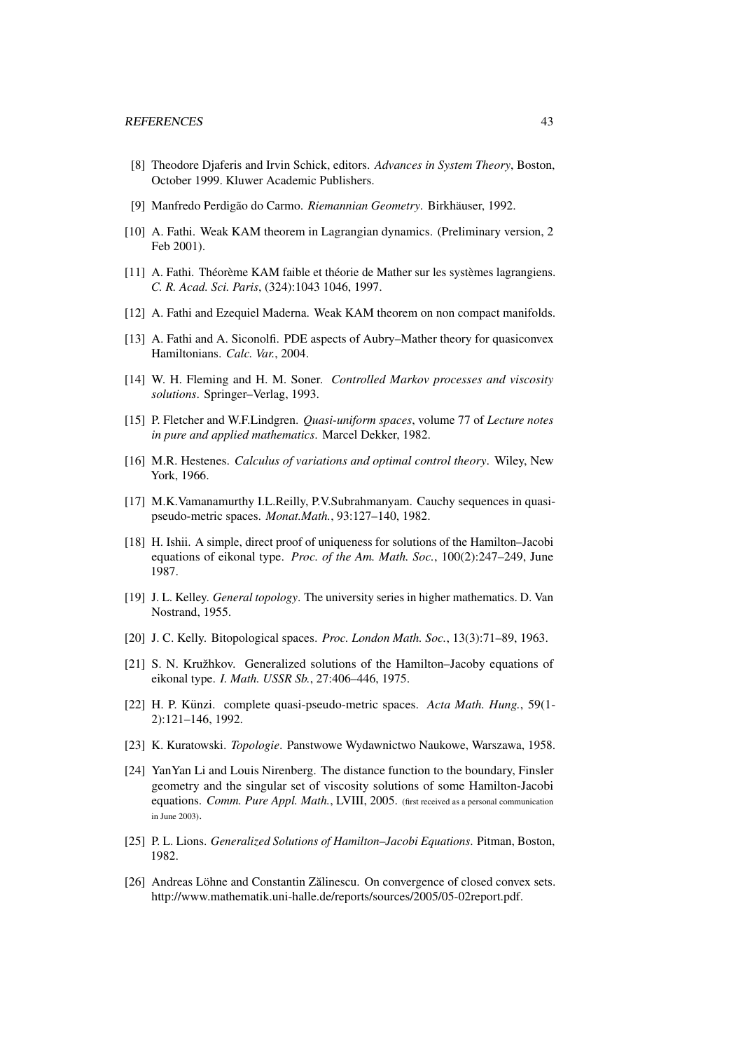[8] Theodore Djaferis and Irvin Schick, editors. *Advances in System Theory*, Boston, October 1999. Kluwer Academic Publishers.

[9] Manfredo Perdigão do Carmo. *Riemannian Geometry*. Birkhäuser, 1992.

[10] A. Fathi. Weak KAM theorem in Lagrangian dynamics. (Preliminary version, 2 Feb 2001).

[11] A. Fathi. Théorème KAM faible et théorie de Mather sur les systèmes lagrangiens. *C. R. Acad. Sci. Paris*, (324):1043 1046, 1997.

[12] A. Fathi and Ezequiel Maderna. Weak KAM theorem on non compact manifolds.

[13] A. Fathi and A. Siconolfi. PDE aspects of Aubry–Mather theory for quasiconvex Hamiltonians. *Calc. Var.*, 2004.

[14] W. H. Fleming and H. M. Soner. *Controlled Markov processes and viscosity solutions*. Springer–Verlag, 1993.

[15] P. Fletcher and W.F.Lindgren. *Quasi-uniform spaces*, volume 77 of *Lecture notes in pure and applied mathematics*. Marcel Dekker, 1982.

[16] M.R. Hestenes. *Calculus of variations and optimal control theory*. Wiley, New York, 1966.

[17] M.K.Vamanamurthy I.L.Reilly, P.V.Subrahmanyam. Cauchy sequences in quasi-pseudo-metric spaces. *Monat.Math.*, 93:127–140, 1982.

[18] H. Ishii. A simple, direct proof of uniqueness for solutions of the Hamilton–Jacobi equations of eikonal type. *Proc. of the Am. Math. Soc.*, 100(2):247–249, June 1987.

[19] J. L. Kelley. *General topology*. The university series in higher mathematics. D. Van Nostrand, 1955.

[20] J. C. Kelly. Bitopological spaces. *Proc. London Math. Soc.*, 13(3):71–89, 1963.

[21] S. N. Kružhkov. Generalized solutions of the Hamilton–Jacoby equations of eikonal type. *I. Math. USSR Sb.*, 27:406–446, 1975.

[22] H. P. Künzi. complete quasi-pseudo-metric spaces. *Acta Math. Hung.*, 59(1-2):121–146, 1992.

[23] K. Kuratowski. *Topologie*. Panstwowe Wydawnictwo Naukowe, Warszawa, 1958.

[24] YanYan Li and Louis Nirenberg. The distance function to the boundary, Finsler geometry and the singular set of viscosity solutions of some Hamilton-Jacobi equations. *Comm. Pure Appl. Math.*, LVIII, 2005. (first received as a personal communication in June 2003).

[25] P. L. Lions. *Generalized Solutions of Hamilton–Jacobi Equations*. Pitman, Boston, 1982.

[26] Andreas Löhne and Constantin Zălinescu. On convergence of closed convex sets. http://www.mathematik.uni-halle.de/reports/sources/2005/05-02report.pdf.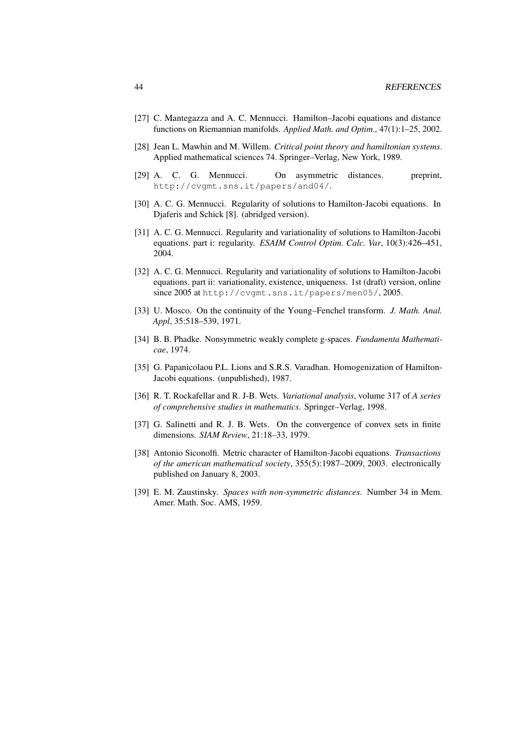[27] C. Mantegazza and A. C. Mennucci. Hamilton–Jacobi equations and distance functions on Riemannian manifolds. *Applied Math. and Optim.*, 47(1):1–25, 2002.

[28] Jean L. Mawhin and M. Willem. *Critical point theory and hamiltonian systems*. Applied mathematical sciences 74. Springer–Verlag, New York, 1989.

[29] A. C. G. Mennucci. On asymmetric distances. preprint, http://cvgmt.sns.it/papers/and04/.

[30] A. C. G. Mennucci. Regularity of solutions to Hamilton-Jacobi equations. In Djaferis and Schick [8]. (abridged version).

[31] A. C. G. Mennucci. Regularity and variationality of solutions to Hamilton-Jacobi equations. part i: regularity. *ESAIM Control Optim. Calc. Var*, 10(3):426–451, 2004.

[32] A. C. G. Mennucci. Regularity and variationality of solutions to Hamilton-Jacobi equations. part ii: variationality, existence, uniqueness. 1st (draft) version, online since 2005 at http://cvgmt.sns.it/papers/men05/, 2005.

[33] U. Mosco. On the continuity of the Young–Fenchel transform. *J. Math. Anal. Appl*, 35:518–539, 1971.

[34] B. B. Phadke. Nonsymmetric weakly complete g-spaces. *Fundamenta Mathematicae*, 1974.

[35] G. Papanicolaou P.L. Lions and S.R.S. Varadhan. Homogenization of Hamilton-Jacobi equations. (unpublished), 1987.

[36] R. T. Rockafellar and R. J-B. Wets. *Variational analysis*, volume 317 of *A series of comprehensive studies in mathematics*. Springer–Verlag, 1998.

[37] G. Salinetti and R. J. B. Wets. On the convergence of convex sets in finite dimensions. *SIAM Review*, 21:18–33, 1979.

[38] Antonio Siconolfi. Metric character of Hamilton-Jacobi equations. *Transactions of the american mathematical society*, 355(5):1987–2009, 2003. electronically published on January 8, 2003.

[39] E. M. Zaustinsky. *Spaces with non-symmetric distances*. Number 34 in Mem. Amer. Math. Soc. AMS, 1959.